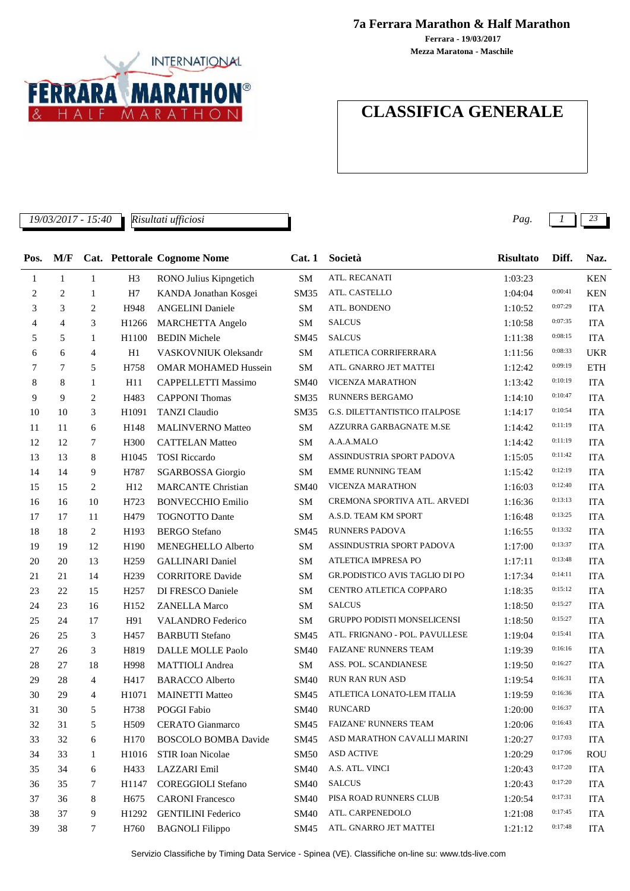# 7a Ferrara Marathon & Half Marathon

**Ferrara - 19/03/2017**
**Mezza Maratona - Maschile**

## CLASSIFICA GENERALE

*19/03/2017 - 15:40* *Risultati ufficiosi*

| Pos. | M/F | Cat. | Pettorale | Cognome Nome | Cat. 1 | Società | Risultato | Diff. | Naz. |
|---|---|---|---|---|---|---|---|---|---|
| 1 | 1 | 1 | H3 | RONO Julius Kipngetich | SM | ATL. RECANATI | 1:03:23 | | KEN |
| 2 | 2 | 1 | H7 | KANDA Jonathan Kosgei | SM35 | ATL. CASTELLO | 1:04:04 | 0:00:41 | KEN |
| 3 | 3 | 2 | H948 | ANGELINI Daniele | SM | ATL. BONDENO | 1:10:52 | 0:07:29 | ITA |
| 4 | 4 | 3 | H1266 | MARCHETTA Angelo | SM | SALCUS | 1:10:58 | 0:07:35 | ITA |
| 5 | 5 | 1 | H1100 | BEDIN Michele | SM45 | SALCUS | 1:11:38 | 0:08:15 | ITA |
| 6 | 6 | 4 | H1 | VASKOVNIUK Oleksandr | SM | ATLETICA CORRIFERRARA | 1:11:56 | 0:08:33 | UKR |
| 7 | 7 | 5 | H758 | OMAR MOHAMED Hussein | SM | ATL. GNARRO JET MATTEI | 1:12:42 | 0:09:19 | ETH |
| 8 | 8 | 1 | H11 | CAPPELLETTI Massimo | SM40 | VICENZA MARATHON | 1:13:42 | 0:10:19 | ITA |
| 9 | 9 | 2 | H483 | CAPPONI Thomas | SM35 | RUNNERS BERGAMO | 1:14:10 | 0:10:47 | ITA |
| 10 | 10 | 3 | H1091 | TANZI Claudio | SM35 | G.S. DILETTANTISTICO ITALPOSE | 1:14:17 | 0:10:54 | ITA |
| 11 | 11 | 6 | H148 | MALINVERNO Matteo | SM | AZZURRA GARBAGNATE M.SE | 1:14:42 | 0:11:19 | ITA |
| 12 | 12 | 7 | H300 | CATTELAN Matteo | SM | A.A.A.MALO | 1:14:42 | 0:11:19 | ITA |
| 13 | 13 | 8 | H1045 | TOSI Riccardo | SM | ASSINDUSTRIA SPORT PADOVA | 1:15:05 | 0:11:42 | ITA |
| 14 | 14 | 9 | H787 | SGARBOSSA Giorgio | SM | EMME RUNNING TEAM | 1:15:42 | 0:12:19 | ITA |
| 15 | 15 | 2 | H12 | MARCANTE Christian | SM40 | VICENZA MARATHON | 1:16:03 | 0:12:40 | ITA |
| 16 | 16 | 10 | H723 | BONVECCHIO Emilio | SM | CREMONA SPORTIVA ATL. ARVEDI | 1:16:36 | 0:13:13 | ITA |
| 17 | 17 | 11 | H479 | TOGNOTTO Dante | SM | A.S.D. TEAM KM SPORT | 1:16:48 | 0:13:25 | ITA |
| 18 | 18 | 2 | H193 | BERGO Stefano | SM45 | RUNNERS PADOVA | 1:16:55 | 0:13:32 | ITA |
| 19 | 19 | 12 | H190 | MENEGHELLO Alberto | SM | ASSINDUSTRIA SPORT PADOVA | 1:17:00 | 0:13:37 | ITA |
| 20 | 20 | 13 | H259 | GALLINARI Daniel | SM | ATLETICA IMPRESA PO | 1:17:11 | 0:13:48 | ITA |
| 21 | 21 | 14 | H239 | CORRITORE Davide | SM | GR.PODISTICO AVIS TAGLIO DI PO | 1:17:34 | 0:14:11 | ITA |
| 23 | 22 | 15 | H257 | DI FRESCO Daniele | SM | CENTRO ATLETICA COPPARO | 1:18:35 | 0:15:12 | ITA |
| 24 | 23 | 16 | H152 | ZANELLA Marco | SM | SALCUS | 1:18:50 | 0:15:27 | ITA |
| 25 | 24 | 17 | H91 | VALANDRO Federico | SM | GRUPPO PODISTI MONSELICENSI | 1:18:50 | 0:15:27 | ITA |
| 26 | 25 | 3 | H457 | BARBUTI Stefano | SM45 | ATL. FRIGNANO - POL. PAVULLESE | 1:19:04 | 0:15:41 | ITA |
| 27 | 26 | 3 | H819 | DALLE MOLLE Paolo | SM40 | FAIZANE' RUNNERS TEAM | 1:19:39 | 0:16:16 | ITA |
| 28 | 27 | 18 | H998 | MATTIOLI Andrea | SM | ASS. POL. SCANDIANESE | 1:19:50 | 0:16:27 | ITA |
| 29 | 28 | 4 | H417 | BARACCO Alberto | SM40 | RUN RAN RUN ASD | 1:19:54 | 0:16:31 | ITA |
| 30 | 29 | 4 | H1071 | MAINETTI Matteo | SM45 | ATLETICA LONATO-LEM ITALIA | 1:19:59 | 0:16:36 | ITA |
| 31 | 30 | 5 | H738 | POGGI Fabio | SM40 | RUNCARD | 1:20:00 | 0:16:37 | ITA |
| 32 | 31 | 5 | H509 | CERATO Gianmarco | SM45 | FAIZANE' RUNNERS TEAM | 1:20:06 | 0:16:43 | ITA |
| 33 | 32 | 6 | H170 | BOSCOLO BOMBA Davide | SM45 | ASD MARATHON CAVALLI MARINI | 1:20:27 | 0:17:03 | ITA |
| 34 | 33 | 1 | H1016 | STIR Ioan Nicolae | SM50 | ASD ACTIVE | 1:20:29 | 0:17:06 | ROU |
| 35 | 34 | 6 | H433 | LAZZARI Emil | SM40 | A.S. ATL. VINCI | 1:20:43 | 0:17:20 | ITA |
| 36 | 35 | 7 | H1147 | COREGGIOLI Stefano | SM40 | SALCUS | 1:20:43 | 0:17:20 | ITA |
| 37 | 36 | 8 | H675 | CARONI Francesco | SM40 | PISA ROAD RUNNERS CLUB | 1:20:54 | 0:17:31 | ITA |
| 38 | 37 | 9 | H1292 | GENTILINI Federico | SM40 | ATL. CARPENEDOLO | 1:21:08 | 0:17:45 | ITA |
| 39 | 38 | 7 | H760 | BAGNOLI Filippo | SM45 | ATL. GNARRO JET MATTEI | 1:21:12 | 0:17:48 | ITA |

Servizio Classifiche by Timing Data Service - Spinea (VE). Classifiche on-line su: www.tds-live.com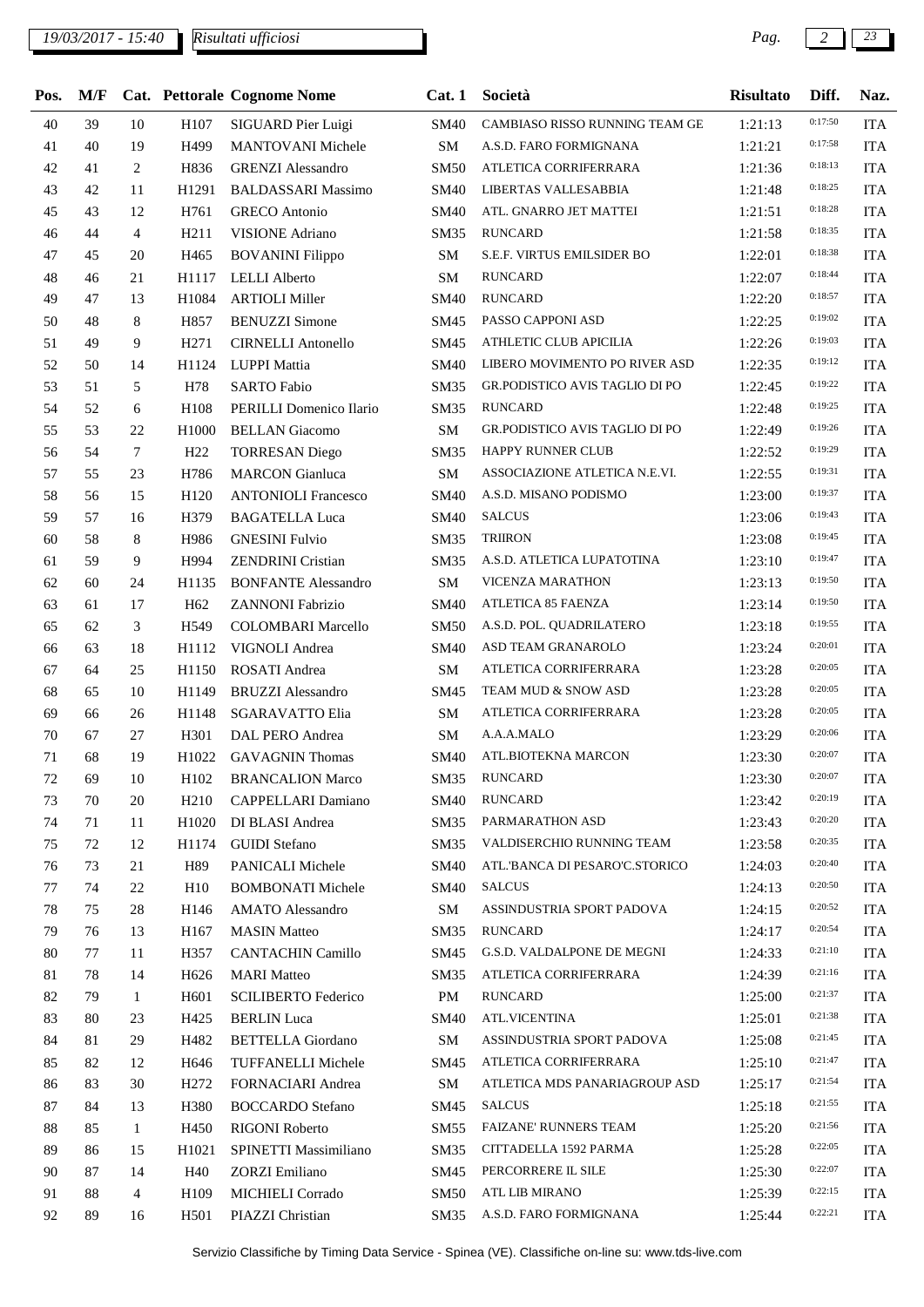| Pos. | M/F | Cat. | Pettorale | Cognome Nome | Cat. 1 | Società | Risultato | Diff. | Naz. |
|---|---|---|---|---|---|---|---|---|---|
| 40 | 39 | 10 | H107 | SIGUARD Pier Luigi | SM40 | CAMBIASO RISSO RUNNING TEAM GE | 1:21:13 | 0:17:50 | ITA |
| 41 | 40 | 19 | H499 | MANTOVANI Michele | SM | A.S.D. FARO FORMIGNANA | 1:21:21 | 0:17:58 | ITA |
| 42 | 41 | 2 | H836 | GRENZI Alessandro | SM50 | ATLETICA CORRIFERRARA | 1:21:36 | 0:18:13 | ITA |
| 43 | 42 | 11 | H1291 | BALDASSARI Massimo | SM40 | LIBERTAS VALLESABBIA | 1:21:48 | 0:18:25 | ITA |
| 45 | 43 | 12 | H761 | GRECO Antonio | SM40 | ATL. GNARRO JET MATTEI | 1:21:51 | 0:18:28 | ITA |
| 46 | 44 | 4 | H211 | VISIONE Adriano | SM35 | RUNCARD | 1:21:58 | 0:18:35 | ITA |
| 47 | 45 | 20 | H465 | BOVANINI Filippo | SM | S.E.F. VIRTUS EMILSIDER BO | 1:22:01 | 0:18:38 | ITA |
| 48 | 46 | 21 | H1117 | LELLI Alberto | SM | RUNCARD | 1:22:07 | 0:18:44 | ITA |
| 49 | 47 | 13 | H1084 | ARTIOLI Miller | SM40 | RUNCARD | 1:22:20 | 0:18:57 | ITA |
| 50 | 48 | 8 | H857 | BENUZZI Simone | SM45 | PASSO CAPPONI ASD | 1:22:25 | 0:19:02 | ITA |
| 51 | 49 | 9 | H271 | CIRNELLI Antonello | SM45 | ATHLETIC CLUB APICILIA | 1:22:26 | 0:19:03 | ITA |
| 52 | 50 | 14 | H1124 | LUPPI Mattia | SM40 | LIBERO MOVIMENTO PO RIVER ASD | 1:22:35 | 0:19:12 | ITA |
| 53 | 51 | 5 | H78 | SARTO Fabio | SM35 | GR.PODISTICO AVIS TAGLIO DI PO | 1:22:45 | 0:19:22 | ITA |
| 54 | 52 | 6 | H108 | PERILLI Domenico Ilario | SM35 | RUNCARD | 1:22:48 | 0:19:25 | ITA |
| 55 | 53 | 22 | H1000 | BELLAN Giacomo | SM | GR.PODISTICO AVIS TAGLIO DI PO | 1:22:49 | 0:19:26 | ITA |
| 56 | 54 | 7 | H22 | TORRESAN Diego | SM35 | HAPPY RUNNER CLUB | 1:22:52 | 0:19:29 | ITA |
| 57 | 55 | 23 | H786 | MARCON Gianluca | SM | ASSOCIAZIONE ATLETICA N.E.VI. | 1:22:55 | 0:19:31 | ITA |
| 58 | 56 | 15 | H120 | ANTONIOLI Francesco | SM40 | A.S.D. MISANO PODISMO | 1:23:00 | 0:19:37 | ITA |
| 59 | 57 | 16 | H379 | BAGATELLA Luca | SM40 | SALCUS | 1:23:06 | 0:19:43 | ITA |
| 60 | 58 | 8 | H986 | GNESINI Fulvio | SM35 | TRIIRON | 1:23:08 | 0:19:45 | ITA |
| 61 | 59 | 9 | H994 | ZENDRINI Cristian | SM35 | A.S.D. ATLETICA LUPATOTINA | 1:23:10 | 0:19:47 | ITA |
| 62 | 60 | 24 | H1135 | BONFANTE Alessandro | SM | VICENZA MARATHON | 1:23:13 | 0:19:50 | ITA |
| 63 | 61 | 17 | H62 | ZANNONI Fabrizio | SM40 | ATLETICA 85 FAENZA | 1:23:14 | 0:19:50 | ITA |
| 65 | 62 | 3 | H549 | COLOMBARI Marcello | SM50 | A.S.D. POL. QUADRILATERO | 1:23:18 | 0:19:55 | ITA |
| 66 | 63 | 18 | H1112 | VIGNOLI Andrea | SM40 | ASD TEAM GRANAROLO | 1:23:24 | 0:20:01 | ITA |
| 67 | 64 | 25 | H1150 | ROSATI Andrea | SM | ATLETICA CORRIFERRARA | 1:23:28 | 0:20:05 | ITA |
| 68 | 65 | 10 | H1149 | BRUZZI Alessandro | SM45 | TEAM MUD & SNOW ASD | 1:23:28 | 0:20:05 | ITA |
| 69 | 66 | 26 | H1148 | SGARAVATTO Elia | SM | ATLETICA CORRIFERRARA | 1:23:28 | 0:20:05 | ITA |
| 70 | 67 | 27 | H301 | DAL PERO Andrea | SM | A.A.A.MALO | 1:23:29 | 0:20:06 | ITA |
| 71 | 68 | 19 | H1022 | GAVAGNIN Thomas | SM40 | ATL.BIOTEKNA MARCON | 1:23:30 | 0:20:07 | ITA |
| 72 | 69 | 10 | H102 | BRANCALION Marco | SM35 | RUNCARD | 1:23:30 | 0:20:07 | ITA |
| 73 | 70 | 20 | H210 | CAPPELLARI Damiano | SM40 | RUNCARD | 1:23:42 | 0:20:19 | ITA |
| 74 | 71 | 11 | H1020 | DI BLASI Andrea | SM35 | PARMARATHON ASD | 1:23:43 | 0:20:20 | ITA |
| 75 | 72 | 12 | H1174 | GUIDI Stefano | SM35 | VALDISERCHIO RUNNING TEAM | 1:23:58 | 0:20:35 | ITA |
| 76 | 73 | 21 | H89 | PANICALI Michele | SM40 | ATL.'BANCA DI PESARO'C.STORICO | 1:24:03 | 0:20:40 | ITA |
| 77 | 74 | 22 | H10 | BOMBONATI Michele | SM40 | SALCUS | 1:24:13 | 0:20:50 | ITA |
| 78 | 75 | 28 | H146 | AMATO Alessandro | SM | ASSINDUSTRIA SPORT PADOVA | 1:24:15 | 0:20:52 | ITA |
| 79 | 76 | 13 | H167 | MASIN Matteo | SM35 | RUNCARD | 1:24:17 | 0:20:54 | ITA |
| 80 | 77 | 11 | H357 | CANTACHIN Camillo | SM45 | G.S.D. VALDALPONE DE MEGNI | 1:24:33 | 0:21:10 | ITA |
| 81 | 78 | 14 | H626 | MARI Matteo | SM35 | ATLETICA CORRIFERRARA | 1:24:39 | 0:21:16 | ITA |
| 82 | 79 | 1 | H601 | SCILIBERTO Federico | PM | RUNCARD | 1:25:00 | 0:21:37 | ITA |
| 83 | 80 | 23 | H425 | BERLIN Luca | SM40 | ATL.VICENTINA | 1:25:01 | 0:21:38 | ITA |
| 84 | 81 | 29 | H482 | BETTELLA Giordano | SM | ASSINDUSTRIA SPORT PADOVA | 1:25:08 | 0:21:45 | ITA |
| 85 | 82 | 12 | H646 | TUFFANELLI Michele | SM45 | ATLETICA CORRIFERRARA | 1:25:10 | 0:21:47 | ITA |
| 86 | 83 | 30 | H272 | FORNACIARI Andrea | SM | ATLETICA MDS PANARIAGROUP ASD | 1:25:17 | 0:21:54 | ITA |
| 87 | 84 | 13 | H380 | BOCCARDO Stefano | SM45 | SALCUS | 1:25:18 | 0:21:55 | ITA |
| 88 | 85 | 1 | H450 | RIGONI Roberto | SM55 | FAIZANE' RUNNERS TEAM | 1:25:20 | 0:21:56 | ITA |
| 89 | 86 | 15 | H1021 | SPINETTI Massimiliano | SM35 | CITTADELLA 1592 PARMA | 1:25:28 | 0:22:05 | ITA |
| 90 | 87 | 14 | H40 | ZORZI Emiliano | SM45 | PERCORRERE IL SILE | 1:25:30 | 0:22:07 | ITA |
| 91 | 88 | 4 | H109 | MICHIELI Corrado | SM50 | ATL LIB MIRANO | 1:25:39 | 0:22:15 | ITA |
| 92 | 89 | 16 | H501 | PIAZZI Christian | SM35 | A.S.D. FARO FORMIGNANA | 1:25:44 | 0:22:21 | ITA |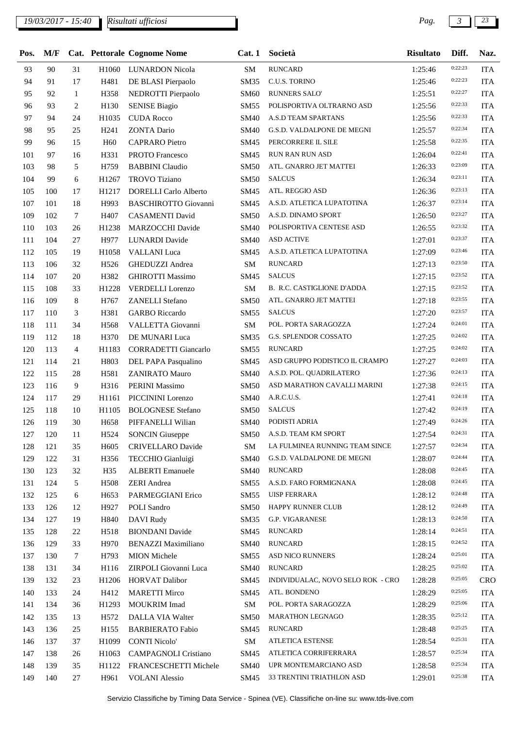| Pos. | M/F | Cat. | Pettorale | Cognome Nome | Cat. 1 | Società | Risultato | Diff. | Naz. |
|---|---|---|---|---|---|---|---|---|---|
| 93 | 90 | 31 | H1060 | LUNARDON Nicola | SM | RUNCARD | 1:25:46 | 0:22:23 | ITA |
| 94 | 91 | 17 | H481 | DE BLASI Pierpaolo | SM35 | C.U.S. TORINO | 1:25:46 | 0:22:23 | ITA |
| 95 | 92 | 1 | H358 | NEDROTTI Pierpaolo | SM60 | RUNNERS SALO' | 1:25:51 | 0:22:27 | ITA |
| 96 | 93 | 2 | H130 | SENISE Biagio | SM55 | POLISPORTIVA OLTRARNO ASD | 1:25:56 | 0:22:33 | ITA |
| 97 | 94 | 24 | H1035 | CUDA Rocco | SM40 | A.S.D TEAM SPARTANS | 1:25:56 | 0:22:33 | ITA |
| 98 | 95 | 25 | H241 | ZONTA Dario | SM40 | G.S.D. VALDALPONE DE MEGNI | 1:25:57 | 0:22:34 | ITA |
| 99 | 96 | 15 | H60 | CAPRARO Pietro | SM45 | PERCORRERE IL SILE | 1:25:58 | 0:22:35 | ITA |
| 101 | 97 | 16 | H331 | PROTO Francesco | SM45 | RUN RAN RUN ASD | 1:26:04 | 0:22:41 | ITA |
| 103 | 98 | 5 | H759 | BABBINI Claudio | SM50 | ATL. GNARRO JET MATTEI | 1:26:33 | 0:23:09 | ITA |
| 104 | 99 | 6 | H1267 | TROVO Tiziano | SM50 | SALCUS | 1:26:34 | 0:23:11 | ITA |
| 105 | 100 | 17 | H1217 | DORELLI Carlo Alberto | SM45 | ATL. REGGIO ASD | 1:26:36 | 0:23:13 | ITA |
| 107 | 101 | 18 | H993 | BASCHIROTTO Giovanni | SM45 | A.S.D. ATLETICA LUPATOTINA | 1:26:37 | 0:23:14 | ITA |
| 109 | 102 | 7 | H407 | CASAMENTI David | SM50 | A.S.D. DINAMO SPORT | 1:26:50 | 0:23:27 | ITA |
| 110 | 103 | 26 | H1238 | MARZOCCHI Davide | SM40 | POLISPORTIVA CENTESE ASD | 1:26:55 | 0:23:32 | ITA |
| 111 | 104 | 27 | H977 | LUNARDI Davide | SM40 | ASD ACTIVE | 1:27:01 | 0:23:37 | ITA |
| 112 | 105 | 19 | H1058 | VALLANI Luca | SM45 | A.S.D. ATLETICA LUPATOTINA | 1:27:09 | 0:23:46 | ITA |
| 113 | 106 | 32 | H526 | GHEDUZZI Andrea | SM | RUNCARD | 1:27:13 | 0:23:50 | ITA |
| 114 | 107 | 20 | H382 | GHIROTTI Massimo | SM45 | SALCUS | 1:27:15 | 0:23:52 | ITA |
| 115 | 108 | 33 | H1228 | VERDELLI Lorenzo | SM | B. R.C. CASTIGLIONE D'ADDA | 1:27:15 | 0:23:52 | ITA |
| 116 | 109 | 8 | H767 | ZANELLI Stefano | SM50 | ATL. GNARRO JET MATTEI | 1:27:18 | 0:23:55 | ITA |
| 117 | 110 | 3 | H381 | GARBO Riccardo | SM55 | SALCUS | 1:27:20 | 0:23:57 | ITA |
| 118 | 111 | 34 | H568 | VALLETTA Giovanni | SM | POL. PORTA SARAGOZZA | 1:27:24 | 0:24:01 | ITA |
| 119 | 112 | 18 | H370 | DE MUNARI Luca | SM35 | G.S. SPLENDOR COSSATO | 1:27:25 | 0:24:02 | ITA |
| 120 | 113 | 4 | H1183 | CORRADETTI Giancarlo | SM55 | RUNCARD | 1:27:25 | 0:24:02 | ITA |
| 121 | 114 | 21 | H803 | DEL PAPA Pasqualino | SM45 | ASD GRUPPO PODISTICO IL CRAMPO | 1:27:27 | 0:24:03 | ITA |
| 122 | 115 | 28 | H581 | ZANIRATO Mauro | SM40 | A.S.D. POL. QUADRILATERO | 1:27:36 | 0:24:13 | ITA |
| 123 | 116 | 9 | H316 | PERINI Massimo | SM50 | ASD MARATHON CAVALLI MARINI | 1:27:38 | 0:24:15 | ITA |
| 124 | 117 | 29 | H1161 | PICCININI Lorenzo | SM40 | A.R.C.U.S. | 1:27:41 | 0:24:18 | ITA |
| 125 | 118 | 10 | H1105 | BOLOGNESE Stefano | SM50 | SALCUS | 1:27:42 | 0:24:19 | ITA |
| 126 | 119 | 30 | H658 | PIFFANELLI Wilian | SM40 | PODISTI ADRIA | 1:27:49 | 0:24:26 | ITA |
| 127 | 120 | 11 | H524 | SONCIN Giuseppe | SM50 | A.S.D. TEAM KM SPORT | 1:27:54 | 0:24:31 | ITA |
| 128 | 121 | 35 | H605 | CRIVELLARO Davide | SM | LA FULMINEA RUNNING TEAM SINCE | 1:27:57 | 0:24:34 | ITA |
| 129 | 122 | 31 | H356 | TECCHIO Gianluigi | SM40 | G.S.D. VALDALPONE DE MEGNI | 1:28:07 | 0:24:44 | ITA |
| 130 | 123 | 32 | H35 | ALBERTI Emanuele | SM40 | RUNCARD | 1:28:08 | 0:24:45 | ITA |
| 131 | 124 | 5 | H508 | ZERI Andrea | SM55 | A.S.D. FARO FORMIGNANA | 1:28:08 | 0:24:45 | ITA |
| 132 | 125 | 6 | H653 | PARMEGGIANI Erico | SM55 | UISP FERRARA | 1:28:12 | 0:24:48 | ITA |
| 133 | 126 | 12 | H927 | POLI Sandro | SM50 | HAPPY RUNNER CLUB | 1:28:12 | 0:24:49 | ITA |
| 134 | 127 | 19 | H840 | DAVI Rudy | SM35 | G.P. VIGARANESE | 1:28:13 | 0:24:50 | ITA |
| 135 | 128 | 22 | H518 | BIONDANI Davide | SM45 | RUNCARD | 1:28:14 | 0:24:51 | ITA |
| 136 | 129 | 33 | H970 | BENAZZI Maximiliano | SM40 | RUNCARD | 1:28:15 | 0:24:52 | ITA |
| 137 | 130 | 7 | H793 | MION Michele | SM55 | ASD NICO RUNNERS | 1:28:24 | 0:25:01 | ITA |
| 138 | 131 | 34 | H116 | ZIRPOLI Giovanni Luca | SM40 | RUNCARD | 1:28:25 | 0:25:02 | ITA |
| 139 | 132 | 23 | H1206 | HORVAT Dalibor | SM45 | INDIVIDUALAC, NOVO SELO ROK - CRO | 1:28:28 | 0:25:05 | CRO |
| 140 | 133 | 24 | H412 | MARETTI Mirco | SM45 | ATL. BONDENO | 1:28:29 | 0:25:05 | ITA |
| 141 | 134 | 36 | H1293 | MOUKRIM Imad | SM | POL. PORTA SARAGOZZA | 1:28:29 | 0:25:06 | ITA |
| 142 | 135 | 13 | H572 | DALLA VIA Walter | SM50 | MARATHON LEGNAGO | 1:28:35 | 0:25:12 | ITA |
| 143 | 136 | 25 | H155 | BARBIERATO Fabio | SM45 | RUNCARD | 1:28:48 | 0:25:25 | ITA |
| 146 | 137 | 37 | H1099 | CONTI Nicolo' | SM | ATLETICA ESTENSE | 1:28:54 | 0:25:31 | ITA |
| 147 | 138 | 26 | H1063 | CAMPAGNOLI Cristiano | SM45 | ATLETICA CORRIFERRARA | 1:28:57 | 0:25:34 | ITA |
| 148 | 139 | 35 | H1122 | FRANCESCHETTI Michele | SM40 | UPR MONTEMARCIANO ASD | 1:28:58 | 0:25:34 | ITA |
| 149 | 140 | 27 | H961 | VOLANI Alessio | SM45 | 33 TRENTINI TRIATHLON ASD | 1:29:01 | 0:25:38 | ITA |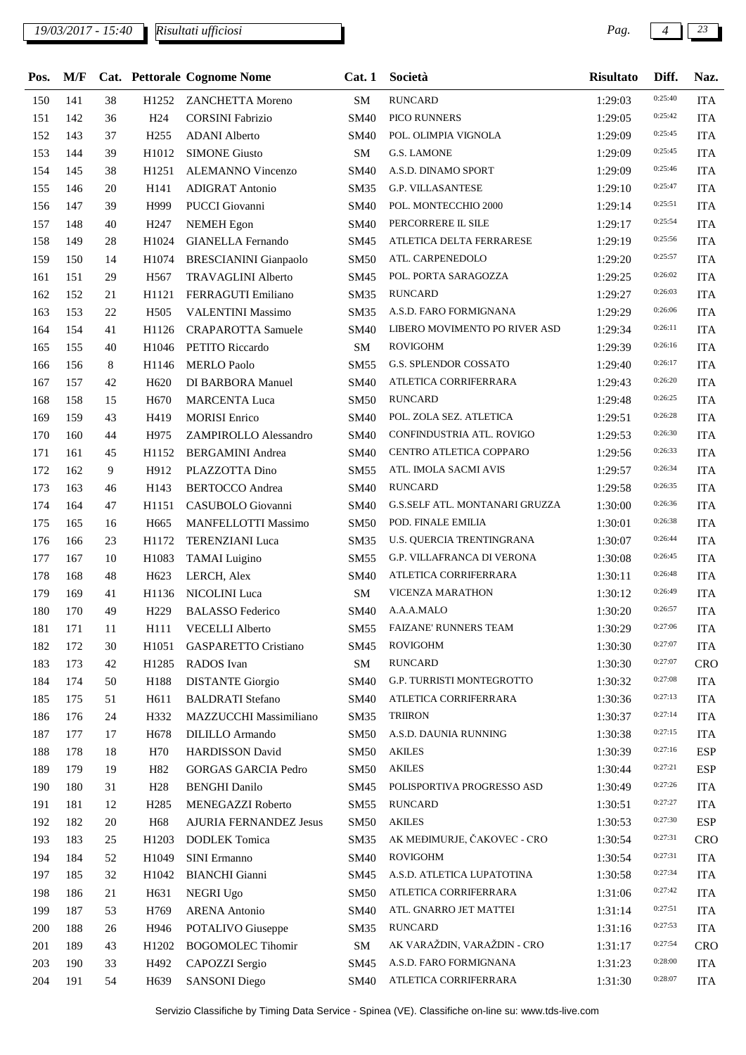| Pos. | M/F | Cat. | Pettorale | Cognome Nome | Cat. 1 | Società | Risultato | Diff. | Naz. |
|---|---|---|---|---|---|---|---|---|---|
| 150 | 141 | 38 | H1252 | ZANCHETTA Moreno | SM | RUNCARD | 1:29:03 | 0:25:40 | ITA |
| 151 | 142 | 36 | H24 | CORSINI Fabrizio | SM40 | PICO RUNNERS | 1:29:05 | 0:25:42 | ITA |
| 152 | 143 | 37 | H255 | ADANI Alberto | SM40 | POL. OLIMPIA VIGNOLA | 1:29:09 | 0:25:45 | ITA |
| 153 | 144 | 39 | H1012 | SIMONE Giusto | SM | G.S. LAMONE | 1:29:09 | 0:25:45 | ITA |
| 154 | 145 | 38 | H1251 | ALEMANNO Vincenzo | SM40 | A.S.D. DINAMO SPORT | 1:29:09 | 0:25:46 | ITA |
| 155 | 146 | 20 | H141 | ADIGRAT Antonio | SM35 | G.P. VILLASANTESE | 1:29:10 | 0:25:47 | ITA |
| 156 | 147 | 39 | H999 | PUCCI Giovanni | SM40 | POL. MONTECCHIO 2000 | 1:29:14 | 0:25:51 | ITA |
| 157 | 148 | 40 | H247 | NEMEH Egon | SM40 | PERCORRERE IL SILE | 1:29:17 | 0:25:54 | ITA |
| 158 | 149 | 28 | H1024 | GIANELLA Fernando | SM45 | ATLETICA DELTA FERRARESE | 1:29:19 | 0:25:56 | ITA |
| 159 | 150 | 14 | H1074 | BRESCIANINI Gianpaolo | SM50 | ATL. CARPENEDOLO | 1:29:20 | 0:25:57 | ITA |
| 161 | 151 | 29 | H567 | TRAVAGLINI Alberto | SM45 | POL. PORTA SARAGOZZA | 1:29:25 | 0:26:02 | ITA |
| 162 | 152 | 21 | H1121 | FERRAGUTI Emiliano | SM35 | RUNCARD | 1:29:27 | 0:26:03 | ITA |
| 163 | 153 | 22 | H505 | VALENTINI Massimo | SM35 | A.S.D. FARO FORMIGNANA | 1:29:29 | 0:26:06 | ITA |
| 164 | 154 | 41 | H1126 | CRAPAROTTA Samuele | SM40 | LIBERO MOVIMENTO PO RIVER ASD | 1:29:34 | 0:26:11 | ITA |
| 165 | 155 | 40 | H1046 | PETITO Riccardo | SM | ROVIGOHM | 1:29:39 | 0:26:16 | ITA |
| 166 | 156 | 8 | H1146 | MERLO Paolo | SM55 | G.S. SPLENDOR COSSATO | 1:29:40 | 0:26:17 | ITA |
| 167 | 157 | 42 | H620 | DI BARBORA Manuel | SM40 | ATLETICA CORRIFERRARA | 1:29:43 | 0:26:20 | ITA |
| 168 | 158 | 15 | H670 | MARCENTA Luca | SM50 | RUNCARD | 1:29:48 | 0:26:25 | ITA |
| 169 | 159 | 43 | H419 | MORISI Enrico | SM40 | POL. ZOLA SEZ. ATLETICA | 1:29:51 | 0:26:28 | ITA |
| 170 | 160 | 44 | H975 | ZAMPIROLLO Alessandro | SM40 | CONFINDUSTRIA ATL. ROVIGO | 1:29:53 | 0:26:30 | ITA |
| 171 | 161 | 45 | H1152 | BERGAMINI Andrea | SM40 | CENTRO ATLETICA COPPARO | 1:29:56 | 0:26:33 | ITA |
| 172 | 162 | 9 | H912 | PLAZZOTTA Dino | SM55 | ATL. IMOLA SACMI AVIS | 1:29:57 | 0:26:34 | ITA |
| 173 | 163 | 46 | H143 | BERTOCCO Andrea | SM40 | RUNCARD | 1:29:58 | 0:26:35 | ITA |
| 174 | 164 | 47 | H1151 | CASUBOLO Giovanni | SM40 | G.S.SELF ATL. MONTANARI GRUZZA | 1:30:00 | 0:26:36 | ITA |
| 175 | 165 | 16 | H665 | MANFELLOTTI Massimo | SM50 | POD. FINALE EMILIA | 1:30:01 | 0:26:38 | ITA |
| 176 | 166 | 23 | H1172 | TERENZIANI Luca | SM35 | U.S. QUERCIA TRENTINGRANA | 1:30:07 | 0:26:44 | ITA |
| 177 | 167 | 10 | H1083 | TAMAI Luigino | SM55 | G.P. VILLAFRANCA DI VERONA | 1:30:08 | 0:26:45 | ITA |
| 178 | 168 | 48 | H623 | LERCH, Alex | SM40 | ATLETICA CORRIFERRARA | 1:30:11 | 0:26:48 | ITA |
| 179 | 169 | 41 | H1136 | NICOLINI Luca | SM | VICENZA MARATHON | 1:30:12 | 0:26:49 | ITA |
| 180 | 170 | 49 | H229 | BALASSO Federico | SM40 | A.A.A.MALO | 1:30:20 | 0:26:57 | ITA |
| 181 | 171 | 11 | H111 | VECELLI Alberto | SM55 | FAIZANE' RUNNERS TEAM | 1:30:29 | 0:27:06 | ITA |
| 182 | 172 | 30 | H1051 | GASPARETTO Cristiano | SM45 | ROVIGOHM | 1:30:30 | 0:27:07 | ITA |
| 183 | 173 | 42 | H1285 | RADOS Ivan | SM | RUNCARD | 1:30:30 | 0:27:07 | CRO |
| 184 | 174 | 50 | H188 | DISTANTE Giorgio | SM40 | G.P. TURRISTI MONTEGROTTO | 1:30:32 | 0:27:08 | ITA |
| 185 | 175 | 51 | H611 | BALDRATI Stefano | SM40 | ATLETICA CORRIFERRARA | 1:30:36 | 0:27:13 | ITA |
| 186 | 176 | 24 | H332 | MAZZUCCHI Massimiliano | SM35 | TRIIRON | 1:30:37 | 0:27:14 | ITA |
| 187 | 177 | 17 | H678 | DILILLO Armando | SM50 | A.S.D. DAUNIA RUNNING | 1:30:38 | 0:27:15 | ITA |
| 188 | 178 | 18 | H70 | HARDISSON David | SM50 | AKILES | 1:30:39 | 0:27:16 | ESP |
| 189 | 179 | 19 | H82 | GORGAS GARCIA Pedro | SM50 | AKILES | 1:30:44 | 0:27:21 | ESP |
| 190 | 180 | 31 | H28 | BENGHI Danilo | SM45 | POLISPORTIVA PROGRESSO ASD | 1:30:49 | 0:27:26 | ITA |
| 191 | 181 | 12 | H285 | MENEGAZZI Roberto | SM55 | RUNCARD | 1:30:51 | 0:27:27 | ITA |
| 192 | 182 | 20 | H68 | AJURIA FERNANDEZ Jesus | SM50 | AKILES | 1:30:53 | 0:27:30 | ESP |
| 193 | 183 | 25 | H1203 | DODLEK Tomica | SM35 | AK MEĐIMURJE, ČAKOVEC - CRO | 1:30:54 | 0:27:31 | CRO |
| 194 | 184 | 52 | H1049 | SINI Ermanno | SM40 | ROVIGOHM | 1:30:54 | 0:27:31 | ITA |
| 197 | 185 | 32 | H1042 | BIANCHI Gianni | SM45 | A.S.D. ATLETICA LUPATOTINA | 1:30:58 | 0:27:34 | ITA |
| 198 | 186 | 21 | H631 | NEGRI Ugo | SM50 | ATLETICA CORRIFERRARA | 1:31:06 | 0:27:42 | ITA |
| 199 | 187 | 53 | H769 | ARENA Antonio | SM40 | ATL. GNARRO JET MATTEI | 1:31:14 | 0:27:51 | ITA |
| 200 | 188 | 26 | H946 | POTALIVO Giuseppe | SM35 | RUNCARD | 1:31:16 | 0:27:53 | ITA |
| 201 | 189 | 43 | H1202 | BOGOMOLEC Tihomir | SM | AK VARAŽDIN, VARAŽDIN - CRO | 1:31:17 | 0:27:54 | CRO |
| 203 | 190 | 33 | H492 | CAPOZZI Sergio | SM45 | A.S.D. FARO FORMIGNANA | 1:31:23 | 0:28:00 | ITA |
| 204 | 191 | 54 | H639 | SANSONI Diego | SM40 | ATLETICA CORRIFERRARA | 1:31:30 | 0:28:07 | ITA |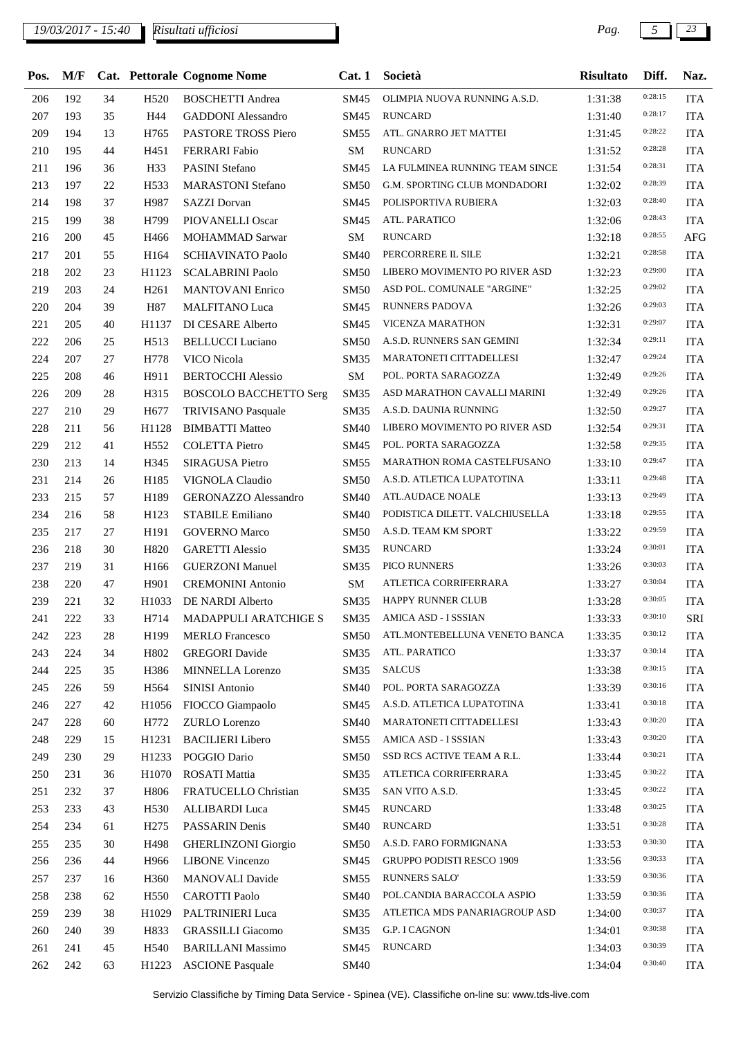| Pos. | M/F | Cat. | Pettorale | Cognome Nome | Cat. 1 | Società | Risultato | Diff. | Naz. |
|---|---|---|---|---|---|---|---|---|---|
| 206 | 192 | 34 | H520 | BOSCHETTI Andrea | SM45 | OLIMPIA NUOVA RUNNING A.S.D. | 1:31:38 | 0:28:15 | ITA |
| 207 | 193 | 35 | H44 | GADDONI Alessandro | SM45 | RUNCARD | 1:31:40 | 0:28:17 | ITA |
| 209 | 194 | 13 | H765 | PASTORE TROSS Piero | SM55 | ATL. GNARRO JET MATTEI | 1:31:45 | 0:28:22 | ITA |
| 210 | 195 | 44 | H451 | FERRARI Fabio | SM | RUNCARD | 1:31:52 | 0:28:28 | ITA |
| 211 | 196 | 36 | H33 | PASINI Stefano | SM45 | LA FULMINEA RUNNING TEAM SINCE | 1:31:54 | 0:28:31 | ITA |
| 213 | 197 | 22 | H533 | MARASTONI Stefano | SM50 | G.M. SPORTING CLUB MONDADORI | 1:32:02 | 0:28:39 | ITA |
| 214 | 198 | 37 | H987 | SAZZI Dorvan | SM45 | POLISPORTIVA RUBIERA | 1:32:03 | 0:28:40 | ITA |
| 215 | 199 | 38 | H799 | PIOVANELLI Oscar | SM45 | ATL. PARATICO | 1:32:06 | 0:28:43 | ITA |
| 216 | 200 | 45 | H466 | MOHAMMAD Sarwar | SM | RUNCARD | 1:32:18 | 0:28:55 | AFG |
| 217 | 201 | 55 | H164 | SCHIAVINATO Paolo | SM40 | PERCORRERE IL SILE | 1:32:21 | 0:28:58 | ITA |
| 218 | 202 | 23 | H1123 | SCALABRINI Paolo | SM50 | LIBERO MOVIMENTO PO RIVER ASD | 1:32:23 | 0:29:00 | ITA |
| 219 | 203 | 24 | H261 | MANTOVANI Enrico | SM50 | ASD POL. COMUNALE "ARGINE" | 1:32:25 | 0:29:02 | ITA |
| 220 | 204 | 39 | H87 | MALFITANO Luca | SM45 | RUNNERS PADOVA | 1:32:26 | 0:29:03 | ITA |
| 221 | 205 | 40 | H1137 | DI CESARE Alberto | SM45 | VICENZA MARATHON | 1:32:31 | 0:29:07 | ITA |
| 222 | 206 | 25 | H513 | BELLUCCI Luciano | SM50 | A.S.D. RUNNERS SAN GEMINI | 1:32:34 | 0:29:11 | ITA |
| 224 | 207 | 27 | H778 | VICO Nicola | SM35 | MARATONETI CITTADELLESI | 1:32:47 | 0:29:24 | ITA |
| 225 | 208 | 46 | H911 | BERTOCCHI Alessio | SM | POL. PORTA SARAGOZZA | 1:32:49 | 0:29:26 | ITA |
| 226 | 209 | 28 | H315 | BOSCOLO BACCHETTO Serg | SM35 | ASD MARATHON CAVALLI MARINI | 1:32:49 | 0:29:26 | ITA |
| 227 | 210 | 29 | H677 | TRIVISANO Pasquale | SM35 | A.S.D. DAUNIA RUNNING | 1:32:50 | 0:29:27 | ITA |
| 228 | 211 | 56 | H1128 | BIMBATTI Matteo | SM40 | LIBERO MOVIMENTO PO RIVER ASD | 1:32:54 | 0:29:31 | ITA |
| 229 | 212 | 41 | H552 | COLETTA Pietro | SM45 | POL. PORTA SARAGOZZA | 1:32:58 | 0:29:35 | ITA |
| 230 | 213 | 14 | H345 | SIRAGUSA Pietro | SM55 | MARATHON ROMA CASTELFUSANO | 1:33:10 | 0:29:47 | ITA |
| 231 | 214 | 26 | H185 | VIGNOLA Claudio | SM50 | A.S.D. ATLETICA LUPATOTINA | 1:33:11 | 0:29:48 | ITA |
| 233 | 215 | 57 | H189 | GERONAZZO Alessandro | SM40 | ATL.AUDACE NOALE | 1:33:13 | 0:29:49 | ITA |
| 234 | 216 | 58 | H123 | STABILE Emiliano | SM40 | PODISTICA DILETT. VALCHIUSELLA | 1:33:18 | 0:29:55 | ITA |
| 235 | 217 | 27 | H191 | GOVERNO Marco | SM50 | A.S.D. TEAM KM SPORT | 1:33:22 | 0:29:59 | ITA |
| 236 | 218 | 30 | H820 | GARETTI Alessio | SM35 | RUNCARD | 1:33:24 | 0:30:01 | ITA |
| 237 | 219 | 31 | H166 | GUERZONI Manuel | SM35 | PICO RUNNERS | 1:33:26 | 0:30:03 | ITA |
| 238 | 220 | 47 | H901 | CREMONINI Antonio | SM | ATLETICA CORRIFERRARA | 1:33:27 | 0:30:04 | ITA |
| 239 | 221 | 32 | H1033 | DE NARDI Alberto | SM35 | HAPPY RUNNER CLUB | 1:33:28 | 0:30:05 | ITA |
| 241 | 222 | 33 | H714 | MADAPPULI ARATCHIGE S | SM35 | AMICA ASD - I SSSIAN | 1:33:33 | 0:30:10 | SRI |
| 242 | 223 | 28 | H199 | MERLO Francesco | SM50 | ATL.MONTEBELLUNA VENETO BANCA | 1:33:35 | 0:30:12 | ITA |
| 243 | 224 | 34 | H802 | GREGORI Davide | SM35 | ATL. PARATICO | 1:33:37 | 0:30:14 | ITA |
| 244 | 225 | 35 | H386 | MINNELLA Lorenzo | SM35 | SALCUS | 1:33:38 | 0:30:15 | ITA |
| 245 | 226 | 59 | H564 | SINISI Antonio | SM40 | POL. PORTA SARAGOZZA | 1:33:39 | 0:30:16 | ITA |
| 246 | 227 | 42 | H1056 | FIOCCO Giampaolo | SM45 | A.S.D. ATLETICA LUPATOTINA | 1:33:41 | 0:30:18 | ITA |
| 247 | 228 | 60 | H772 | ZURLO Lorenzo | SM40 | MARATONETI CITTADELLESI | 1:33:43 | 0:30:20 | ITA |
| 248 | 229 | 15 | H1231 | BACILIERI Libero | SM55 | AMICA ASD - I SSSIAN | 1:33:43 | 0:30:20 | ITA |
| 249 | 230 | 29 | H1233 | POGGIO Dario | SM50 | SSD RCS ACTIVE TEAM A R.L. | 1:33:44 | 0:30:21 | ITA |
| 250 | 231 | 36 | H1070 | ROSATI Mattia | SM35 | ATLETICA CORRIFERRARA | 1:33:45 | 0:30:22 | ITA |
| 251 | 232 | 37 | H806 | FRATUCELLO Christian | SM35 | SAN VITO A.S.D. | 1:33:45 | 0:30:22 | ITA |
| 253 | 233 | 43 | H530 | ALLIBARDI Luca | SM45 | RUNCARD | 1:33:48 | 0:30:25 | ITA |
| 254 | 234 | 61 | H275 | PASSARIN Denis | SM40 | RUNCARD | 1:33:51 | 0:30:28 | ITA |
| 255 | 235 | 30 | H498 | GHERLINZONI Giorgio | SM50 | A.S.D. FARO FORMIGNANA | 1:33:53 | 0:30:30 | ITA |
| 256 | 236 | 44 | H966 | LIBONE Vincenzo | SM45 | GRUPPO PODISTI RESCO 1909 | 1:33:56 | 0:30:33 | ITA |
| 257 | 237 | 16 | H360 | MANOVALI Davide | SM55 | RUNNERS SALO' | 1:33:59 | 0:30:36 | ITA |
| 258 | 238 | 62 | H550 | CAROTTI Paolo | SM40 | POL.CANDIA BARACCOLA ASPIO | 1:33:59 | 0:30:36 | ITA |
| 259 | 239 | 38 | H1029 | PALTRINIERI Luca | SM35 | ATLETICA MDS PANARIAGROUP ASD | 1:34:00 | 0:30:37 | ITA |
| 260 | 240 | 39 | H833 | GRASSILLI Giacomo | SM35 | G.P. I CAGNON | 1:34:01 | 0:30:38 | ITA |
| 261 | 241 | 45 | H540 | BARILLANI Massimo | SM45 | RUNCARD | 1:34:03 | 0:30:39 | ITA |
| 262 | 242 | 63 | H1223 | ASCIONE Pasquale | SM40 | | 1:34:04 | 0:30:40 | ITA |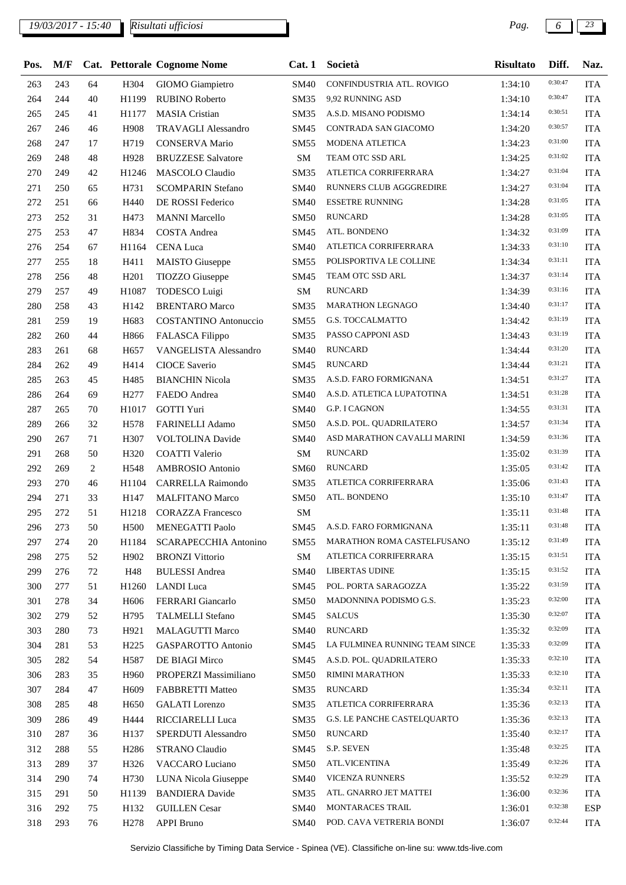*19/03/2017 - 15:40* *Risultati ufficiosi*

| Pos. | M/F | Cat. | Pettorale | Cognome Nome | Cat. 1 | Società | Risultato | Diff. | Naz. |
|---|---|---|---|---|---|---|---|---|---|
| 263 | 243 | 64 | H304 | GIOMO Giampietro | SM40 | CONFINDUSTRIA ATL. ROVIGO | 1:34:10 | 0:30:47 | ITA |
| 264 | 244 | 40 | H1199 | RUBINO Roberto | SM35 | 9,92 RUNNING ASD | 1:34:10 | 0:30:47 | ITA |
| 265 | 245 | 41 | H1177 | MASIA Cristian | SM35 | A.S.D. MISANO PODISMO | 1:34:14 | 0:30:51 | ITA |
| 267 | 246 | 46 | H908 | TRAVAGLI Alessandro | SM45 | CONTRADA SAN GIACOMO | 1:34:20 | 0:30:57 | ITA |
| 268 | 247 | 17 | H719 | CONSERVA Mario | SM55 | MODENA ATLETICA | 1:34:23 | 0:31:00 | ITA |
| 269 | 248 | 48 | H928 | BRUZZESE Salvatore | SM | TEAM OTC SSD ARL | 1:34:25 | 0:31:02 | ITA |
| 270 | 249 | 42 | H1246 | MASCOLO Claudio | SM35 | ATLETICA CORRIFERRARA | 1:34:27 | 0:31:04 | ITA |
| 271 | 250 | 65 | H731 | SCOMPARIN Stefano | SM40 | RUNNERS CLUB AGGGREDIRE | 1:34:27 | 0:31:04 | ITA |
| 272 | 251 | 66 | H440 | DE ROSSI Federico | SM40 | ESSETRE RUNNING | 1:34:28 | 0:31:05 | ITA |
| 273 | 252 | 31 | H473 | MANNI Marcello | SM50 | RUNCARD | 1:34:28 | 0:31:05 | ITA |
| 275 | 253 | 47 | H834 | COSTA Andrea | SM45 | ATL. BONDENO | 1:34:32 | 0:31:09 | ITA |
| 276 | 254 | 67 | H1164 | CENA Luca | SM40 | ATLETICA CORRIFERRARA | 1:34:33 | 0:31:10 | ITA |
| 277 | 255 | 18 | H411 | MAISTO Giuseppe | SM55 | POLISPORTIVA LE COLLINE | 1:34:34 | 0:31:11 | ITA |
| 278 | 256 | 48 | H201 | TIOZZO Giuseppe | SM45 | TEAM OTC SSD ARL | 1:34:37 | 0:31:14 | ITA |
| 279 | 257 | 49 | H1087 | TODESCO Luigi | SM | RUNCARD | 1:34:39 | 0:31:16 | ITA |
| 280 | 258 | 43 | H142 | BRENTARO Marco | SM35 | MARATHON LEGNAGO | 1:34:40 | 0:31:17 | ITA |
| 281 | 259 | 19 | H683 | COSTANTINO Antonuccio | SM55 | G.S. TOCCALMATTO | 1:34:42 | 0:31:19 | ITA |
| 282 | 260 | 44 | H866 | FALASCA Filippo | SM35 | PASSO CAPPONI ASD | 1:34:43 | 0:31:19 | ITA |
| 283 | 261 | 68 | H657 | VANGELISTA Alessandro | SM40 | RUNCARD | 1:34:44 | 0:31:20 | ITA |
| 284 | 262 | 49 | H414 | CIOCE Saverio | SM45 | RUNCARD | 1:34:44 | 0:31:21 | ITA |
| 285 | 263 | 45 | H485 | BIANCHIN Nicola | SM35 | A.S.D. FARO FORMIGNANA | 1:34:51 | 0:31:27 | ITA |
| 286 | 264 | 69 | H277 | FAEDO Andrea | SM40 | A.S.D. ATLETICA LUPATOTINA | 1:34:51 | 0:31:28 | ITA |
| 287 | 265 | 70 | H1017 | GOTTI Yuri | SM40 | G.P. I CAGNON | 1:34:55 | 0:31:31 | ITA |
| 289 | 266 | 32 | H578 | FARINELLI Adamo | SM50 | A.S.D. POL. QUADRILATERO | 1:34:57 | 0:31:34 | ITA |
| 290 | 267 | 71 | H307 | VOLTOLINA Davide | SM40 | ASD MARATHON CAVALLI MARINI | 1:34:59 | 0:31:36 | ITA |
| 291 | 268 | 50 | H320 | COATTI Valerio | SM | RUNCARD | 1:35:02 | 0:31:39 | ITA |
| 292 | 269 | 2 | H548 | AMBROSIO Antonio | SM60 | RUNCARD | 1:35:05 | 0:31:42 | ITA |
| 293 | 270 | 46 | H1104 | CARRELLA Raimondo | SM35 | ATLETICA CORRIFERRARA | 1:35:06 | 0:31:43 | ITA |
| 294 | 271 | 33 | H147 | MALFITANO Marco | SM50 | ATL. BONDENO | 1:35:10 | 0:31:47 | ITA |
| 295 | 272 | 51 | H1218 | CORAZZA Francesco | SM | | 1:35:11 | 0:31:48 | ITA |
| 296 | 273 | 50 | H500 | MENEGATTI Paolo | SM45 | A.S.D. FARO FORMIGNANA | 1:35:11 | 0:31:48 | ITA |
| 297 | 274 | 20 | H1184 | SCARAPECCHIA Antonino | SM55 | MARATHON ROMA CASTELFUSANO | 1:35:12 | 0:31:49 | ITA |
| 298 | 275 | 52 | H902 | BRONZI Vittorio | SM | ATLETICA CORRIFERRARA | 1:35:15 | 0:31:51 | ITA |
| 299 | 276 | 72 | H48 | BULESSI Andrea | SM40 | LIBERTAS UDINE | 1:35:15 | 0:31:52 | ITA |
| 300 | 277 | 51 | H1260 | LANDI Luca | SM45 | POL. PORTA SARAGOZZA | 1:35:22 | 0:31:59 | ITA |
| 301 | 278 | 34 | H606 | FERRARI Giancarlo | SM50 | MADONNINA PODISMO G.S. | 1:35:23 | 0:32:00 | ITA |
| 302 | 279 | 52 | H795 | TALMELLI Stefano | SM45 | SALCUS | 1:35:30 | 0:32:07 | ITA |
| 303 | 280 | 73 | H921 | MALAGUTTI Marco | SM40 | RUNCARD | 1:35:32 | 0:32:09 | ITA |
| 304 | 281 | 53 | H225 | GASPAROTTO Antonio | SM45 | LA FULMINEA RUNNING TEAM SINCE | 1:35:33 | 0:32:09 | ITA |
| 305 | 282 | 54 | H587 | DE BIAGI Mirco | SM45 | A.S.D. POL. QUADRILATERO | 1:35:33 | 0:32:10 | ITA |
| 306 | 283 | 35 | H960 | PROPERZI Massimiliano | SM50 | RIMINI MARATHON | 1:35:33 | 0:32:10 | ITA |
| 307 | 284 | 47 | H609 | FABBRETTI Matteo | SM35 | RUNCARD | 1:35:34 | 0:32:11 | ITA |
| 308 | 285 | 48 | H650 | GALATI Lorenzo | SM35 | ATLETICA CORRIFERRARA | 1:35:36 | 0:32:13 | ITA |
| 309 | 286 | 49 | H444 | RICCIARELLI Luca | SM35 | G.S. LE PANCHE CASTELQUARTO | 1:35:36 | 0:32:13 | ITA |
| 310 | 287 | 36 | H137 | SPERDUTI Alessandro | SM50 | RUNCARD | 1:35:40 | 0:32:17 | ITA |
| 312 | 288 | 55 | H286 | STRANO Claudio | SM45 | S.P. SEVEN | 1:35:48 | 0:32:25 | ITA |
| 313 | 289 | 37 | H326 | VACCARO Luciano | SM50 | ATL.VICENTINA | 1:35:49 | 0:32:26 | ITA |
| 314 | 290 | 74 | H730 | LUNA Nicola Giuseppe | SM40 | VICENZA RUNNERS | 1:35:52 | 0:32:29 | ITA |
| 315 | 291 | 50 | H1139 | BANDIERA Davide | SM35 | ATL. GNARRO JET MATTEI | 1:36:00 | 0:32:36 | ITA |
| 316 | 292 | 75 | H132 | GUILLEN Cesar | SM40 | MONTARACES TRAIL | 1:36:01 | 0:32:38 | ESP |
| 318 | 293 | 76 | H278 | APPI Bruno | SM40 | POD. CAVA VETRERIA BONDI | 1:36:07 | 0:32:44 | ITA |

Servizio Classifiche by Timing Data Service - Spinea (VE). Classifiche on-line su: www.tds-live.com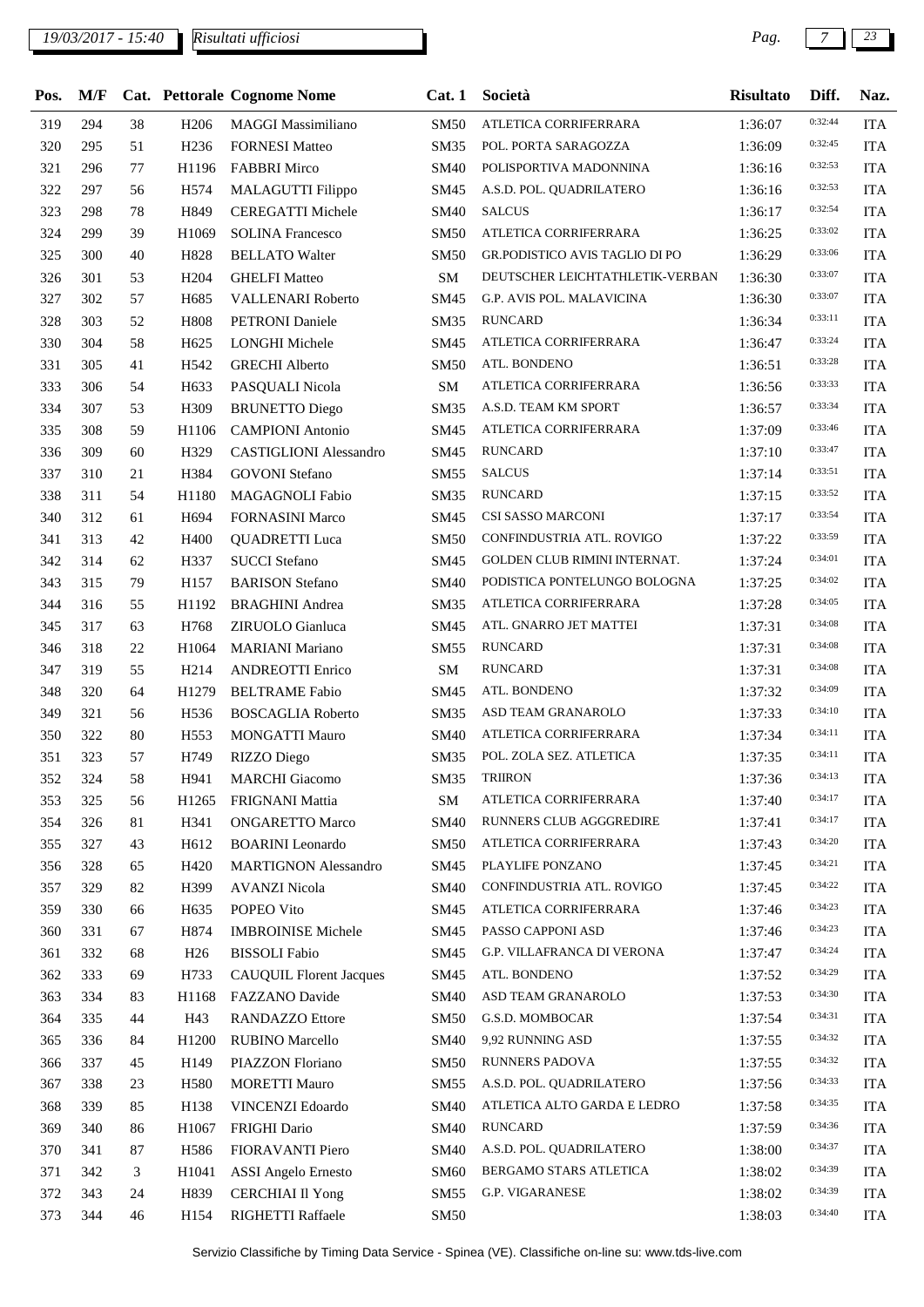19/03/2017 - 15:40 *Risultati ufficiosi*

| Pos. | M/F | Cat. | Pettorale | Cognome Nome | Cat. 1 | Società | Risultato | Diff. | Naz. |
|---|---|---|---|---|---|---|---|---|---|
| 319 | 294 | 38 | H206 | MAGGI Massimiliano | SM50 | ATLETICA CORRIFERRARA | 1:36:07 | 0:32:44 | ITA |
| 320 | 295 | 51 | H236 | FORNESI Matteo | SM35 | POL. PORTA SARAGOZZA | 1:36:09 | 0:32:45 | ITA |
| 321 | 296 | 77 | H1196 | FABBRI Mirco | SM40 | POLISPORTIVA MADONNINA | 1:36:16 | 0:32:53 | ITA |
| 322 | 297 | 56 | H574 | MALAGUTTI Filippo | SM45 | A.S.D. POL. QUADRILATERO | 1:36:16 | 0:32:53 | ITA |
| 323 | 298 | 78 | H849 | CEREGATTI Michele | SM40 | SALCUS | 1:36:17 | 0:32:54 | ITA |
| 324 | 299 | 39 | H1069 | SOLINA Francesco | SM50 | ATLETICA CORRIFERRARA | 1:36:25 | 0:33:02 | ITA |
| 325 | 300 | 40 | H828 | BELLATO Walter | SM50 | GR.PODISTICO AVIS TAGLIO DI PO | 1:36:29 | 0:33:06 | ITA |
| 326 | 301 | 53 | H204 | GHELFI Matteo | SM | DEUTSCHER LEICHTATHLETIK-VERBAN | 1:36:30 | 0:33:07 | ITA |
| 327 | 302 | 57 | H685 | VALLENARI Roberto | SM45 | G.P. AVIS POL. MALAVICINA | 1:36:30 | 0:33:07 | ITA |
| 328 | 303 | 52 | H808 | PETRONI Daniele | SM35 | RUNCARD | 1:36:34 | 0:33:11 | ITA |
| 330 | 304 | 58 | H625 | LONGHI Michele | SM45 | ATLETICA CORRIFERRARA | 1:36:47 | 0:33:24 | ITA |
| 331 | 305 | 41 | H542 | GRECHI Alberto | SM50 | ATL. BONDENO | 1:36:51 | 0:33:28 | ITA |
| 333 | 306 | 54 | H633 | PASQUALI Nicola | SM | ATLETICA CORRIFERRARA | 1:36:56 | 0:33:33 | ITA |
| 334 | 307 | 53 | H309 | BRUNETTO Diego | SM35 | A.S.D. TEAM KM SPORT | 1:36:57 | 0:33:34 | ITA |
| 335 | 308 | 59 | H1106 | CAMPIONI Antonio | SM45 | ATLETICA CORRIFERRARA | 1:37:09 | 0:33:46 | ITA |
| 336 | 309 | 60 | H329 | CASTIGLIONI Alessandro | SM45 | RUNCARD | 1:37:10 | 0:33:47 | ITA |
| 337 | 310 | 21 | H384 | GOVONI Stefano | SM55 | SALCUS | 1:37:14 | 0:33:51 | ITA |
| 338 | 311 | 54 | H1180 | MAGAGNOLI Fabio | SM35 | RUNCARD | 1:37:15 | 0:33:52 | ITA |
| 340 | 312 | 61 | H694 | FORNASINI Marco | SM45 | CSI SASSO MARCONI | 1:37:17 | 0:33:54 | ITA |
| 341 | 313 | 42 | H400 | QUADRETTI Luca | SM50 | CONFINDUSTRIA ATL. ROVIGO | 1:37:22 | 0:33:59 | ITA |
| 342 | 314 | 62 | H337 | SUCCI Stefano | SM45 | GOLDEN CLUB RIMINI INTERNAT. | 1:37:24 | 0:34:01 | ITA |
| 343 | 315 | 79 | H157 | BARISON Stefano | SM40 | PODISTICA PONTELUNGO BOLOGNA | 1:37:25 | 0:34:02 | ITA |
| 344 | 316 | 55 | H1192 | BRAGHINI Andrea | SM35 | ATLETICA CORRIFERRARA | 1:37:28 | 0:34:05 | ITA |
| 345 | 317 | 63 | H768 | ZIRUOLO Gianluca | SM45 | ATL. GNARRO JET MATTEI | 1:37:31 | 0:34:08 | ITA |
| 346 | 318 | 22 | H1064 | MARIANI Mariano | SM55 | RUNCARD | 1:37:31 | 0:34:08 | ITA |
| 347 | 319 | 55 | H214 | ANDREOTTI Enrico | SM | RUNCARD | 1:37:31 | 0:34:08 | ITA |
| 348 | 320 | 64 | H1279 | BELTRAME Fabio | SM45 | ATL. BONDENO | 1:37:32 | 0:34:09 | ITA |
| 349 | 321 | 56 | H536 | BOSCAGLIA Roberto | SM35 | ASD TEAM GRANAROLO | 1:37:33 | 0:34:10 | ITA |
| 350 | 322 | 80 | H553 | MONGATTI Mauro | SM40 | ATLETICA CORRIFERRARA | 1:37:34 | 0:34:11 | ITA |
| 351 | 323 | 57 | H749 | RIZZO Diego | SM35 | POL. ZOLA SEZ. ATLETICA | 1:37:35 | 0:34:11 | ITA |
| 352 | 324 | 58 | H941 | MARCHI Giacomo | SM35 | TRIIRON | 1:37:36 | 0:34:13 | ITA |
| 353 | 325 | 56 | H1265 | FRIGNANI Mattia | SM | ATLETICA CORRIFERRARA | 1:37:40 | 0:34:17 | ITA |
| 354 | 326 | 81 | H341 | ONGARETTO Marco | SM40 | RUNNERS CLUB AGGGREDIRE | 1:37:41 | 0:34:17 | ITA |
| 355 | 327 | 43 | H612 | BOARINI Leonardo | SM50 | ATLETICA CORRIFERRARA | 1:37:43 | 0:34:20 | ITA |
| 356 | 328 | 65 | H420 | MARTIGNON Alessandro | SM45 | PLAYLIFE PONZANO | 1:37:45 | 0:34:21 | ITA |
| 357 | 329 | 82 | H399 | AVANZI Nicola | SM40 | CONFINDUSTRIA ATL. ROVIGO | 1:37:45 | 0:34:22 | ITA |
| 359 | 330 | 66 | H635 | POPEO Vito | SM45 | ATLETICA CORRIFERRARA | 1:37:46 | 0:34:23 | ITA |
| 360 | 331 | 67 | H874 | IMBROINISE Michele | SM45 | PASSO CAPPONI ASD | 1:37:46 | 0:34:23 | ITA |
| 361 | 332 | 68 | H26 | BISSOLI Fabio | SM45 | G.P. VILLAFRANCA DI VERONA | 1:37:47 | 0:34:24 | ITA |
| 362 | 333 | 69 | H733 | CAUQUIL Florent Jacques | SM45 | ATL. BONDENO | 1:37:52 | 0:34:29 | ITA |
| 363 | 334 | 83 | H1168 | FAZZANO Davide | SM40 | ASD TEAM GRANAROLO | 1:37:53 | 0:34:30 | ITA |
| 364 | 335 | 44 | H43 | RANDAZZO Ettore | SM50 | G.S.D. MOMBOCAR | 1:37:54 | 0:34:31 | ITA |
| 365 | 336 | 84 | H1200 | RUBINO Marcello | SM40 | 9,92 RUNNING ASD | 1:37:55 | 0:34:32 | ITA |
| 366 | 337 | 45 | H149 | PIAZZON Floriano | SM50 | RUNNERS PADOVA | 1:37:55 | 0:34:32 | ITA |
| 367 | 338 | 23 | H580 | MORETTI Mauro | SM55 | A.S.D. POL. QUADRILATERO | 1:37:56 | 0:34:33 | ITA |
| 368 | 339 | 85 | H138 | VINCENZI Edoardo | SM40 | ATLETICA ALTO GARDA E LEDRO | 1:37:58 | 0:34:35 | ITA |
| 369 | 340 | 86 | H1067 | FRIGHI Dario | SM40 | RUNCARD | 1:37:59 | 0:34:36 | ITA |
| 370 | 341 | 87 | H586 | FIORAVANTI Piero | SM40 | A.S.D. POL. QUADRILATERO | 1:38:00 | 0:34:37 | ITA |
| 371 | 342 | 3 | H1041 | ASSI Angelo Ernesto | SM60 | BERGAMO STARS ATLETICA | 1:38:02 | 0:34:39 | ITA |
| 372 | 343 | 24 | H839 | CERCHIAI Il Yong | SM55 | G.P. VIGARANESE | 1:38:02 | 0:34:39 | ITA |
| 373 | 344 | 46 | H154 | RIGHETTI Raffaele | SM50 | | 1:38:03 | 0:34:40 | ITA |

Servizio Classifiche by Timing Data Service - Spinea (VE). Classifiche on-line su: www.tds-live.com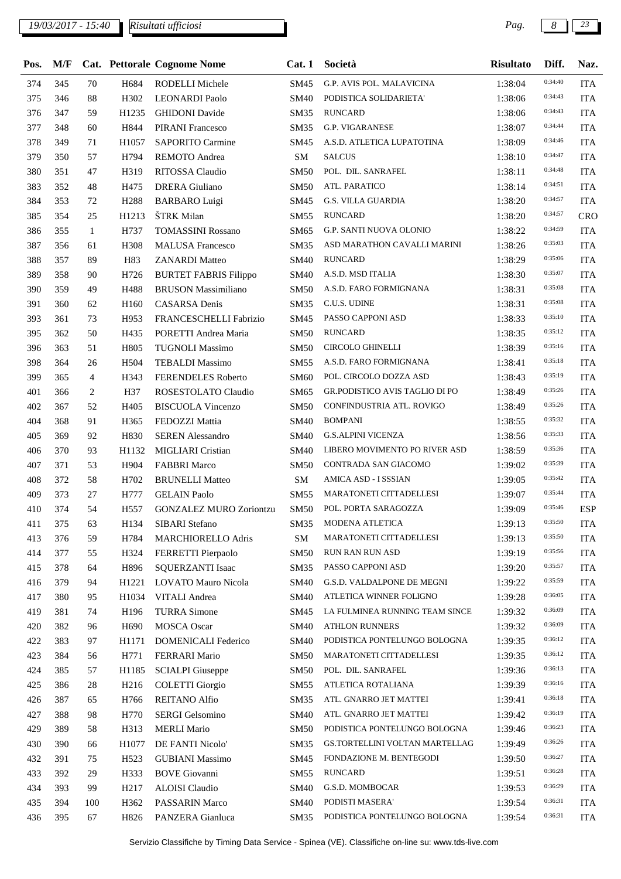19/03/2017 - 15:40 *Risultati ufficiosi*

| Pos. | M/F | Cat. | Pettorale | Cognome Nome | Cat. 1 | Società | Risultato | Diff. | Naz. |
|---|---|---|---|---|---|---|---|---|---|
| 374 | 345 | 70 | H684 | RODELLI Michele | SM45 | G.P. AVIS POL. MALAVICINA | 1:38:04 | 0:34:40 | ITA |
| 375 | 346 | 88 | H302 | LEONARDI Paolo | SM40 | PODISTICA SOLIDARIETA' | 1:38:06 | 0:34:43 | ITA |
| 376 | 347 | 59 | H1235 | GHIDONI Davide | SM35 | RUNCARD | 1:38:06 | 0:34:43 | ITA |
| 377 | 348 | 60 | H844 | PIRANI Francesco | SM35 | G.P. VIGARANESE | 1:38:07 | 0:34:44 | ITA |
| 378 | 349 | 71 | H1057 | SAPORITO Carmine | SM45 | A.S.D. ATLETICA LUPATOTINA | 1:38:09 | 0:34:46 | ITA |
| 379 | 350 | 57 | H794 | REMOTO Andrea | SM | SALCUS | 1:38:10 | 0:34:47 | ITA |
| 380 | 351 | 47 | H319 | RITOSSA Claudio | SM50 | POL. DIL. SANRAFEL | 1:38:11 | 0:34:48 | ITA |
| 383 | 352 | 48 | H475 | DRERA Giuliano | SM50 | ATL. PARATICO | 1:38:14 | 0:34:51 | ITA |
| 384 | 353 | 72 | H288 | BARBARO Luigi | SM45 | G.S. VILLA GUARDIA | 1:38:20 | 0:34:57 | ITA |
| 385 | 354 | 25 | H1213 | ŠTRK Milan | SM55 | RUNCARD | 1:38:20 | 0:34:57 | CRO |
| 386 | 355 | 1 | H737 | TOMASSINI Rossano | SM65 | G.P. SANTI NUOVA OLONIO | 1:38:22 | 0:34:59 | ITA |
| 387 | 356 | 61 | H308 | MALUSA Francesco | SM35 | ASD MARATHON CAVALLI MARINI | 1:38:26 | 0:35:03 | ITA |
| 388 | 357 | 89 | H83 | ZANARDI Matteo | SM40 | RUNCARD | 1:38:29 | 0:35:06 | ITA |
| 389 | 358 | 90 | H726 | BURTET FABRIS Filippo | SM40 | A.S.D. MSD ITALIA | 1:38:30 | 0:35:07 | ITA |
| 390 | 359 | 49 | H488 | BRUSON Massimiliano | SM50 | A.S.D. FARO FORMIGNANA | 1:38:31 | 0:35:08 | ITA |
| 391 | 360 | 62 | H160 | CASARSA Denis | SM35 | C.U.S. UDINE | 1:38:31 | 0:35:08 | ITA |
| 393 | 361 | 73 | H953 | FRANCESCHELLI Fabrizio | SM45 | PASSO CAPPONI ASD | 1:38:33 | 0:35:10 | ITA |
| 395 | 362 | 50 | H435 | PORETTI Andrea Maria | SM50 | RUNCARD | 1:38:35 | 0:35:12 | ITA |
| 396 | 363 | 51 | H805 | TUGNOLI Massimo | SM50 | CIRCOLO GHINELLI | 1:38:39 | 0:35:16 | ITA |
| 398 | 364 | 26 | H504 | TEBALDI Massimo | SM55 | A.S.D. FARO FORMIGNANA | 1:38:41 | 0:35:18 | ITA |
| 399 | 365 | 4 | H343 | FERENDELES Roberto | SM60 | POL. CIRCOLO DOZZA ASD | 1:38:43 | 0:35:19 | ITA |
| 401 | 366 | 2 | H37 | ROSESTOLATO Claudio | SM65 | GR.PODISTICO AVIS TAGLIO DI PO | 1:38:49 | 0:35:26 | ITA |
| 402 | 367 | 52 | H405 | BISCUOLA Vincenzo | SM50 | CONFINDUSTRIA ATL. ROVIGO | 1:38:49 | 0:35:26 | ITA |
| 404 | 368 | 91 | H365 | FEDOZZI Mattia | SM40 | BOMPANI | 1:38:55 | 0:35:32 | ITA |
| 405 | 369 | 92 | H830 | SEREN Alessandro | SM40 | G.S.ALPINI VICENZA | 1:38:56 | 0:35:33 | ITA |
| 406 | 370 | 93 | H1132 | MIGLIARI Cristian | SM40 | LIBERO MOVIMENTO PO RIVER ASD | 1:38:59 | 0:35:36 | ITA |
| 407 | 371 | 53 | H904 | FABBRI Marco | SM50 | CONTRADA SAN GIACOMO | 1:39:02 | 0:35:39 | ITA |
| 408 | 372 | 58 | H702 | BRUNELLI Matteo | SM | AMICA ASD - I SSSIAN | 1:39:05 | 0:35:42 | ITA |
| 409 | 373 | 27 | H777 | GELAIN Paolo | SM55 | MARATONETI CITTADELLESI | 1:39:07 | 0:35:44 | ITA |
| 410 | 374 | 54 | H557 | GONZALEZ MURO Zoriontzu | SM50 | POL. PORTA SARAGOZZA | 1:39:09 | 0:35:46 | ESP |
| 411 | 375 | 63 | H134 | SIBARI Stefano | SM35 | MODENA ATLETICA | 1:39:13 | 0:35:50 | ITA |
| 413 | 376 | 59 | H784 | MARCHIORELLO Adris | SM | MARATONETI CITTADELLESI | 1:39:13 | 0:35:50 | ITA |
| 414 | 377 | 55 | H324 | FERRETTI Pierpaolo | SM50 | RUN RAN RUN ASD | 1:39:19 | 0:35:56 | ITA |
| 415 | 378 | 64 | H896 | SQUERZANTI Isaac | SM35 | PASSO CAPPONI ASD | 1:39:20 | 0:35:57 | ITA |
| 416 | 379 | 94 | H1221 | LOVATO Mauro Nicola | SM40 | G.S.D. VALDALPONE DE MEGNI | 1:39:22 | 0:35:59 | ITA |
| 417 | 380 | 95 | H1034 | VITALI Andrea | SM40 | ATLETICA WINNER FOLIGNO | 1:39:28 | 0:36:05 | ITA |
| 419 | 381 | 74 | H196 | TURRA Simone | SM45 | LA FULMINEA RUNNING TEAM SINCE | 1:39:32 | 0:36:09 | ITA |
| 420 | 382 | 96 | H690 | MOSCA Oscar | SM40 | ATHLON RUNNERS | 1:39:32 | 0:36:09 | ITA |
| 422 | 383 | 97 | H1171 | DOMENICALI Federico | SM40 | PODISTICA PONTELUNGO BOLOGNA | 1:39:35 | 0:36:12 | ITA |
| 423 | 384 | 56 | H771 | FERRARI Mario | SM50 | MARATONETI CITTADELLESI | 1:39:35 | 0:36:12 | ITA |
| 424 | 385 | 57 | H1185 | SCIALPI Giuseppe | SM50 | POL. DIL. SANRAFEL | 1:39:36 | 0:36:13 | ITA |
| 425 | 386 | 28 | H216 | COLETTI Giorgio | SM55 | ATLETICA ROTALIANA | 1:39:39 | 0:36:16 | ITA |
| 426 | 387 | 65 | H766 | REITANO Alfio | SM35 | ATL. GNARRO JET MATTEI | 1:39:41 | 0:36:18 | ITA |
| 427 | 388 | 98 | H770 | SERGI Gelsomino | SM40 | ATL. GNARRO JET MATTEI | 1:39:42 | 0:36:19 | ITA |
| 429 | 389 | 58 | H313 | MERLI Mario | SM50 | PODISTICA PONTELUNGO BOLOGNA | 1:39:46 | 0:36:23 | ITA |
| 430 | 390 | 66 | H1077 | DE FANTI Nicolo' | SM35 | GS.TORTELLINI VOLTAN MARTELLAG | 1:39:49 | 0:36:26 | ITA |
| 432 | 391 | 75 | H523 | GUBIANI Massimo | SM45 | FONDAZIONE M. BENTEGODI | 1:39:50 | 0:36:27 | ITA |
| 433 | 392 | 29 | H333 | BOVE Giovanni | SM55 | RUNCARD | 1:39:51 | 0:36:28 | ITA |
| 434 | 393 | 99 | H217 | ALOISI Claudio | SM40 | G.S.D. MOMBOCAR | 1:39:53 | 0:36:29 | ITA |
| 435 | 394 | 100 | H362 | PASSARIN Marco | SM40 | PODISTI MASERA' | 1:39:54 | 0:36:31 | ITA |
| 436 | 395 | 67 | H826 | PANZERA Gianluca | SM35 | PODISTICA PONTELUNGO BOLOGNA | 1:39:54 | 0:36:31 | ITA |

Servizio Classifiche by Timing Data Service - Spinea (VE). Classifiche on-line su: www.tds-live.com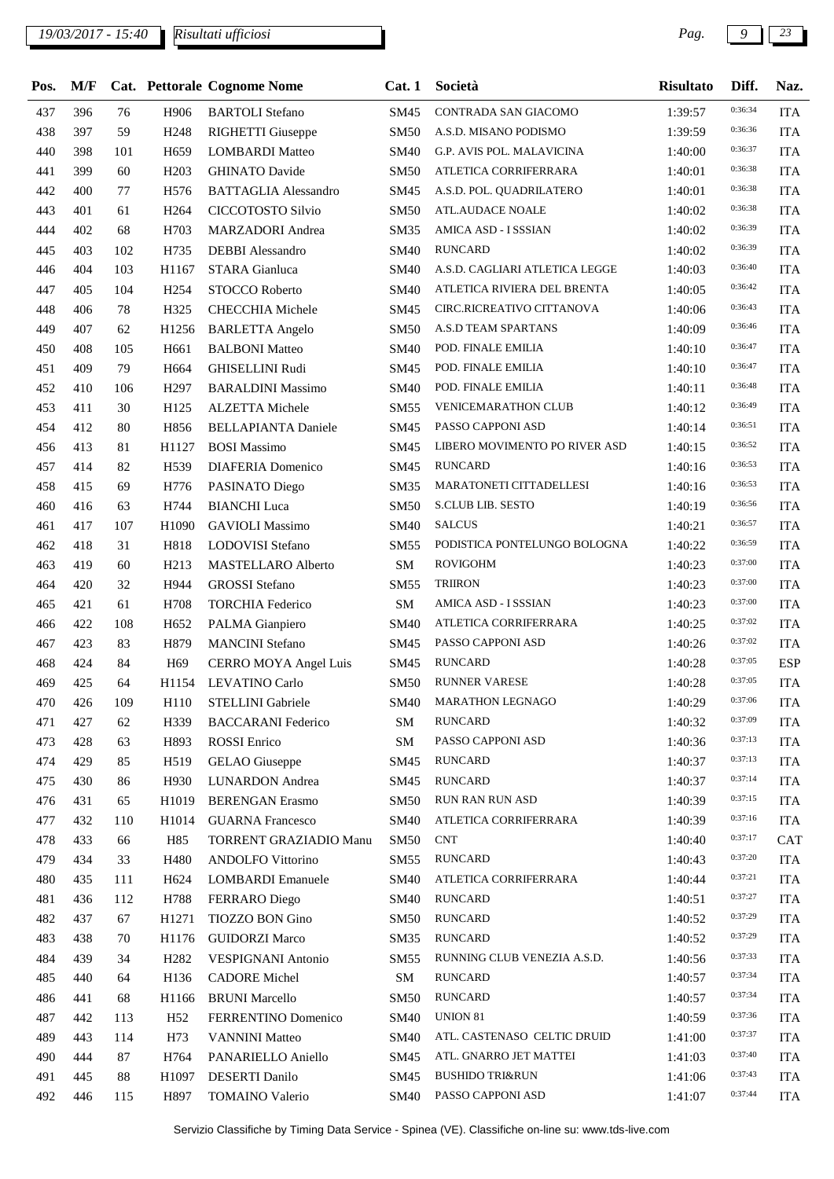| Pos. | M/F | Cat. | Pettorale | Cognome Nome | Cat. 1 | Società | Risultato | Diff. | Naz. |
|---|---|---|---|---|---|---|---|---|---|
| 437 | 396 | 76 | H906 | BARTOLI Stefano | SM45 | CONTRADA SAN GIACOMO | 1:39:57 | 0:36:34 | ITA |
| 438 | 397 | 59 | H248 | RIGHETTI Giuseppe | SM50 | A.S.D. MISANO PODISMO | 1:39:59 | 0:36:36 | ITA |
| 440 | 398 | 101 | H659 | LOMBARDI Matteo | SM40 | G.P. AVIS POL. MALAVICINA | 1:40:00 | 0:36:37 | ITA |
| 441 | 399 | 60 | H203 | GHINATO Davide | SM50 | ATLETICA CORRIFERRARA | 1:40:01 | 0:36:38 | ITA |
| 442 | 400 | 77 | H576 | BATTAGLIA Alessandro | SM45 | A.S.D. POL. QUADRILATERO | 1:40:01 | 0:36:38 | ITA |
| 443 | 401 | 61 | H264 | CICCOTOSTO Silvio | SM50 | ATL.AUDACE NOALE | 1:40:02 | 0:36:38 | ITA |
| 444 | 402 | 68 | H703 | MARZADORI Andrea | SM35 | AMICA ASD - I SSSIAN | 1:40:02 | 0:36:39 | ITA |
| 445 | 403 | 102 | H735 | DEBBI Alessandro | SM40 | RUNCARD | 1:40:02 | 0:36:39 | ITA |
| 446 | 404 | 103 | H1167 | STARA Gianluca | SM40 | A.S.D. CAGLIARI ATLETICA LEGGE | 1:40:03 | 0:36:40 | ITA |
| 447 | 405 | 104 | H254 | STOCCO Roberto | SM40 | ATLETICA RIVIERA DEL BRENTA | 1:40:05 | 0:36:42 | ITA |
| 448 | 406 | 78 | H325 | CHECCHIA Michele | SM45 | CIRC.RICREATIVO CITTANOVA | 1:40:06 | 0:36:43 | ITA |
| 449 | 407 | 62 | H1256 | BARLETTA Angelo | SM50 | A.S.D TEAM SPARTANS | 1:40:09 | 0:36:46 | ITA |
| 450 | 408 | 105 | H661 | BALBONI Matteo | SM40 | POD. FINALE EMILIA | 1:40:10 | 0:36:47 | ITA |
| 451 | 409 | 79 | H664 | GHISELLINI Rudi | SM45 | POD. FINALE EMILIA | 1:40:10 | 0:36:47 | ITA |
| 452 | 410 | 106 | H297 | BARALDINI Massimo | SM40 | POD. FINALE EMILIA | 1:40:11 | 0:36:48 | ITA |
| 453 | 411 | 30 | H125 | ALZETTA Michele | SM55 | VENICEMARATHON CLUB | 1:40:12 | 0:36:49 | ITA |
| 454 | 412 | 80 | H856 | BELLAPIANTA Daniele | SM45 | PASSO CAPPONI ASD | 1:40:14 | 0:36:51 | ITA |
| 456 | 413 | 81 | H1127 | BOSI Massimo | SM45 | LIBERO MOVIMENTO PO RIVER ASD | 1:40:15 | 0:36:52 | ITA |
| 457 | 414 | 82 | H539 | DIAFERIA Domenico | SM45 | RUNCARD | 1:40:16 | 0:36:53 | ITA |
| 458 | 415 | 69 | H776 | PASINATO Diego | SM35 | MARATONETI CITTADELLESI | 1:40:16 | 0:36:53 | ITA |
| 460 | 416 | 63 | H744 | BIANCHI Luca | SM50 | S.CLUB LIB. SESTO | 1:40:19 | 0:36:56 | ITA |
| 461 | 417 | 107 | H1090 | GAVIOLI Massimo | SM40 | SALCUS | 1:40:21 | 0:36:57 | ITA |
| 462 | 418 | 31 | H818 | LODOVISI Stefano | SM55 | PODISTICA PONTELUNGO BOLOGNA | 1:40:22 | 0:36:59 | ITA |
| 463 | 419 | 60 | H213 | MASTELLARO Alberto | SM | ROVIGOHM | 1:40:23 | 0:37:00 | ITA |
| 464 | 420 | 32 | H944 | GROSSI Stefano | SM55 | TRIIRON | 1:40:23 | 0:37:00 | ITA |
| 465 | 421 | 61 | H708 | TORCHIA Federico | SM | AMICA ASD - I SSSIAN | 1:40:23 | 0:37:00 | ITA |
| 466 | 422 | 108 | H652 | PALMA Gianpiero | SM40 | ATLETICA CORRIFERRARA | 1:40:25 | 0:37:02 | ITA |
| 467 | 423 | 83 | H879 | MANCINI Stefano | SM45 | PASSO CAPPONI ASD | 1:40:26 | 0:37:02 | ITA |
| 468 | 424 | 84 | H69 | CERRO MOYA Angel Luis | SM45 | RUNCARD | 1:40:28 | 0:37:05 | ESP |
| 469 | 425 | 64 | H1154 | LEVATINO Carlo | SM50 | RUNNER VARESE | 1:40:28 | 0:37:05 | ITA |
| 470 | 426 | 109 | H110 | STELLINI Gabriele | SM40 | MARATHON LEGNAGO | 1:40:29 | 0:37:06 | ITA |
| 471 | 427 | 62 | H339 | BACCARANI Federico | SM | RUNCARD | 1:40:32 | 0:37:09 | ITA |
| 473 | 428 | 63 | H893 | ROSSI Enrico | SM | PASSO CAPPONI ASD | 1:40:36 | 0:37:13 | ITA |
| 474 | 429 | 85 | H519 | GELAO Giuseppe | SM45 | RUNCARD | 1:40:37 | 0:37:13 | ITA |
| 475 | 430 | 86 | H930 | LUNARDON Andrea | SM45 | RUNCARD | 1:40:37 | 0:37:14 | ITA |
| 476 | 431 | 65 | H1019 | BERENGAN Erasmo | SM50 | RUN RAN RUN ASD | 1:40:39 | 0:37:15 | ITA |
| 477 | 432 | 110 | H1014 | GUARNA Francesco | SM40 | ATLETICA CORRIFERRARA | 1:40:39 | 0:37:16 | ITA |
| 478 | 433 | 66 | H85 | TORRENT GRAZIADIO Manu | SM50 | CNT | 1:40:40 | 0:37:17 | CAT |
| 479 | 434 | 33 | H480 | ANDOLFO Vittorino | SM55 | RUNCARD | 1:40:43 | 0:37:20 | ITA |
| 480 | 435 | 111 | H624 | LOMBARDI Emanuele | SM40 | ATLETICA CORRIFERRARA | 1:40:44 | 0:37:21 | ITA |
| 481 | 436 | 112 | H788 | FERRARO Diego | SM40 | RUNCARD | 1:40:51 | 0:37:27 | ITA |
| 482 | 437 | 67 | H1271 | TIOZZO BON Gino | SM50 | RUNCARD | 1:40:52 | 0:37:29 | ITA |
| 483 | 438 | 70 | H1176 | GUIDORZI Marco | SM35 | RUNCARD | 1:40:52 | 0:37:29 | ITA |
| 484 | 439 | 34 | H282 | VESPIGNANI Antonio | SM55 | RUNNING CLUB VENEZIA A.S.D. | 1:40:56 | 0:37:33 | ITA |
| 485 | 440 | 64 | H136 | CADORE Michel | SM | RUNCARD | 1:40:57 | 0:37:34 | ITA |
| 486 | 441 | 68 | H1166 | BRUNI Marcello | SM50 | RUNCARD | 1:40:57 | 0:37:34 | ITA |
| 487 | 442 | 113 | H52 | FERRENTINO Domenico | SM40 | UNION 81 | 1:40:59 | 0:37:36 | ITA |
| 489 | 443 | 114 | H73 | VANNINI Matteo | SM40 | ATL. CASTENASO CELTIC DRUID | 1:41:00 | 0:37:37 | ITA |
| 490 | 444 | 87 | H764 | PANARIELLO Aniello | SM45 | ATL. GNARRO JET MATTEI | 1:41:03 | 0:37:40 | ITA |
| 491 | 445 | 88 | H1097 | DESERTI Danilo | SM45 | BUSHIDO TRI&RUN | 1:41:06 | 0:37:43 | ITA |
| 492 | 446 | 115 | H897 | TOMAINO Valerio | SM40 | PASSO CAPPONI ASD | 1:41:07 | 0:37:44 | ITA |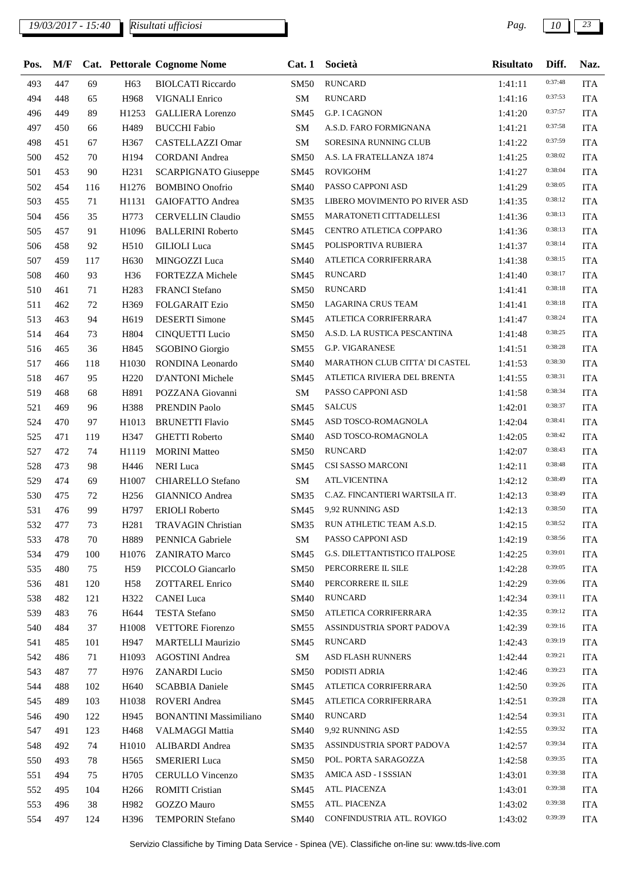*19/03/2017 - 15:40* *Risultati ufficiosi*

| Pos. | M/F | Cat. | Pettorale | Cognome Nome | Cat. 1 | Società | Risultato | Diff. | Naz. |
|---|---|---|---|---|---|---|---|---|---|
| 493 | 447 | 69 | H63 | BIOLCATI Riccardo | SM50 | RUNCARD | 1:41:11 | 0:37:48 | ITA |
| 494 | 448 | 65 | H968 | VIGNALI Enrico | SM | RUNCARD | 1:41:16 | 0:37:53 | ITA |
| 496 | 449 | 89 | H1253 | GALLIERA Lorenzo | SM45 | G.P. I CAGNON | 1:41:20 | 0:37:57 | ITA |
| 497 | 450 | 66 | H489 | BUCCHI Fabio | SM | A.S.D. FARO FORMIGNANA | 1:41:21 | 0:37:58 | ITA |
| 498 | 451 | 67 | H367 | CASTELLAZZI Omar | SM | SORESINA RUNNING CLUB | 1:41:22 | 0:37:59 | ITA |
| 500 | 452 | 70 | H194 | CORDANI Andrea | SM50 | A.S. LA FRATELLANZA 1874 | 1:41:25 | 0:38:02 | ITA |
| 501 | 453 | 90 | H231 | SCARPIGNATO Giuseppe | SM45 | ROVIGOHM | 1:41:27 | 0:38:04 | ITA |
| 502 | 454 | 116 | H1276 | BOMBINO Onofrio | SM40 | PASSO CAPPONI ASD | 1:41:29 | 0:38:05 | ITA |
| 503 | 455 | 71 | H1131 | GAIOFATTO Andrea | SM35 | LIBERO MOVIMENTO PO RIVER ASD | 1:41:35 | 0:38:12 | ITA |
| 504 | 456 | 35 | H773 | CERVELLIN Claudio | SM55 | MARATONETI CITTADELLESI | 1:41:36 | 0:38:13 | ITA |
| 505 | 457 | 91 | H1096 | BALLERINI Roberto | SM45 | CENTRO ATLETICA COPPARO | 1:41:36 | 0:38:13 | ITA |
| 506 | 458 | 92 | H510 | GILIOLI Luca | SM45 | POLISPORTIVA RUBIERA | 1:41:37 | 0:38:14 | ITA |
| 507 | 459 | 117 | H630 | MINGOZZI Luca | SM40 | ATLETICA CORRIFERRARA | 1:41:38 | 0:38:15 | ITA |
| 508 | 460 | 93 | H36 | FORTEZZA Michele | SM45 | RUNCARD | 1:41:40 | 0:38:17 | ITA |
| 510 | 461 | 71 | H283 | FRANCI Stefano | SM50 | RUNCARD | 1:41:41 | 0:38:18 | ITA |
| 511 | 462 | 72 | H369 | FOLGARAIT Ezio | SM50 | LAGARINA CRUS TEAM | 1:41:41 | 0:38:18 | ITA |
| 513 | 463 | 94 | H619 | DESERTI Simone | SM45 | ATLETICA CORRIFERRARA | 1:41:47 | 0:38:24 | ITA |
| 514 | 464 | 73 | H804 | CINQUETTI Lucio | SM50 | A.S.D. LA RUSTICA PESCANTINA | 1:41:48 | 0:38:25 | ITA |
| 516 | 465 | 36 | H845 | SGOBINO Giorgio | SM55 | G.P. VIGARANESE | 1:41:51 | 0:38:28 | ITA |
| 517 | 466 | 118 | H1030 | RONDINA Leonardo | SM40 | MARATHON CLUB CITTA' DI CASTEL | 1:41:53 | 0:38:30 | ITA |
| 518 | 467 | 95 | H220 | D'ANTONI Michele | SM45 | ATLETICA RIVIERA DEL BRENTA | 1:41:55 | 0:38:31 | ITA |
| 519 | 468 | 68 | H891 | POZZANA Giovanni | SM | PASSO CAPPONI ASD | 1:41:58 | 0:38:34 | ITA |
| 521 | 469 | 96 | H388 | PRENDIN Paolo | SM45 | SALCUS | 1:42:01 | 0:38:37 | ITA |
| 524 | 470 | 97 | H1013 | BRUNETTI Flavio | SM45 | ASD TOSCO-ROMAGNOLA | 1:42:04 | 0:38:41 | ITA |
| 525 | 471 | 119 | H347 | GHETTI Roberto | SM40 | ASD TOSCO-ROMAGNOLA | 1:42:05 | 0:38:42 | ITA |
| 527 | 472 | 74 | H1119 | MORINI Matteo | SM50 | RUNCARD | 1:42:07 | 0:38:43 | ITA |
| 528 | 473 | 98 | H446 | NERI Luca | SM45 | CSI SASSO MARCONI | 1:42:11 | 0:38:48 | ITA |
| 529 | 474 | 69 | H1007 | CHIARELLO Stefano | SM | ATL.VICENTINA | 1:42:12 | 0:38:49 | ITA |
| 530 | 475 | 72 | H256 | GIANNICO Andrea | SM35 | C.AZ. FINCANTIERI WARTSILA IT. | 1:42:13 | 0:38:49 | ITA |
| 531 | 476 | 99 | H797 | ERIOLI Roberto | SM45 | 9,92 RUNNING ASD | 1:42:13 | 0:38:50 | ITA |
| 532 | 477 | 73 | H281 | TRAVAGIN Christian | SM35 | RUN ATHLETIC TEAM A.S.D. | 1:42:15 | 0:38:52 | ITA |
| 533 | 478 | 70 | H889 | PENNICA Gabriele | SM | PASSO CAPPONI ASD | 1:42:19 | 0:38:56 | ITA |
| 534 | 479 | 100 | H1076 | ZANIRATO Marco | SM45 | G.S. DILETTANTISTICO ITALPOSE | 1:42:25 | 0:39:01 | ITA |
| 535 | 480 | 75 | H59 | PICCOLO Giancarlo | SM50 | PERCORRERE IL SILE | 1:42:28 | 0:39:05 | ITA |
| 536 | 481 | 120 | H58 | ZOTTAREL Enrico | SM40 | PERCORRERE IL SILE | 1:42:29 | 0:39:06 | ITA |
| 538 | 482 | 121 | H322 | CANEI Luca | SM40 | RUNCARD | 1:42:34 | 0:39:11 | ITA |
| 539 | 483 | 76 | H644 | TESTA Stefano | SM50 | ATLETICA CORRIFERRARA | 1:42:35 | 0:39:12 | ITA |
| 540 | 484 | 37 | H1008 | VETTORE Fiorenzo | SM55 | ASSINDUSTRIA SPORT PADOVA | 1:42:39 | 0:39:16 | ITA |
| 541 | 485 | 101 | H947 | MARTELLI Maurizio | SM45 | RUNCARD | 1:42:43 | 0:39:19 | ITA |
| 542 | 486 | 71 | H1093 | AGOSTINI Andrea | SM | ASD FLASH RUNNERS | 1:42:44 | 0:39:21 | ITA |
| 543 | 487 | 77 | H976 | ZANARDI Lucio | SM50 | PODISTI ADRIA | 1:42:46 | 0:39:23 | ITA |
| 544 | 488 | 102 | H640 | SCABBIA Daniele | SM45 | ATLETICA CORRIFERRARA | 1:42:50 | 0:39:26 | ITA |
| 545 | 489 | 103 | H1038 | ROVERI Andrea | SM45 | ATLETICA CORRIFERRARA | 1:42:51 | 0:39:28 | ITA |
| 546 | 490 | 122 | H945 | BONANTINI Massimiliano | SM40 | RUNCARD | 1:42:54 | 0:39:31 | ITA |
| 547 | 491 | 123 | H468 | VALMAGGI Mattia | SM40 | 9,92 RUNNING ASD | 1:42:55 | 0:39:32 | ITA |
| 548 | 492 | 74 | H1010 | ALIBARDI Andrea | SM35 | ASSINDUSTRIA SPORT PADOVA | 1:42:57 | 0:39:34 | ITA |
| 550 | 493 | 78 | H565 | SMERIERI Luca | SM50 | POL. PORTA SARAGOZZA | 1:42:58 | 0:39:35 | ITA |
| 551 | 494 | 75 | H705 | CERULLO Vincenzo | SM35 | AMICA ASD - I SSSIAN | 1:43:01 | 0:39:38 | ITA |
| 552 | 495 | 104 | H266 | ROMITI Cristian | SM45 | ATL. PIACENZA | 1:43:01 | 0:39:38 | ITA |
| 553 | 496 | 38 | H982 | GOZZO Mauro | SM55 | ATL. PIACENZA | 1:43:02 | 0:39:38 | ITA |
| 554 | 497 | 124 | H396 | TEMPORIN Stefano | SM40 | CONFINDUSTRIA ATL. ROVIGO | 1:43:02 | 0:39:39 | ITA |

Servizio Classifiche by Timing Data Service - Spinea (VE). Classifiche on-line su: www.tds-live.com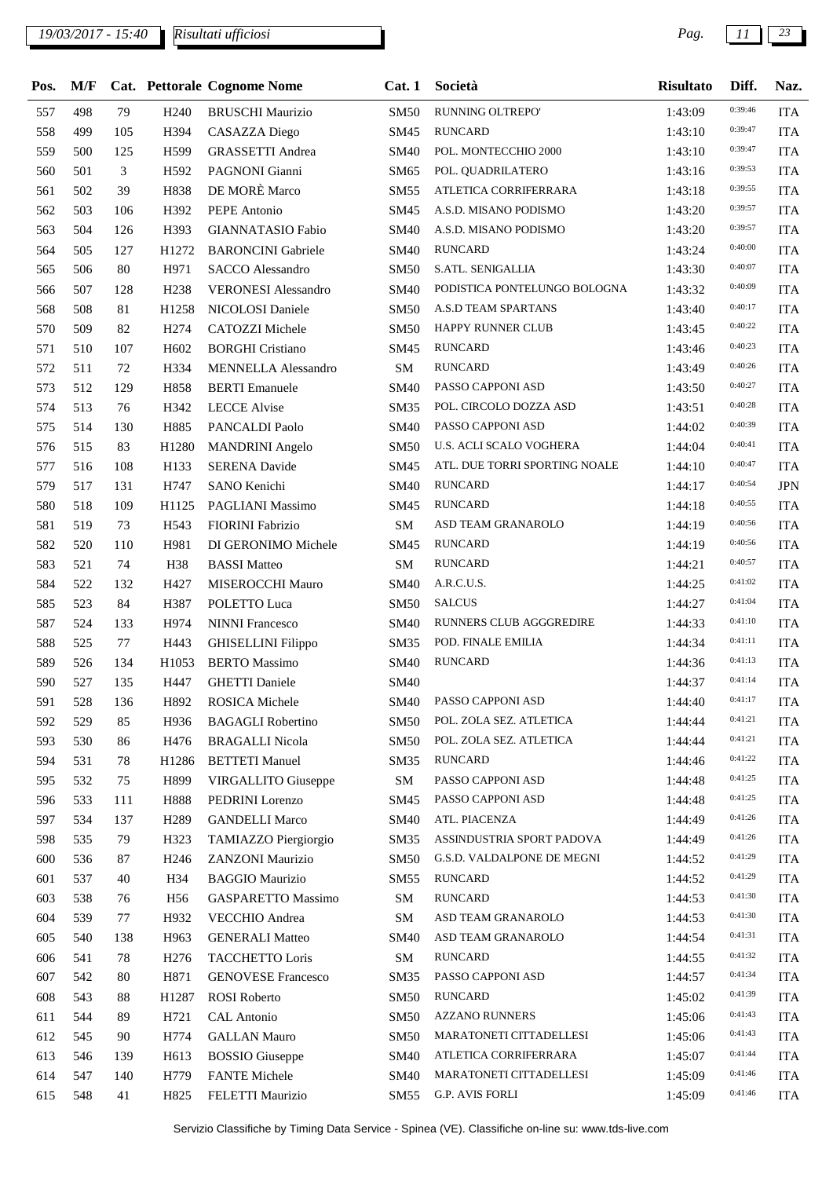19/03/2017 - 15:40 *Risultati ufficiosi*

| Pos. | M/F | Cat. | Pettorale | Cognome Nome | Cat. 1 | Società | Risultato | Diff. | Naz. |
|---|---|---|---|---|---|---|---|---|---|
| 557 | 498 | 79 | H240 | BRUSCHI Maurizio | SM50 | RUNNING OLTREPO' | 1:43:09 | 0:39:46 | ITA |
| 558 | 499 | 105 | H394 | CASAZZA Diego | SM45 | RUNCARD | 1:43:10 | 0:39:47 | ITA |
| 559 | 500 | 125 | H599 | GRASSETTI Andrea | SM40 | POL. MONTECCHIO 2000 | 1:43:10 | 0:39:47 | ITA |
| 560 | 501 | 3 | H592 | PAGNONI Gianni | SM65 | POL. QUADRILATERO | 1:43:16 | 0:39:53 | ITA |
| 561 | 502 | 39 | H838 | DE MORÈ Marco | SM55 | ATLETICA CORRIFERRARA | 1:43:18 | 0:39:55 | ITA |
| 562 | 503 | 106 | H392 | PEPE Antonio | SM45 | A.S.D. MISANO PODISMO | 1:43:20 | 0:39:57 | ITA |
| 563 | 504 | 126 | H393 | GIANNATASIO Fabio | SM40 | A.S.D. MISANO PODISMO | 1:43:20 | 0:39:57 | ITA |
| 564 | 505 | 127 | H1272 | BARONCINI Gabriele | SM40 | RUNCARD | 1:43:24 | 0:40:00 | ITA |
| 565 | 506 | 80 | H971 | SACCO Alessandro | SM50 | S.ATL. SENIGALLIA | 1:43:30 | 0:40:07 | ITA |
| 566 | 507 | 128 | H238 | VERONESI Alessandro | SM40 | PODISTICA PONTELUNGO BOLOGNA | 1:43:32 | 0:40:09 | ITA |
| 568 | 508 | 81 | H1258 | NICOLOSI Daniele | SM50 | A.S.D TEAM SPARTANS | 1:43:40 | 0:40:17 | ITA |
| 570 | 509 | 82 | H274 | CATOZZI Michele | SM50 | HAPPY RUNNER CLUB | 1:43:45 | 0:40:22 | ITA |
| 571 | 510 | 107 | H602 | BORGHI Cristiano | SM45 | RUNCARD | 1:43:46 | 0:40:23 | ITA |
| 572 | 511 | 72 | H334 | MENNELLA Alessandro | SM | RUNCARD | 1:43:49 | 0:40:26 | ITA |
| 573 | 512 | 129 | H858 | BERTI Emanuele | SM40 | PASSO CAPPONI ASD | 1:43:50 | 0:40:27 | ITA |
| 574 | 513 | 76 | H342 | LECCE Alvise | SM35 | POL. CIRCOLO DOZZA ASD | 1:43:51 | 0:40:28 | ITA |
| 575 | 514 | 130 | H885 | PANCALDI Paolo | SM40 | PASSO CAPPONI ASD | 1:44:02 | 0:40:39 | ITA |
| 576 | 515 | 83 | H1280 | MANDRINI Angelo | SM50 | U.S. ACLI SCALO VOGHERA | 1:44:04 | 0:40:41 | ITA |
| 577 | 516 | 108 | H133 | SERENA Davide | SM45 | ATL. DUE TORRI SPORTING NOALE | 1:44:10 | 0:40:47 | ITA |
| 579 | 517 | 131 | H747 | SANO Kenichi | SM40 | RUNCARD | 1:44:17 | 0:40:54 | JPN |
| 580 | 518 | 109 | H1125 | PAGLIANI Massimo | SM45 | RUNCARD | 1:44:18 | 0:40:55 | ITA |
| 581 | 519 | 73 | H543 | FIORINI Fabrizio | SM | ASD TEAM GRANAROLO | 1:44:19 | 0:40:56 | ITA |
| 582 | 520 | 110 | H981 | DI GERONIMO Michele | SM45 | RUNCARD | 1:44:19 | 0:40:56 | ITA |
| 583 | 521 | 74 | H38 | BASSI Matteo | SM | RUNCARD | 1:44:21 | 0:40:57 | ITA |
| 584 | 522 | 132 | H427 | MISEROCCHI Mauro | SM40 | A.R.C.U.S. | 1:44:25 | 0:41:02 | ITA |
| 585 | 523 | 84 | H387 | POLETTO Luca | SM50 | SALCUS | 1:44:27 | 0:41:04 | ITA |
| 587 | 524 | 133 | H974 | NINNI Francesco | SM40 | RUNNERS CLUB AGGGREDIRE | 1:44:33 | 0:41:10 | ITA |
| 588 | 525 | 77 | H443 | GHISELLINI Filippo | SM35 | POD. FINALE EMILIA | 1:44:34 | 0:41:11 | ITA |
| 589 | 526 | 134 | H1053 | BERTO Massimo | SM40 | RUNCARD | 1:44:36 | 0:41:13 | ITA |
| 590 | 527 | 135 | H447 | GHETTI Daniele | SM40 | | 1:44:37 | 0:41:14 | ITA |
| 591 | 528 | 136 | H892 | ROSICA Michele | SM40 | PASSO CAPPONI ASD | 1:44:40 | 0:41:17 | ITA |
| 592 | 529 | 85 | H936 | BAGAGLI Robertino | SM50 | POL. ZOLA SEZ. ATLETICA | 1:44:44 | 0:41:21 | ITA |
| 593 | 530 | 86 | H476 | BRAGALLI Nicola | SM50 | POL. ZOLA SEZ. ATLETICA | 1:44:44 | 0:41:21 | ITA |
| 594 | 531 | 78 | H1286 | BETTETI Manuel | SM35 | RUNCARD | 1:44:46 | 0:41:22 | ITA |
| 595 | 532 | 75 | H899 | VIRGALLITO Giuseppe | SM | PASSO CAPPONI ASD | 1:44:48 | 0:41:25 | ITA |
| 596 | 533 | 111 | H888 | PEDRINI Lorenzo | SM45 | PASSO CAPPONI ASD | 1:44:48 | 0:41:25 | ITA |
| 597 | 534 | 137 | H289 | GANDELLI Marco | SM40 | ATL. PIACENZA | 1:44:49 | 0:41:26 | ITA |
| 598 | 535 | 79 | H323 | TAMIAZZO Piergiorgio | SM35 | ASSINDUSTRIA SPORT PADOVA | 1:44:49 | 0:41:26 | ITA |
| 600 | 536 | 87 | H246 | ZANZONI Maurizio | SM50 | G.S.D. VALDALPONE DE MEGNI | 1:44:52 | 0:41:29 | ITA |
| 601 | 537 | 40 | H34 | BAGGIO Maurizio | SM55 | RUNCARD | 1:44:52 | 0:41:29 | ITA |
| 603 | 538 | 76 | H56 | GASPARETTO Massimo | SM | RUNCARD | 1:44:53 | 0:41:30 | ITA |
| 604 | 539 | 77 | H932 | VECCHIO Andrea | SM | ASD TEAM GRANAROLO | 1:44:53 | 0:41:30 | ITA |
| 605 | 540 | 138 | H963 | GENERALI Matteo | SM40 | ASD TEAM GRANAROLO | 1:44:54 | 0:41:31 | ITA |
| 606 | 541 | 78 | H276 | TACCHETTO Loris | SM | RUNCARD | 1:44:55 | 0:41:32 | ITA |
| 607 | 542 | 80 | H871 | GENOVESE Francesco | SM35 | PASSO CAPPONI ASD | 1:44:57 | 0:41:34 | ITA |
| 608 | 543 | 88 | H1287 | ROSI Roberto | SM50 | RUNCARD | 1:45:02 | 0:41:39 | ITA |
| 611 | 544 | 89 | H721 | CAL Antonio | SM50 | AZZANO RUNNERS | 1:45:06 | 0:41:43 | ITA |
| 612 | 545 | 90 | H774 | GALLAN Mauro | SM50 | MARATONETI CITTADELLESI | 1:45:06 | 0:41:43 | ITA |
| 613 | 546 | 139 | H613 | BOSSIO Giuseppe | SM40 | ATLETICA CORRIFERRARA | 1:45:07 | 0:41:44 | ITA |
| 614 | 547 | 140 | H779 | FANTE Michele | SM40 | MARATONETI CITTADELLESI | 1:45:09 | 0:41:46 | ITA |
| 615 | 548 | 41 | H825 | FELETTI Maurizio | SM55 | G.P. AVIS FORLI | 1:45:09 | 0:41:46 | ITA |

Servizio Classifiche by Timing Data Service - Spinea (VE). Classifiche on-line su: www.tds-live.com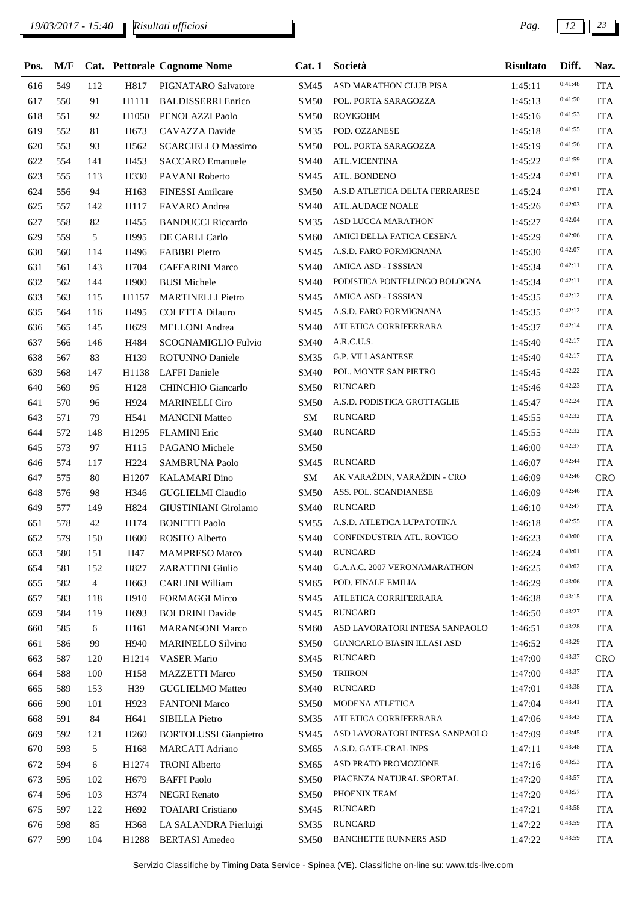| Pos. | M/F | Cat. | Pettorale | Cognome Nome | Cat. 1 | Società | Risultato | Diff. | Naz. |
|---|---|---|---|---|---|---|---|---|---|
| 616 | 549 | 112 | H817 | PIGNATARO Salvatore | SM45 | ASD MARATHON CLUB PISA | 1:45:11 | 0:41:48 | ITA |
| 617 | 550 | 91 | H1111 | BALDISSERRI Enrico | SM50 | POL. PORTA SARAGOZZA | 1:45:13 | 0:41:50 | ITA |
| 618 | 551 | 92 | H1050 | PENOLAZZI Paolo | SM50 | ROVIGOHM | 1:45:16 | 0:41:53 | ITA |
| 619 | 552 | 81 | H673 | CAVAZZA Davide | SM35 | POD. OZZANESE | 1:45:18 | 0:41:55 | ITA |
| 620 | 553 | 93 | H562 | SCARCIELLO Massimo | SM50 | POL. PORTA SARAGOZZA | 1:45:19 | 0:41:56 | ITA |
| 622 | 554 | 141 | H453 | SACCARO Emanuele | SM40 | ATL.VICENTINA | 1:45:22 | 0:41:59 | ITA |
| 623 | 555 | 113 | H330 | PAVANI Roberto | SM45 | ATL. BONDENO | 1:45:24 | 0:42:01 | ITA |
| 624 | 556 | 94 | H163 | FINESSI Amilcare | SM50 | A.S.D ATLETICA DELTA FERRARESE | 1:45:24 | 0:42:01 | ITA |
| 625 | 557 | 142 | H117 | FAVARO Andrea | SM40 | ATL.AUDACE NOALE | 1:45:26 | 0:42:03 | ITA |
| 627 | 558 | 82 | H455 | BANDUCCI Riccardo | SM35 | ASD LUCCA MARATHON | 1:45:27 | 0:42:04 | ITA |
| 629 | 559 | 5 | H995 | DE CARLI Carlo | SM60 | AMICI DELLA FATICA CESENA | 1:45:29 | 0:42:06 | ITA |
| 630 | 560 | 114 | H496 | FABBRI Pietro | SM45 | A.S.D. FARO FORMIGNANA | 1:45:30 | 0:42:07 | ITA |
| 631 | 561 | 143 | H704 | CAFFARINI Marco | SM40 | AMICA ASD - I SSSIAN | 1:45:34 | 0:42:11 | ITA |
| 632 | 562 | 144 | H900 | BUSI Michele | SM40 | PODISTICA PONTELUNGO BOLOGNA | 1:45:34 | 0:42:11 | ITA |
| 633 | 563 | 115 | H1157 | MARTINELLI Pietro | SM45 | AMICA ASD - I SSSIAN | 1:45:35 | 0:42:12 | ITA |
| 635 | 564 | 116 | H495 | COLETTA Dilauro | SM45 | A.S.D. FARO FORMIGNANA | 1:45:35 | 0:42:12 | ITA |
| 636 | 565 | 145 | H629 | MELLONI Andrea | SM40 | ATLETICA CORRIFERRARA | 1:45:37 | 0:42:14 | ITA |
| 637 | 566 | 146 | H484 | SCOGNAMIGLIO Fulvio | SM40 | A.R.C.U.S. | 1:45:40 | 0:42:17 | ITA |
| 638 | 567 | 83 | H139 | ROTUNNO Daniele | SM35 | G.P. VILLASANTESE | 1:45:40 | 0:42:17 | ITA |
| 639 | 568 | 147 | H1138 | LAFFI Daniele | SM40 | POL. MONTE SAN PIETRO | 1:45:45 | 0:42:22 | ITA |
| 640 | 569 | 95 | H128 | CHINCHIO Giancarlo | SM50 | RUNCARD | 1:45:46 | 0:42:23 | ITA |
| 641 | 570 | 96 | H924 | MARINELLI Ciro | SM50 | A.S.D. PODISTICA GROTTAGLIE | 1:45:47 | 0:42:24 | ITA |
| 643 | 571 | 79 | H541 | MANCINI Matteo | SM | RUNCARD | 1:45:55 | 0:42:32 | ITA |
| 644 | 572 | 148 | H1295 | FLAMINI Eric | SM40 | RUNCARD | 1:45:55 | 0:42:32 | ITA |
| 645 | 573 | 97 | H115 | PAGANO Michele | SM50 | | 1:46:00 | 0:42:37 | ITA |
| 646 | 574 | 117 | H224 | SAMBRUNA Paolo | SM45 | RUNCARD | 1:46:07 | 0:42:44 | ITA |
| 647 | 575 | 80 | H1207 | KALAMARI Dino | SM | AK VARAŽDIN, VARAŽDIN - CRO | 1:46:09 | 0:42:46 | CRO |
| 648 | 576 | 98 | H346 | GUGLIELMI Claudio | SM50 | ASS. POL. SCANDIANESE | 1:46:09 | 0:42:46 | ITA |
| 649 | 577 | 149 | H824 | GIUSTINIANI Girolamo | SM40 | RUNCARD | 1:46:10 | 0:42:47 | ITA |
| 651 | 578 | 42 | H174 | BONETTI Paolo | SM55 | A.S.D. ATLETICA LUPATOTINA | 1:46:18 | 0:42:55 | ITA |
| 652 | 579 | 150 | H600 | ROSITO Alberto | SM40 | CONFINDUSTRIA ATL. ROVIGO | 1:46:23 | 0:43:00 | ITA |
| 653 | 580 | 151 | H47 | MAMPRESO Marco | SM40 | RUNCARD | 1:46:24 | 0:43:01 | ITA |
| 654 | 581 | 152 | H827 | ZARATTINI Giulio | SM40 | G.A.A.C. 2007 VERONAMARATHON | 1:46:25 | 0:43:02 | ITA |
| 655 | 582 | 4 | H663 | CARLINI William | SM65 | POD. FINALE EMILIA | 1:46:29 | 0:43:06 | ITA |
| 657 | 583 | 118 | H910 | FORMAGGI Mirco | SM45 | ATLETICA CORRIFERRARA | 1:46:38 | 0:43:15 | ITA |
| 659 | 584 | 119 | H693 | BOLDRINI Davide | SM45 | RUNCARD | 1:46:50 | 0:43:27 | ITA |
| 660 | 585 | 6 | H161 | MARANGONI Marco | SM60 | ASD LAVORATORI INTESA SANPAOLO | 1:46:51 | 0:43:28 | ITA |
| 661 | 586 | 99 | H940 | MARINELLO Silvino | SM50 | GIANCARLO BIASIN ILLASI ASD | 1:46:52 | 0:43:29 | ITA |
| 663 | 587 | 120 | H1214 | VASER Mario | SM45 | RUNCARD | 1:47:00 | 0:43:37 | CRO |
| 664 | 588 | 100 | H158 | MAZZETTI Marco | SM50 | TRIIRON | 1:47:00 | 0:43:37 | ITA |
| 665 | 589 | 153 | H39 | GUGLIELMO Matteo | SM40 | RUNCARD | 1:47:01 | 0:43:38 | ITA |
| 666 | 590 | 101 | H923 | FANTONI Marco | SM50 | MODENA ATLETICA | 1:47:04 | 0:43:41 | ITA |
| 668 | 591 | 84 | H641 | SIBILLA Pietro | SM35 | ATLETICA CORRIFERRARA | 1:47:06 | 0:43:43 | ITA |
| 669 | 592 | 121 | H260 | BORTOLUSSI Gianpietro | SM45 | ASD LAVORATORI INTESA SANPAOLO | 1:47:09 | 0:43:45 | ITA |
| 670 | 593 | 5 | H168 | MARCATI Adriano | SM65 | A.S.D. GATE-CRAL INPS | 1:47:11 | 0:43:48 | ITA |
| 672 | 594 | 6 | H1274 | TRONI Alberto | SM65 | ASD PRATO PROMOZIONE | 1:47:16 | 0:43:53 | ITA |
| 673 | 595 | 102 | H679 | BAFFI Paolo | SM50 | PIACENZA NATURAL SPORTAL | 1:47:20 | 0:43:57 | ITA |
| 674 | 596 | 103 | H374 | NEGRI Renato | SM50 | PHOENIX TEAM | 1:47:20 | 0:43:57 | ITA |
| 675 | 597 | 122 | H692 | TOAIARI Cristiano | SM45 | RUNCARD | 1:47:21 | 0:43:58 | ITA |
| 676 | 598 | 85 | H368 | LA SALANDRA Pierluigi | SM35 | RUNCARD | 1:47:22 | 0:43:59 | ITA |
| 677 | 599 | 104 | H1288 | BERTASI Amedeo | SM50 | BANCHETTE RUNNERS ASD | 1:47:22 | 0:43:59 | ITA |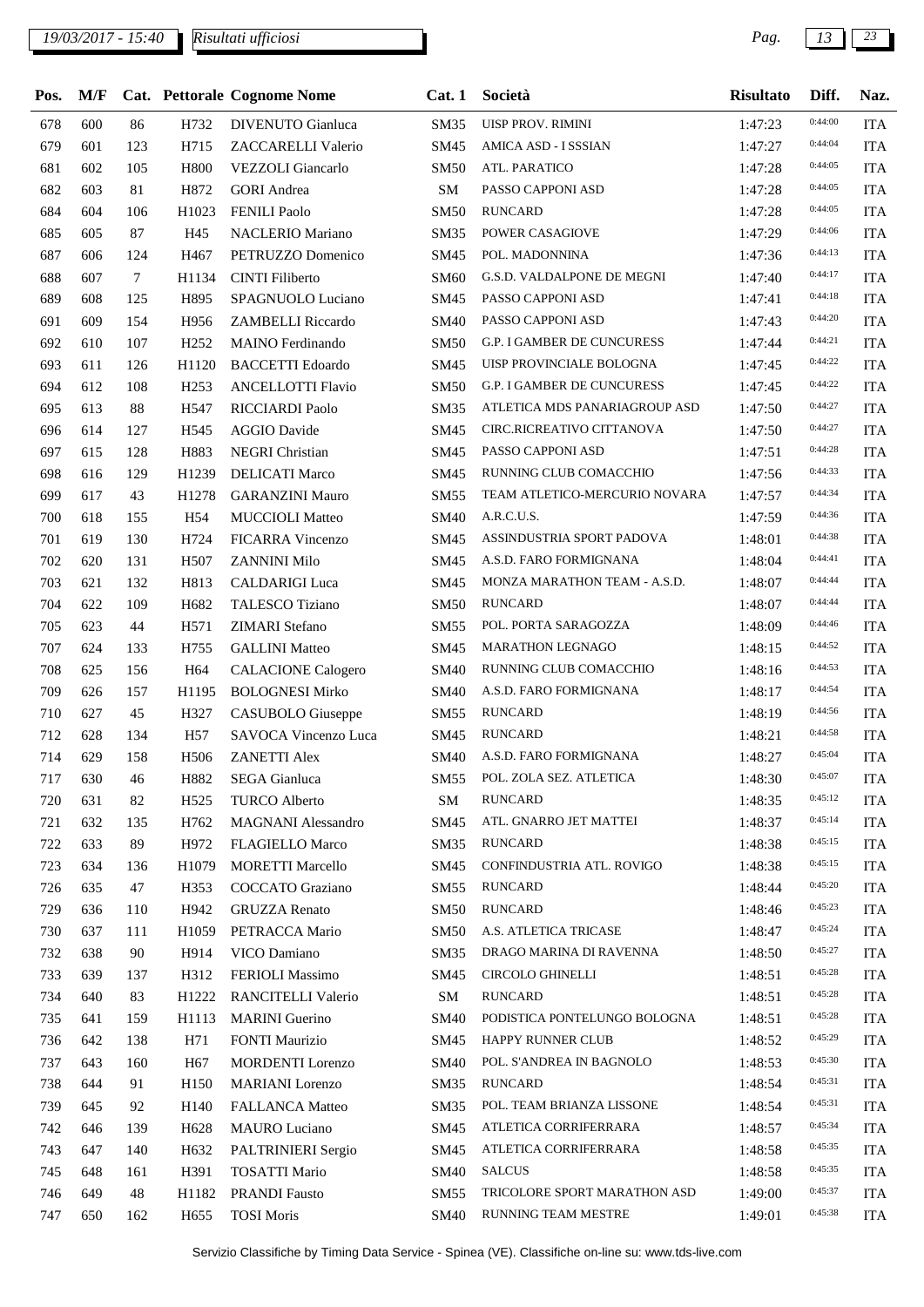| Pos. | M/F | Cat. | Pettorale | Cognome Nome | Cat. 1 | Società | Risultato | Diff. | Naz. |
|---|---|---|---|---|---|---|---|---|---|
| 678 | 600 | 86 | H732 | DIVENUTO Gianluca | SM35 | UISP PROV. RIMINI | 1:47:23 | 0:44:00 | ITA |
| 679 | 601 | 123 | H715 | ZACCARELLI Valerio | SM45 | AMICA ASD - I SSSIAN | 1:47:27 | 0:44:04 | ITA |
| 681 | 602 | 105 | H800 | VEZZOLI Giancarlo | SM50 | ATL. PARATICO | 1:47:28 | 0:44:05 | ITA |
| 682 | 603 | 81 | H872 | GORI Andrea | SM | PASSO CAPPONI ASD | 1:47:28 | 0:44:05 | ITA |
| 684 | 604 | 106 | H1023 | FENILI Paolo | SM50 | RUNCARD | 1:47:28 | 0:44:05 | ITA |
| 685 | 605 | 87 | H45 | NACLERIO Mariano | SM35 | POWER CASAGIOVE | 1:47:29 | 0:44:06 | ITA |
| 687 | 606 | 124 | H467 | PETRUZZO Domenico | SM45 | POL. MADONNINA | 1:47:36 | 0:44:13 | ITA |
| 688 | 607 | 7 | H1134 | CINTI Filiberto | SM60 | G.S.D. VALDALPONE DE MEGNI | 1:47:40 | 0:44:17 | ITA |
| 689 | 608 | 125 | H895 | SPAGNUOLO Luciano | SM45 | PASSO CAPPONI ASD | 1:47:41 | 0:44:18 | ITA |
| 691 | 609 | 154 | H956 | ZAMBELLI Riccardo | SM40 | PASSO CAPPONI ASD | 1:47:43 | 0:44:20 | ITA |
| 692 | 610 | 107 | H252 | MAINO Ferdinando | SM50 | G.P. I GAMBER DE CUNCURESS | 1:47:44 | 0:44:21 | ITA |
| 693 | 611 | 126 | H1120 | BACCETTI Edoardo | SM45 | UISP PROVINCIALE BOLOGNA | 1:47:45 | 0:44:22 | ITA |
| 694 | 612 | 108 | H253 | ANCELLOTTI Flavio | SM50 | G.P. I GAMBER DE CUNCURESS | 1:47:45 | 0:44:22 | ITA |
| 695 | 613 | 88 | H547 | RICCIARDI Paolo | SM35 | ATLETICA MDS PANARIAGROUP ASD | 1:47:50 | 0:44:27 | ITA |
| 696 | 614 | 127 | H545 | AGGIO Davide | SM45 | CIRC.RICREATIVO CITTANOVA | 1:47:50 | 0:44:27 | ITA |
| 697 | 615 | 128 | H883 | NEGRI Christian | SM45 | PASSO CAPPONI ASD | 1:47:51 | 0:44:28 | ITA |
| 698 | 616 | 129 | H1239 | DELICATI Marco | SM45 | RUNNING CLUB COMACCHIO | 1:47:56 | 0:44:33 | ITA |
| 699 | 617 | 43 | H1278 | GARANZINI Mauro | SM55 | TEAM ATLETICO-MERCURIO NOVARA | 1:47:57 | 0:44:34 | ITA |
| 700 | 618 | 155 | H54 | MUCCIOLI Matteo | SM40 | A.R.C.U.S. | 1:47:59 | 0:44:36 | ITA |
| 701 | 619 | 130 | H724 | FICARRA Vincenzo | SM45 | ASSINDUSTRIA SPORT PADOVA | 1:48:01 | 0:44:38 | ITA |
| 702 | 620 | 131 | H507 | ZANNINI Milo | SM45 | A.S.D. FARO FORMIGNANA | 1:48:04 | 0:44:41 | ITA |
| 703 | 621 | 132 | H813 | CALDARIGI Luca | SM45 | MONZA MARATHON TEAM - A.S.D. | 1:48:07 | 0:44:44 | ITA |
| 704 | 622 | 109 | H682 | TALESCO Tiziano | SM50 | RUNCARD | 1:48:07 | 0:44:44 | ITA |
| 705 | 623 | 44 | H571 | ZIMARI Stefano | SM55 | POL. PORTA SARAGOZZA | 1:48:09 | 0:44:46 | ITA |
| 707 | 624 | 133 | H755 | GALLINI Matteo | SM45 | MARATHON LEGNAGO | 1:48:15 | 0:44:52 | ITA |
| 708 | 625 | 156 | H64 | CALACIONE Calogero | SM40 | RUNNING CLUB COMACCHIO | 1:48:16 | 0:44:53 | ITA |
| 709 | 626 | 157 | H1195 | BOLOGNESI Mirko | SM40 | A.S.D. FARO FORMIGNANA | 1:48:17 | 0:44:54 | ITA |
| 710 | 627 | 45 | H327 | CASUBOLO Giuseppe | SM55 | RUNCARD | 1:48:19 | 0:44:56 | ITA |
| 712 | 628 | 134 | H57 | SAVOCA Vincenzo Luca | SM45 | RUNCARD | 1:48:21 | 0:44:58 | ITA |
| 714 | 629 | 158 | H506 | ZANETTI Alex | SM40 | A.S.D. FARO FORMIGNANA | 1:48:27 | 0:45:04 | ITA |
| 717 | 630 | 46 | H882 | SEGA Gianluca | SM55 | POL. ZOLA SEZ. ATLETICA | 1:48:30 | 0:45:07 | ITA |
| 720 | 631 | 82 | H525 | TURCO Alberto | SM | RUNCARD | 1:48:35 | 0:45:12 | ITA |
| 721 | 632 | 135 | H762 | MAGNANI Alessandro | SM45 | ATL. GNARRO JET MATTEI | 1:48:37 | 0:45:14 | ITA |
| 722 | 633 | 89 | H972 | FLAGIELLO Marco | SM35 | RUNCARD | 1:48:38 | 0:45:15 | ITA |
| 723 | 634 | 136 | H1079 | MORETTI Marcello | SM45 | CONFINDUSTRIA ATL. ROVIGO | 1:48:38 | 0:45:15 | ITA |
| 726 | 635 | 47 | H353 | COCCATO Graziano | SM55 | RUNCARD | 1:48:44 | 0:45:20 | ITA |
| 729 | 636 | 110 | H942 | GRUZZA Renato | SM50 | RUNCARD | 1:48:46 | 0:45:23 | ITA |
| 730 | 637 | 111 | H1059 | PETRACCA Mario | SM50 | A.S. ATLETICA TRICASE | 1:48:47 | 0:45:24 | ITA |
| 732 | 638 | 90 | H914 | VICO Damiano | SM35 | DRAGO MARINA DI RAVENNA | 1:48:50 | 0:45:27 | ITA |
| 733 | 639 | 137 | H312 | FERIOLI Massimo | SM45 | CIRCOLO GHINELLI | 1:48:51 | 0:45:28 | ITA |
| 734 | 640 | 83 | H1222 | RANCITELLI Valerio | SM | RUNCARD | 1:48:51 | 0:45:28 | ITA |
| 735 | 641 | 159 | H1113 | MARINI Guerino | SM40 | PODISTICA PONTELUNGO BOLOGNA | 1:48:51 | 0:45:28 | ITA |
| 736 | 642 | 138 | H71 | FONTI Maurizio | SM45 | HAPPY RUNNER CLUB | 1:48:52 | 0:45:29 | ITA |
| 737 | 643 | 160 | H67 | MORDENTI Lorenzo | SM40 | POL. S'ANDREA IN BAGNOLO | 1:48:53 | 0:45:30 | ITA |
| 738 | 644 | 91 | H150 | MARIANI Lorenzo | SM35 | RUNCARD | 1:48:54 | 0:45:31 | ITA |
| 739 | 645 | 92 | H140 | FALLANCA Matteo | SM35 | POL. TEAM BRIANZA LISSONE | 1:48:54 | 0:45:31 | ITA |
| 742 | 646 | 139 | H628 | MAURO Luciano | SM45 | ATLETICA CORRIFERRARA | 1:48:57 | 0:45:34 | ITA |
| 743 | 647 | 140 | H632 | PALTRINIERI Sergio | SM45 | ATLETICA CORRIFERRARA | 1:48:58 | 0:45:35 | ITA |
| 745 | 648 | 161 | H391 | TOSATTI Mario | SM40 | SALCUS | 1:48:58 | 0:45:35 | ITA |
| 746 | 649 | 48 | H1182 | PRANDI Fausto | SM55 | TRICOLORE SPORT MARATHON ASD | 1:49:00 | 0:45:37 | ITA |
| 747 | 650 | 162 | H655 | TOSI Moris | SM40 | RUNNING TEAM MESTRE | 1:49:01 | 0:45:38 | ITA |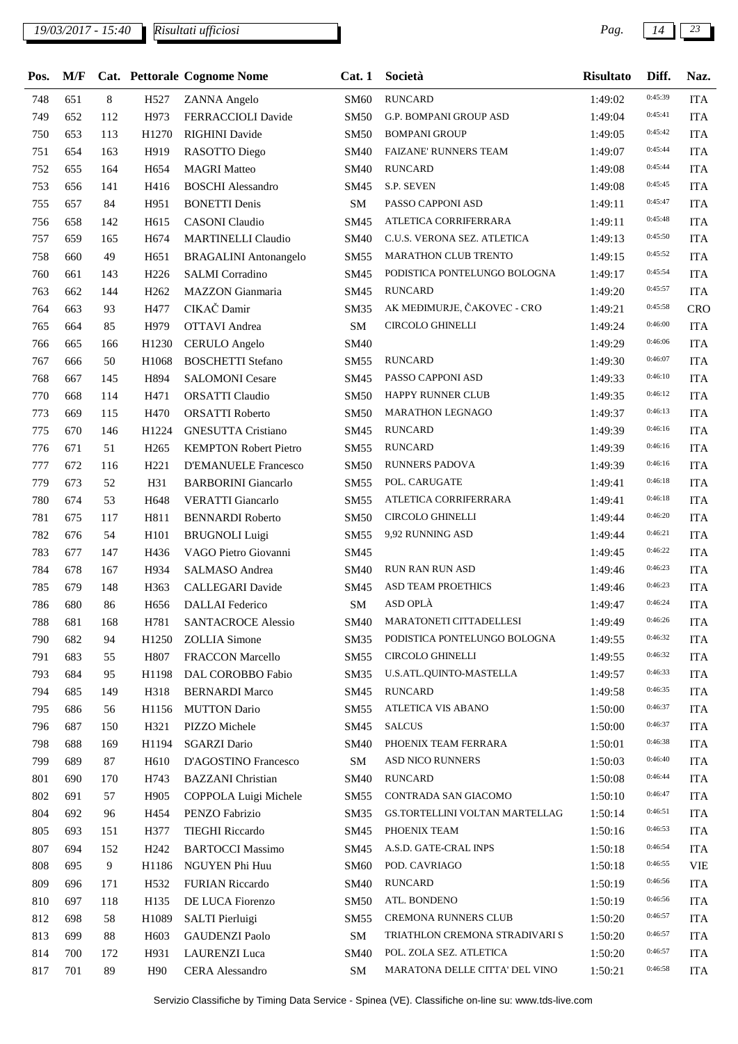| Pos. | M/F | Cat. | Pettorale | Cognome Nome | Cat. 1 | Società | Risultato | Diff. | Naz. |
|---|---|---|---|---|---|---|---|---|---|
| 748 | 651 | 8 | H527 | ZANNA Angelo | SM60 | RUNCARD | 1:49:02 | 0:45:39 | ITA |
| 749 | 652 | 112 | H973 | FERRACCIOLI Davide | SM50 | G.P. BOMPANI GROUP ASD | 1:49:04 | 0:45:41 | ITA |
| 750 | 653 | 113 | H1270 | RIGHINI Davide | SM50 | BOMPANI GROUP | 1:49:05 | 0:45:42 | ITA |
| 751 | 654 | 163 | H919 | RASOTTO Diego | SM40 | FAIZANE' RUNNERS TEAM | 1:49:07 | 0:45:44 | ITA |
| 752 | 655 | 164 | H654 | MAGRI Matteo | SM40 | RUNCARD | 1:49:08 | 0:45:44 | ITA |
| 753 | 656 | 141 | H416 | BOSCHI Alessandro | SM45 | S.P. SEVEN | 1:49:08 | 0:45:45 | ITA |
| 755 | 657 | 84 | H951 | BONETTI Denis | SM | PASSO CAPPONI ASD | 1:49:11 | 0:45:47 | ITA |
| 756 | 658 | 142 | H615 | CASONI Claudio | SM45 | ATLETICA CORRIFERRARA | 1:49:11 | 0:45:48 | ITA |
| 757 | 659 | 165 | H674 | MARTINELLI Claudio | SM40 | C.U.S. VERONA SEZ. ATLETICA | 1:49:13 | 0:45:50 | ITA |
| 758 | 660 | 49 | H651 | BRAGALINI Antonangelo | SM55 | MARATHON CLUB TRENTO | 1:49:15 | 0:45:52 | ITA |
| 760 | 661 | 143 | H226 | SALMI Corradino | SM45 | PODISTICA PONTELUNGO BOLOGNA | 1:49:17 | 0:45:54 | ITA |
| 763 | 662 | 144 | H262 | MAZZON Gianmaria | SM45 | RUNCARD | 1:49:20 | 0:45:57 | ITA |
| 764 | 663 | 93 | H477 | CIKAČ Damir | SM35 | AK MEĐIMURJE, ČAKOVEC - CRO | 1:49:21 | 0:45:58 | CRO |
| 765 | 664 | 85 | H979 | OTTAVI Andrea | SM | CIRCOLO GHINELLI | 1:49:24 | 0:46:00 | ITA |
| 766 | 665 | 166 | H1230 | CERULO Angelo | SM40 | | 1:49:29 | 0:46:06 | ITA |
| 767 | 666 | 50 | H1068 | BOSCHETTI Stefano | SM55 | RUNCARD | 1:49:30 | 0:46:07 | ITA |
| 768 | 667 | 145 | H894 | SALOMONI Cesare | SM45 | PASSO CAPPONI ASD | 1:49:33 | 0:46:10 | ITA |
| 770 | 668 | 114 | H471 | ORSATTI Claudio | SM50 | HAPPY RUNNER CLUB | 1:49:35 | 0:46:12 | ITA |
| 773 | 669 | 115 | H470 | ORSATTI Roberto | SM50 | MARATHON LEGNAGO | 1:49:37 | 0:46:13 | ITA |
| 775 | 670 | 146 | H1224 | GNESUTTA Cristiano | SM45 | RUNCARD | 1:49:39 | 0:46:16 | ITA |
| 776 | 671 | 51 | H265 | KEMPTON Robert Pietro | SM55 | RUNCARD | 1:49:39 | 0:46:16 | ITA |
| 777 | 672 | 116 | H221 | D'EMANUELE Francesco | SM50 | RUNNERS PADOVA | 1:49:39 | 0:46:16 | ITA |
| 779 | 673 | 52 | H31 | BARBORINI Giancarlo | SM55 | POL. CARUGATE | 1:49:41 | 0:46:18 | ITA |
| 780 | 674 | 53 | H648 | VERATTI Giancarlo | SM55 | ATLETICA CORRIFERRARA | 1:49:41 | 0:46:18 | ITA |
| 781 | 675 | 117 | H811 | BENNARDI Roberto | SM50 | CIRCOLO GHINELLI | 1:49:44 | 0:46:20 | ITA |
| 782 | 676 | 54 | H101 | BRUGNOLI Luigi | SM55 | 9,92 RUNNING ASD | 1:49:44 | 0:46:21 | ITA |
| 783 | 677 | 147 | H436 | VAGO Pietro Giovanni | SM45 | | 1:49:45 | 0:46:22 | ITA |
| 784 | 678 | 167 | H934 | SALMASO Andrea | SM40 | RUN RAN RUN ASD | 1:49:46 | 0:46:23 | ITA |
| 785 | 679 | 148 | H363 | CALLEGARI Davide | SM45 | ASD TEAM PROETHICS | 1:49:46 | 0:46:23 | ITA |
| 786 | 680 | 86 | H656 | DALLAI Federico | SM | ASD OPLÀ | 1:49:47 | 0:46:24 | ITA |
| 788 | 681 | 168 | H781 | SANTACROCE Alessio | SM40 | MARATONETI CITTADELLESI | 1:49:49 | 0:46:26 | ITA |
| 790 | 682 | 94 | H1250 | ZOLLIA Simone | SM35 | PODISTICA PONTELUNGO BOLOGNA | 1:49:55 | 0:46:32 | ITA |
| 791 | 683 | 55 | H807 | FRACCON Marcello | SM55 | CIRCOLO GHINELLI | 1:49:55 | 0:46:32 | ITA |
| 793 | 684 | 95 | H1198 | DAL COROBBO Fabio | SM35 | U.S.ATL.QUINTO-MASTELLA | 1:49:57 | 0:46:33 | ITA |
| 794 | 685 | 149 | H318 | BERNARDI Marco | SM45 | RUNCARD | 1:49:58 | 0:46:35 | ITA |
| 795 | 686 | 56 | H1156 | MUTTON Dario | SM55 | ATLETICA VIS ABANO | 1:50:00 | 0:46:37 | ITA |
| 796 | 687 | 150 | H321 | PIZZO Michele | SM45 | SALCUS | 1:50:00 | 0:46:37 | ITA |
| 798 | 688 | 169 | H1194 | SGARZI Dario | SM40 | PHOENIX TEAM FERRARA | 1:50:01 | 0:46:38 | ITA |
| 799 | 689 | 87 | H610 | D'AGOSTINO Francesco | SM | ASD NICO RUNNERS | 1:50:03 | 0:46:40 | ITA |
| 801 | 690 | 170 | H743 | BAZZANI Christian | SM40 | RUNCARD | 1:50:08 | 0:46:44 | ITA |
| 802 | 691 | 57 | H905 | COPPOLA Luigi Michele | SM55 | CONTRADA SAN GIACOMO | 1:50:10 | 0:46:47 | ITA |
| 804 | 692 | 96 | H454 | PENZO Fabrizio | SM35 | GS.TORTELLINI VOLTAN MARTELLAG | 1:50:14 | 0:46:51 | ITA |
| 805 | 693 | 151 | H377 | TIEGHI Riccardo | SM45 | PHOENIX TEAM | 1:50:16 | 0:46:53 | ITA |
| 807 | 694 | 152 | H242 | BARTOCCI Massimo | SM45 | A.S.D. GATE-CRAL INPS | 1:50:18 | 0:46:54 | ITA |
| 808 | 695 | 9 | H1186 | NGUYEN Phi Huu | SM60 | POD. CAVRIAGO | 1:50:18 | 0:46:55 | VIE |
| 809 | 696 | 171 | H532 | FURIAN Riccardo | SM40 | RUNCARD | 1:50:19 | 0:46:56 | ITA |
| 810 | 697 | 118 | H135 | DE LUCA Fiorenzo | SM50 | ATL. BONDENO | 1:50:19 | 0:46:56 | ITA |
| 812 | 698 | 58 | H1089 | SALTI Pierluigi | SM55 | CREMONA RUNNERS CLUB | 1:50:20 | 0:46:57 | ITA |
| 813 | 699 | 88 | H603 | GAUDENZI Paolo | SM | TRIATHLON CREMONA STRADIVARI S | 1:50:20 | 0:46:57 | ITA |
| 814 | 700 | 172 | H931 | LAURENZI Luca | SM40 | POL. ZOLA SEZ. ATLETICA | 1:50:20 | 0:46:57 | ITA |
| 817 | 701 | 89 | H90 | CERA Alessandro | SM | MARATONA DELLE CITTA' DEL VINO | 1:50:21 | 0:46:58 | ITA |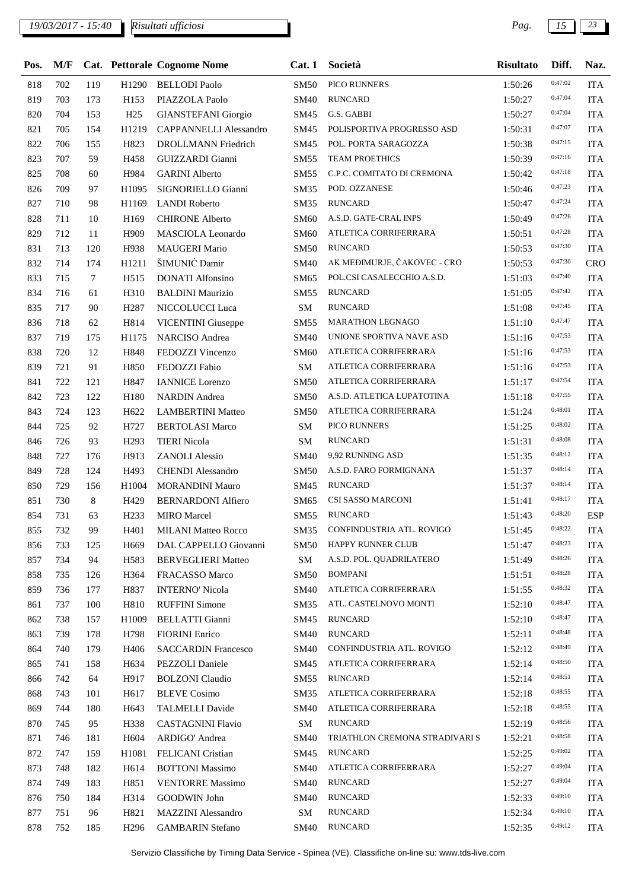| Pos. | M/F | Cat. | Pettorale | Cognome Nome | Cat. 1 | Società | Risultato | Diff. | Naz. |
|---|---|---|---|---|---|---|---|---|---|
| 818 | 702 | 119 | H1290 | BELLODI Paolo | SM50 | PICO RUNNERS | 1:50:26 | 0:47:02 | ITA |
| 819 | 703 | 173 | H153 | PIAZZOLA Paolo | SM40 | RUNCARD | 1:50:27 | 0:47:04 | ITA |
| 820 | 704 | 153 | H25 | GIANSTEFANI Giorgio | SM45 | G.S. GABBI | 1:50:27 | 0:47:04 | ITA |
| 821 | 705 | 154 | H1219 | CAPPANNELLI Alessandro | SM45 | POLISPORTIVA PROGRESSO ASD | 1:50:31 | 0:47:07 | ITA |
| 822 | 706 | 155 | H823 | DROLLMANN Friedrich | SM45 | POL. PORTA SARAGOZZA | 1:50:38 | 0:47:15 | ITA |
| 823 | 707 | 59 | H458 | GUIZZARDI Gianni | SM55 | TEAM PROETHICS | 1:50:39 | 0:47:16 | ITA |
| 825 | 708 | 60 | H984 | GARINI Alberto | SM55 | C.P.C. COMITATO DI CREMONA | 1:50:42 | 0:47:18 | ITA |
| 826 | 709 | 97 | H1095 | SIGNORIELLO Gianni | SM35 | POD. OZZANESE | 1:50:46 | 0:47:23 | ITA |
| 827 | 710 | 98 | H1169 | LANDI Roberto | SM35 | RUNCARD | 1:50:47 | 0:47:24 | ITA |
| 828 | 711 | 10 | H169 | CHIRONE Alberto | SM60 | A.S.D. GATE-CRAL INPS | 1:50:49 | 0:47:26 | ITA |
| 829 | 712 | 11 | H909 | MASCIOLA Leonardo | SM60 | ATLETICA CORRIFERRARA | 1:50:51 | 0:47:28 | ITA |
| 831 | 713 | 120 | H938 | MAUGERI Mario | SM50 | RUNCARD | 1:50:53 | 0:47:30 | ITA |
| 832 | 714 | 174 | H1211 | ŠIMUNIĆ Damir | SM40 | AK MEĐIMURJE, ČAKOVEC - CRO | 1:50:53 | 0:47:30 | CRO |
| 833 | 715 | 7 | H515 | DONATI Alfonsino | SM65 | POL.CSI CASALECCHIO A.S.D. | 1:51:03 | 0:47:40 | ITA |
| 834 | 716 | 61 | H310 | BALDINI Maurizio | SM55 | RUNCARD | 1:51:05 | 0:47:42 | ITA |
| 835 | 717 | 90 | H287 | NICCOLUCCI Luca | SM | RUNCARD | 1:51:08 | 0:47:45 | ITA |
| 836 | 718 | 62 | H814 | VICENTINI Giuseppe | SM55 | MARATHON LEGNAGO | 1:51:10 | 0:47:47 | ITA |
| 837 | 719 | 175 | H1175 | NARCISO Andrea | SM40 | UNIONE SPORTIVA NAVE ASD | 1:51:16 | 0:47:53 | ITA |
| 838 | 720 | 12 | H848 | FEDOZZI Vincenzo | SM60 | ATLETICA CORRIFERRARA | 1:51:16 | 0:47:53 | ITA |
| 839 | 721 | 91 | H850 | FEDOZZI Fabio | SM | ATLETICA CORRIFERRARA | 1:51:16 | 0:47:53 | ITA |
| 841 | 722 | 121 | H847 | IANNICE Lorenzo | SM50 | ATLETICA CORRIFERRARA | 1:51:17 | 0:47:54 | ITA |
| 842 | 723 | 122 | H180 | NARDIN Andrea | SM50 | A.S.D. ATLETICA LUPATOTINA | 1:51:18 | 0:47:55 | ITA |
| 843 | 724 | 123 | H622 | LAMBERTINI Matteo | SM50 | ATLETICA CORRIFERRARA | 1:51:24 | 0:48:01 | ITA |
| 844 | 725 | 92 | H727 | BERTOLASI Marco | SM | PICO RUNNERS | 1:51:25 | 0:48:02 | ITA |
| 846 | 726 | 93 | H293 | TIERI Nicola | SM | RUNCARD | 1:51:31 | 0:48:08 | ITA |
| 848 | 727 | 176 | H913 | ZANOLI Alessio | SM40 | 9,92 RUNNING ASD | 1:51:35 | 0:48:12 | ITA |
| 849 | 728 | 124 | H493 | CHENDI Alessandro | SM50 | A.S.D. FARO FORMIGNANA | 1:51:37 | 0:48:14 | ITA |
| 850 | 729 | 156 | H1004 | MORANDINI Mauro | SM45 | RUNCARD | 1:51:37 | 0:48:14 | ITA |
| 851 | 730 | 8 | H429 | BERNARDONI Alfiero | SM65 | CSI SASSO MARCONI | 1:51:41 | 0:48:17 | ITA |
| 854 | 731 | 63 | H233 | MIRO Marcel | SM55 | RUNCARD | 1:51:43 | 0:48:20 | ESP |
| 855 | 732 | 99 | H401 | MILANI Matteo Rocco | SM35 | CONFINDUSTRIA ATL. ROVIGO | 1:51:45 | 0:48:22 | ITA |
| 856 | 733 | 125 | H669 | DAL CAPPELLO Giovanni | SM50 | HAPPY RUNNER CLUB | 1:51:47 | 0:48:23 | ITA |
| 857 | 734 | 94 | H583 | BERVEGLIERI Matteo | SM | A.S.D. POL. QUADRILATERO | 1:51:49 | 0:48:26 | ITA |
| 858 | 735 | 126 | H364 | FRACASSO Marco | SM50 | BOMPANI | 1:51:51 | 0:48:28 | ITA |
| 859 | 736 | 177 | H837 | INTERNO' Nicola | SM40 | ATLETICA CORRIFERRARA | 1:51:55 | 0:48:32 | ITA |
| 861 | 737 | 100 | H810 | RUFFINI Simone | SM35 | ATL. CASTELNOVO MONTI | 1:52:10 | 0:48:47 | ITA |
| 862 | 738 | 157 | H1009 | BELLATTI Gianni | SM45 | RUNCARD | 1:52:10 | 0:48:47 | ITA |
| 863 | 739 | 178 | H798 | FIORINI Enrico | SM40 | RUNCARD | 1:52:11 | 0:48:48 | ITA |
| 864 | 740 | 179 | H406 | SACCARDIN Francesco | SM40 | CONFINDUSTRIA ATL. ROVIGO | 1:52:12 | 0:48:49 | ITA |
| 865 | 741 | 158 | H634 | PEZZOLI Daniele | SM45 | ATLETICA CORRIFERRARA | 1:52:14 | 0:48:50 | ITA |
| 866 | 742 | 64 | H917 | BOLZONI Claudio | SM55 | RUNCARD | 1:52:14 | 0:48:51 | ITA |
| 868 | 743 | 101 | H617 | BLEVE Cosimo | SM35 | ATLETICA CORRIFERRARA | 1:52:18 | 0:48:55 | ITA |
| 869 | 744 | 180 | H643 | TALMELLI Davide | SM40 | ATLETICA CORRIFERRARA | 1:52:18 | 0:48:55 | ITA |
| 870 | 745 | 95 | H338 | CASTAGNINI Flavio | SM | RUNCARD | 1:52:19 | 0:48:56 | ITA |
| 871 | 746 | 181 | H604 | ARDIGO' Andrea | SM40 | TRIATHLON CREMONA STRADIVARI S | 1:52:21 | 0:48:58 | ITA |
| 872 | 747 | 159 | H1081 | FELICANI Cristian | SM45 | RUNCARD | 1:52:25 | 0:49:02 | ITA |
| 873 | 748 | 182 | H614 | BOTTONI Massimo | SM40 | ATLETICA CORRIFERRARA | 1:52:27 | 0:49:04 | ITA |
| 874 | 749 | 183 | H851 | VENTORRE Massimo | SM40 | RUNCARD | 1:52:27 | 0:49:04 | ITA |
| 876 | 750 | 184 | H314 | GOODWIN John | SM40 | RUNCARD | 1:52:33 | 0:49:10 | ITA |
| 877 | 751 | 96 | H821 | MAZZINI Alessandro | SM | RUNCARD | 1:52:34 | 0:49:10 | ITA |
| 878 | 752 | 185 | H296 | GAMBARIN Stefano | SM40 | RUNCARD | 1:52:35 | 0:49:12 | ITA |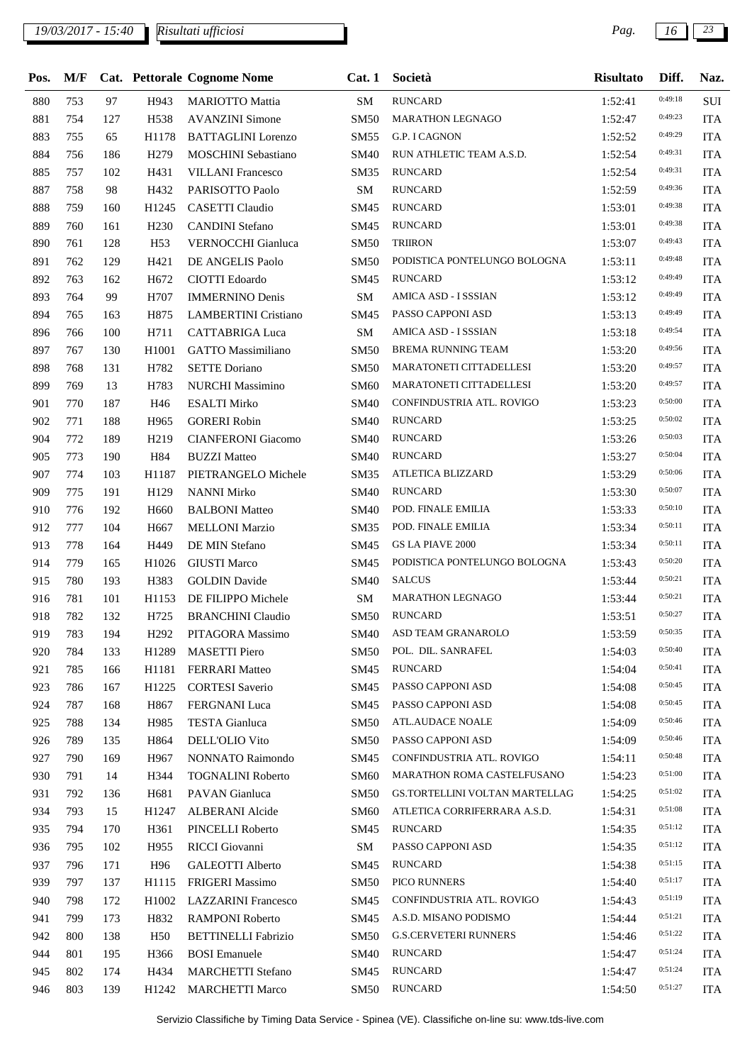| Pos. | M/F | Cat. | Pettorale | Cognome Nome | Cat. 1 | Società | Risultato | Diff. | Naz. |
|---|---|---|---|---|---|---|---|---|---|
| 880 | 753 | 97 | H943 | MARIOTTO Mattia | SM | RUNCARD | 1:52:41 | 0:49:18 | SUI |
| 881 | 754 | 127 | H538 | AVANZINI Simone | SM50 | MARATHON LEGNAGO | 1:52:47 | 0:49:23 | ITA |
| 883 | 755 | 65 | H1178 | BATTAGLINI Lorenzo | SM55 | G.P. I CAGNON | 1:52:52 | 0:49:29 | ITA |
| 884 | 756 | 186 | H279 | MOSCHINI Sebastiano | SM40 | RUN ATHLETIC TEAM A.S.D. | 1:52:54 | 0:49:31 | ITA |
| 885 | 757 | 102 | H431 | VILLANI Francesco | SM35 | RUNCARD | 1:52:54 | 0:49:31 | ITA |
| 887 | 758 | 98 | H432 | PARISOTTO Paolo | SM | RUNCARD | 1:52:59 | 0:49:36 | ITA |
| 888 | 759 | 160 | H1245 | CASETTI Claudio | SM45 | RUNCARD | 1:53:01 | 0:49:38 | ITA |
| 889 | 760 | 161 | H230 | CANDINI Stefano | SM45 | RUNCARD | 1:53:01 | 0:49:38 | ITA |
| 890 | 761 | 128 | H53 | VERNOCCHI Gianluca | SM50 | TRIIRON | 1:53:07 | 0:49:43 | ITA |
| 891 | 762 | 129 | H421 | DE ANGELIS Paolo | SM50 | PODISTICA PONTELUNGO BOLOGNA | 1:53:11 | 0:49:48 | ITA |
| 892 | 763 | 162 | H672 | CIOTTI Edoardo | SM45 | RUNCARD | 1:53:12 | 0:49:49 | ITA |
| 893 | 764 | 99 | H707 | IMMERNINO Denis | SM | AMICA ASD - I SSSIAN | 1:53:12 | 0:49:49 | ITA |
| 894 | 765 | 163 | H875 | LAMBERTINI Cristiano | SM45 | PASSO CAPPONI ASD | 1:53:13 | 0:49:49 | ITA |
| 896 | 766 | 100 | H711 | CATTABRIGA Luca | SM | AMICA ASD - I SSSIAN | 1:53:18 | 0:49:54 | ITA |
| 897 | 767 | 130 | H1001 | GATTO Massimiliano | SM50 | BREMA RUNNING TEAM | 1:53:20 | 0:49:56 | ITA |
| 898 | 768 | 131 | H782 | SETTE Doriano | SM50 | MARATONETI CITTADELLESI | 1:53:20 | 0:49:57 | ITA |
| 899 | 769 | 13 | H783 | NURCHI Massimino | SM60 | MARATONETI CITTADELLESI | 1:53:20 | 0:49:57 | ITA |
| 901 | 770 | 187 | H46 | ESALTI Mirko | SM40 | CONFINDUSTRIA ATL. ROVIGO | 1:53:23 | 0:50:00 | ITA |
| 902 | 771 | 188 | H965 | GORERI Robin | SM40 | RUNCARD | 1:53:25 | 0:50:02 | ITA |
| 904 | 772 | 189 | H219 | CIANFERONI Giacomo | SM40 | RUNCARD | 1:53:26 | 0:50:03 | ITA |
| 905 | 773 | 190 | H84 | BUZZI Matteo | SM40 | RUNCARD | 1:53:27 | 0:50:04 | ITA |
| 907 | 774 | 103 | H1187 | PIETRANGELO Michele | SM35 | ATLETICA BLIZZARD | 1:53:29 | 0:50:06 | ITA |
| 909 | 775 | 191 | H129 | NANNI Mirko | SM40 | RUNCARD | 1:53:30 | 0:50:07 | ITA |
| 910 | 776 | 192 | H660 | BALBONI Matteo | SM40 | POD. FINALE EMILIA | 1:53:33 | 0:50:10 | ITA |
| 912 | 777 | 104 | H667 | MELLONI Marzio | SM35 | POD. FINALE EMILIA | 1:53:34 | 0:50:11 | ITA |
| 913 | 778 | 164 | H449 | DE MIN Stefano | SM45 | GS LA PIAVE 2000 | 1:53:34 | 0:50:11 | ITA |
| 914 | 779 | 165 | H1026 | GIUSTI Marco | SM45 | PODISTICA PONTELUNGO BOLOGNA | 1:53:43 | 0:50:20 | ITA |
| 915 | 780 | 193 | H383 | GOLDIN Davide | SM40 | SALCUS | 1:53:44 | 0:50:21 | ITA |
| 916 | 781 | 101 | H1153 | DE FILIPPO Michele | SM | MARATHON LEGNAGO | 1:53:44 | 0:50:21 | ITA |
| 918 | 782 | 132 | H725 | BRANCHINI Claudio | SM50 | RUNCARD | 1:53:51 | 0:50:27 | ITA |
| 919 | 783 | 194 | H292 | PITAGORA Massimo | SM40 | ASD TEAM GRANAROLO | 1:53:59 | 0:50:35 | ITA |
| 920 | 784 | 133 | H1289 | MASETTI Piero | SM50 | POL. DIL. SANRAFEL | 1:54:03 | 0:50:40 | ITA |
| 921 | 785 | 166 | H1181 | FERRARI Matteo | SM45 | RUNCARD | 1:54:04 | 0:50:41 | ITA |
| 923 | 786 | 167 | H1225 | CORTESI Saverio | SM45 | PASSO CAPPONI ASD | 1:54:08 | 0:50:45 | ITA |
| 924 | 787 | 168 | H867 | FERGNANI Luca | SM45 | PASSO CAPPONI ASD | 1:54:08 | 0:50:45 | ITA |
| 925 | 788 | 134 | H985 | TESTA Gianluca | SM50 | ATL.AUDACE NOALE | 1:54:09 | 0:50:46 | ITA |
| 926 | 789 | 135 | H864 | DELL'OLIO Vito | SM50 | PASSO CAPPONI ASD | 1:54:09 | 0:50:46 | ITA |
| 927 | 790 | 169 | H967 | NONNATO Raimondo | SM45 | CONFINDUSTRIA ATL. ROVIGO | 1:54:11 | 0:50:48 | ITA |
| 930 | 791 | 14 | H344 | TOGNALINI Roberto | SM60 | MARATHON ROMA CASTELFUSANO | 1:54:23 | 0:51:00 | ITA |
| 931 | 792 | 136 | H681 | PAVAN Gianluca | SM50 | GS.TORTELLINI VOLTAN MARTELLAG | 1:54:25 | 0:51:02 | ITA |
| 934 | 793 | 15 | H1247 | ALBERANI Alcide | SM60 | ATLETICA CORRIFERRARA A.S.D. | 1:54:31 | 0:51:08 | ITA |
| 935 | 794 | 170 | H361 | PINCELLI Roberto | SM45 | RUNCARD | 1:54:35 | 0:51:12 | ITA |
| 936 | 795 | 102 | H955 | RICCI Giovanni | SM | PASSO CAPPONI ASD | 1:54:35 | 0:51:12 | ITA |
| 937 | 796 | 171 | H96 | GALEOTTI Alberto | SM45 | RUNCARD | 1:54:38 | 0:51:15 | ITA |
| 939 | 797 | 137 | H1115 | FRIGERI Massimo | SM50 | PICO RUNNERS | 1:54:40 | 0:51:17 | ITA |
| 940 | 798 | 172 | H1002 | LAZZARINI Francesco | SM45 | CONFINDUSTRIA ATL. ROVIGO | 1:54:43 | 0:51:19 | ITA |
| 941 | 799 | 173 | H832 | RAMPONI Roberto | SM45 | A.S.D. MISANO PODISMO | 1:54:44 | 0:51:21 | ITA |
| 942 | 800 | 138 | H50 | BETTINELLI Fabrizio | SM50 | G.S.CERVETERI RUNNERS | 1:54:46 | 0:51:22 | ITA |
| 944 | 801 | 195 | H366 | BOSI Emanuele | SM40 | RUNCARD | 1:54:47 | 0:51:24 | ITA |
| 945 | 802 | 174 | H434 | MARCHETTI Stefano | SM45 | RUNCARD | 1:54:47 | 0:51:24 | ITA |
| 946 | 803 | 139 | H1242 | MARCHETTI Marco | SM50 | RUNCARD | 1:54:50 | 0:51:27 | ITA |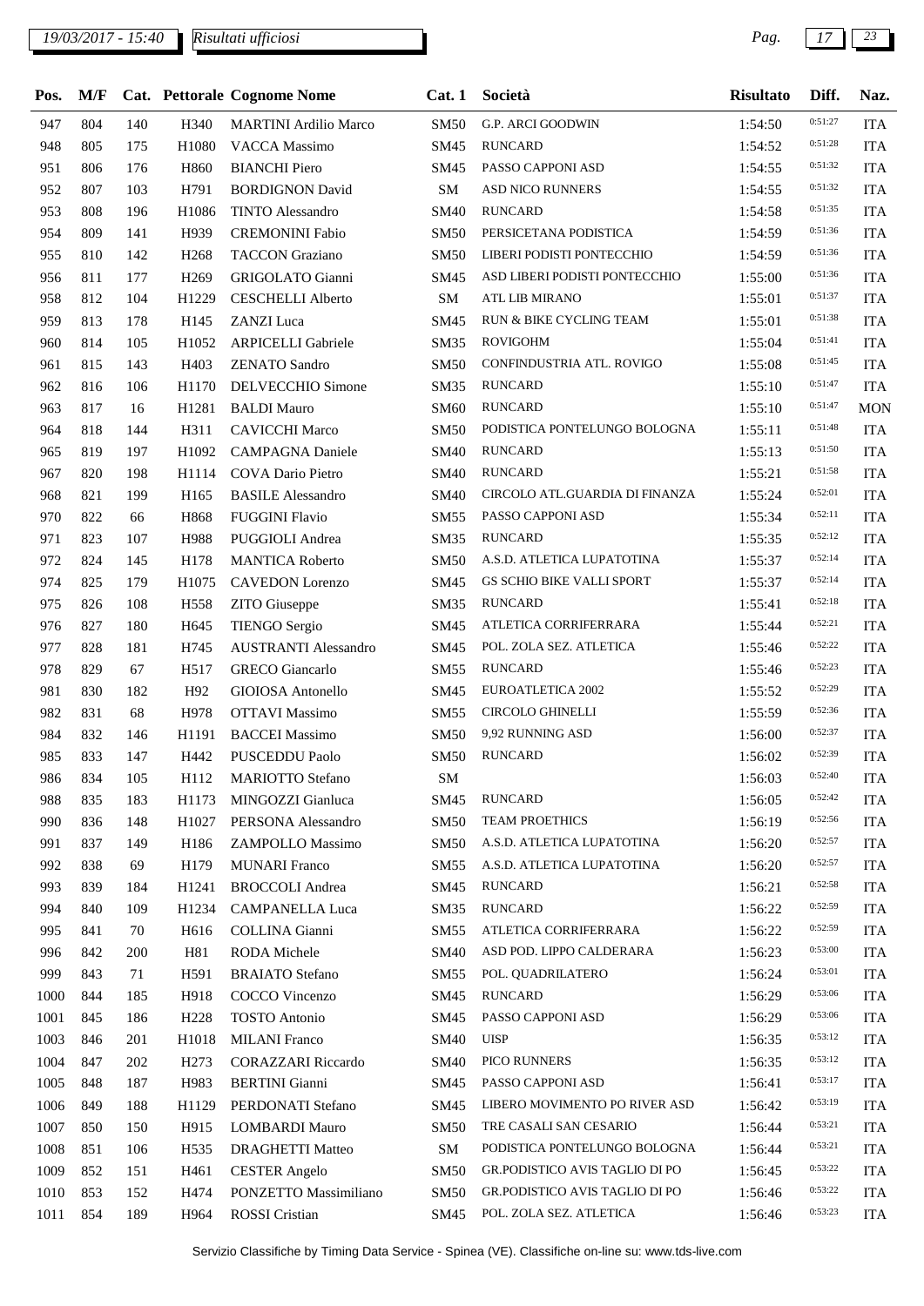| Pos. | M/F | Cat. | Pettorale | Cognome Nome | Cat. 1 | Società | Risultato | Diff. | Naz. |
|---|---|---|---|---|---|---|---|---|---|
| 947 | 804 | 140 | H340 | MARTINI Ardilio Marco | SM50 | G.P. ARCI GOODWIN | 1:54:50 | 0:51:27 | ITA |
| 948 | 805 | 175 | H1080 | VACCA Massimo | SM45 | RUNCARD | 1:54:52 | 0:51:28 | ITA |
| 951 | 806 | 176 | H860 | BIANCHI Piero | SM45 | PASSO CAPPONI ASD | 1:54:55 | 0:51:32 | ITA |
| 952 | 807 | 103 | H791 | BORDIGNON David | SM | ASD NICO RUNNERS | 1:54:55 | 0:51:32 | ITA |
| 953 | 808 | 196 | H1086 | TINTO Alessandro | SM40 | RUNCARD | 1:54:58 | 0:51:35 | ITA |
| 954 | 809 | 141 | H939 | CREMONINI Fabio | SM50 | PERSICETANA PODISTICA | 1:54:59 | 0:51:36 | ITA |
| 955 | 810 | 142 | H268 | TACCON Graziano | SM50 | LIBERI PODISTI PONTECCHIO | 1:54:59 | 0:51:36 | ITA |
| 956 | 811 | 177 | H269 | GRIGOLATO Gianni | SM45 | ASD LIBERI PODISTI PONTECCHIO | 1:55:00 | 0:51:36 | ITA |
| 958 | 812 | 104 | H1229 | CESCHELLI Alberto | SM | ATL LIB MIRANO | 1:55:01 | 0:51:37 | ITA |
| 959 | 813 | 178 | H145 | ZANZI Luca | SM45 | RUN & BIKE CYCLING TEAM | 1:55:01 | 0:51:38 | ITA |
| 960 | 814 | 105 | H1052 | ARPICELLI Gabriele | SM35 | ROVIGOHM | 1:55:04 | 0:51:41 | ITA |
| 961 | 815 | 143 | H403 | ZENATO Sandro | SM50 | CONFINDUSTRIA ATL. ROVIGO | 1:55:08 | 0:51:45 | ITA |
| 962 | 816 | 106 | H1170 | DELVECCHIO Simone | SM35 | RUNCARD | 1:55:10 | 0:51:47 | ITA |
| 963 | 817 | 16 | H1281 | BALDI Mauro | SM60 | RUNCARD | 1:55:10 | 0:51:47 | MON |
| 964 | 818 | 144 | H311 | CAVICCHI Marco | SM50 | PODISTICA PONTELUNGO BOLOGNA | 1:55:11 | 0:51:48 | ITA |
| 965 | 819 | 197 | H1092 | CAMPAGNA Daniele | SM40 | RUNCARD | 1:55:13 | 0:51:50 | ITA |
| 967 | 820 | 198 | H1114 | COVA Dario Pietro | SM40 | RUNCARD | 1:55:21 | 0:51:58 | ITA |
| 968 | 821 | 199 | H165 | BASILE Alessandro | SM40 | CIRCOLO ATL.GUARDIA DI FINANZA | 1:55:24 | 0:52:01 | ITA |
| 970 | 822 | 66 | H868 | FUGGINI Flavio | SM55 | PASSO CAPPONI ASD | 1:55:34 | 0:52:11 | ITA |
| 971 | 823 | 107 | H988 | PUGGIOLI Andrea | SM35 | RUNCARD | 1:55:35 | 0:52:12 | ITA |
| 972 | 824 | 145 | H178 | MANTICA Roberto | SM50 | A.S.D. ATLETICA LUPATOTINA | 1:55:37 | 0:52:14 | ITA |
| 974 | 825 | 179 | H1075 | CAVEDON Lorenzo | SM45 | GS SCHIO BIKE VALLI SPORT | 1:55:37 | 0:52:14 | ITA |
| 975 | 826 | 108 | H558 | ZITO Giuseppe | SM35 | RUNCARD | 1:55:41 | 0:52:18 | ITA |
| 976 | 827 | 180 | H645 | TIENGO Sergio | SM45 | ATLETICA CORRIFERRARA | 1:55:44 | 0:52:21 | ITA |
| 977 | 828 | 181 | H745 | AUSTRANTI Alessandro | SM45 | POL. ZOLA SEZ. ATLETICA | 1:55:46 | 0:52:22 | ITA |
| 978 | 829 | 67 | H517 | GRECO Giancarlo | SM55 | RUNCARD | 1:55:46 | 0:52:23 | ITA |
| 981 | 830 | 182 | H92 | GIOIOSA Antonello | SM45 | EUROATLETICA 2002 | 1:55:52 | 0:52:29 | ITA |
| 982 | 831 | 68 | H978 | OTTAVI Massimo | SM55 | CIRCOLO GHINELLI | 1:55:59 | 0:52:36 | ITA |
| 984 | 832 | 146 | H1191 | BACCEI Massimo | SM50 | 9,92 RUNNING ASD | 1:56:00 | 0:52:37 | ITA |
| 985 | 833 | 147 | H442 | PUSCEDDU Paolo | SM50 | RUNCARD | 1:56:02 | 0:52:39 | ITA |
| 986 | 834 | 105 | H112 | MARIOTTO Stefano | SM | | 1:56:03 | 0:52:40 | ITA |
| 988 | 835 | 183 | H1173 | MINGOZZI Gianluca | SM45 | RUNCARD | 1:56:05 | 0:52:42 | ITA |
| 990 | 836 | 148 | H1027 | PERSONA Alessandro | SM50 | TEAM PROETHICS | 1:56:19 | 0:52:56 | ITA |
| 991 | 837 | 149 | H186 | ZAMPOLLO Massimo | SM50 | A.S.D. ATLETICA LUPATOTINA | 1:56:20 | 0:52:57 | ITA |
| 992 | 838 | 69 | H179 | MUNARI Franco | SM55 | A.S.D. ATLETICA LUPATOTINA | 1:56:20 | 0:52:57 | ITA |
| 993 | 839 | 184 | H1241 | BROCCOLI Andrea | SM45 | RUNCARD | 1:56:21 | 0:52:58 | ITA |
| 994 | 840 | 109 | H1234 | CAMPANELLA Luca | SM35 | RUNCARD | 1:56:22 | 0:52:59 | ITA |
| 995 | 841 | 70 | H616 | COLLINA Gianni | SM55 | ATLETICA CORRIFERRARA | 1:56:22 | 0:52:59 | ITA |
| 996 | 842 | 200 | H81 | RODA Michele | SM40 | ASD POD. LIPPO CALDERARA | 1:56:23 | 0:53:00 | ITA |
| 999 | 843 | 71 | H591 | BRAIATO Stefano | SM55 | POL. QUADRILATERO | 1:56:24 | 0:53:01 | ITA |
| 1000 | 844 | 185 | H918 | COCCO Vincenzo | SM45 | RUNCARD | 1:56:29 | 0:53:06 | ITA |
| 1001 | 845 | 186 | H228 | TOSTO Antonio | SM45 | PASSO CAPPONI ASD | 1:56:29 | 0:53:06 | ITA |
| 1003 | 846 | 201 | H1018 | MILANI Franco | SM40 | UISP | 1:56:35 | 0:53:12 | ITA |
| 1004 | 847 | 202 | H273 | CORAZZARI Riccardo | SM40 | PICO RUNNERS | 1:56:35 | 0:53:12 | ITA |
| 1005 | 848 | 187 | H983 | BERTINI Gianni | SM45 | PASSO CAPPONI ASD | 1:56:41 | 0:53:17 | ITA |
| 1006 | 849 | 188 | H1129 | PERDONATI Stefano | SM45 | LIBERO MOVIMENTO PO RIVER ASD | 1:56:42 | 0:53:19 | ITA |
| 1007 | 850 | 150 | H915 | LOMBARDI Mauro | SM50 | TRE CASALI SAN CESARIO | 1:56:44 | 0:53:21 | ITA |
| 1008 | 851 | 106 | H535 | DRAGHETTI Matteo | SM | PODISTICA PONTELUNGO BOLOGNA | 1:56:44 | 0:53:21 | ITA |
| 1009 | 852 | 151 | H461 | CESTER Angelo | SM50 | GR.PODISTICO AVIS TAGLIO DI PO | 1:56:45 | 0:53:22 | ITA |
| 1010 | 853 | 152 | H474 | PONZETTO Massimiliano | SM50 | GR.PODISTICO AVIS TAGLIO DI PO | 1:56:46 | 0:53:22 | ITA |
| 1011 | 854 | 189 | H964 | ROSSI Cristian | SM45 | POL. ZOLA SEZ. ATLETICA | 1:56:46 | 0:53:23 | ITA |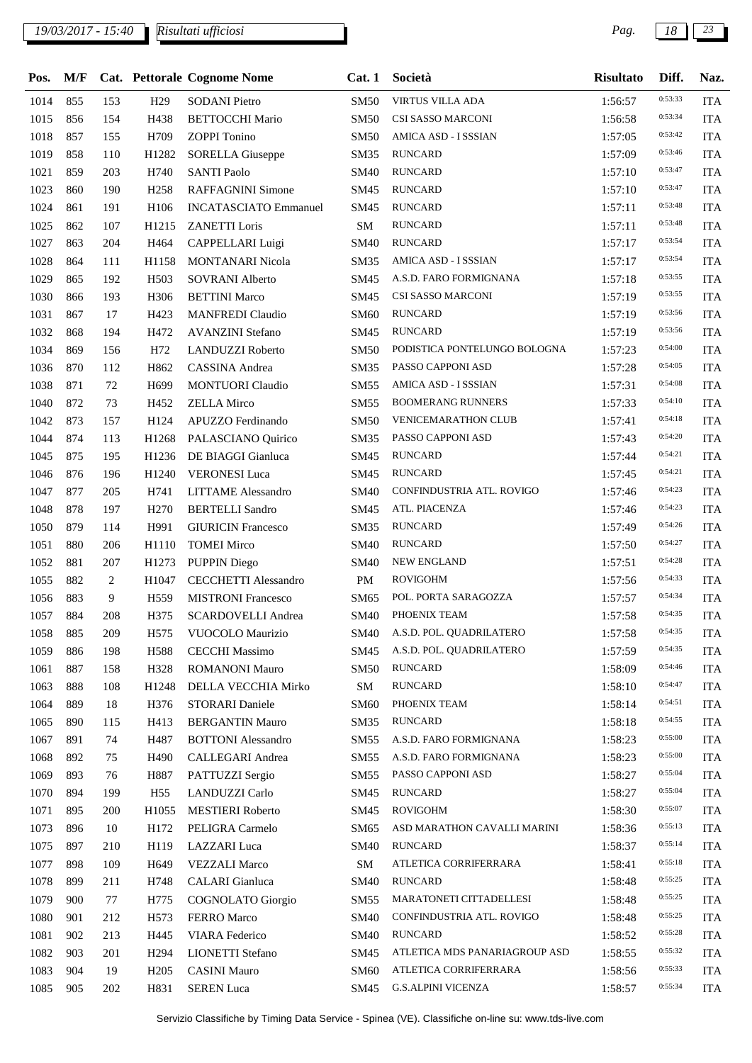| Pos. | M/F | Cat. | Pettorale | Cognome Nome | Cat. 1 | Società | Risultato | Diff. | Naz. |
|---|---|---|---|---|---|---|---|---|---|
| 1014 | 855 | 153 | H29 | SODANI Pietro | SM50 | VIRTUS VILLA ADA | 1:56:57 | 0:53:33 | ITA |
| 1015 | 856 | 154 | H438 | BETTOCCHI Mario | SM50 | CSI SASSO MARCONI | 1:56:58 | 0:53:34 | ITA |
| 1018 | 857 | 155 | H709 | ZOPPI Tonino | SM50 | AMICA ASD - I SSSIAN | 1:57:05 | 0:53:42 | ITA |
| 1019 | 858 | 110 | H1282 | SORELLA Giuseppe | SM35 | RUNCARD | 1:57:09 | 0:53:46 | ITA |
| 1021 | 859 | 203 | H740 | SANTI Paolo | SM40 | RUNCARD | 1:57:10 | 0:53:47 | ITA |
| 1023 | 860 | 190 | H258 | RAFFAGNINI Simone | SM45 | RUNCARD | 1:57:10 | 0:53:47 | ITA |
| 1024 | 861 | 191 | H106 | INCATASCIATO Emmanuel | SM45 | RUNCARD | 1:57:11 | 0:53:48 | ITA |
| 1025 | 862 | 107 | H1215 | ZANETTI Loris | SM | RUNCARD | 1:57:11 | 0:53:48 | ITA |
| 1027 | 863 | 204 | H464 | CAPPELLARI Luigi | SM40 | RUNCARD | 1:57:17 | 0:53:54 | ITA |
| 1028 | 864 | 111 | H1158 | MONTANARI Nicola | SM35 | AMICA ASD - I SSSIAN | 1:57:17 | 0:53:54 | ITA |
| 1029 | 865 | 192 | H503 | SOVRANI Alberto | SM45 | A.S.D. FARO FORMIGNANA | 1:57:18 | 0:53:55 | ITA |
| 1030 | 866 | 193 | H306 | BETTINI Marco | SM45 | CSI SASSO MARCONI | 1:57:19 | 0:53:55 | ITA |
| 1031 | 867 | 17 | H423 | MANFREDI Claudio | SM60 | RUNCARD | 1:57:19 | 0:53:56 | ITA |
| 1032 | 868 | 194 | H472 | AVANZINI Stefano | SM45 | RUNCARD | 1:57:19 | 0:53:56 | ITA |
| 1034 | 869 | 156 | H72 | LANDUZZI Roberto | SM50 | PODISTICA PONTELUNGO BOLOGNA | 1:57:23 | 0:54:00 | ITA |
| 1036 | 870 | 112 | H862 | CASSINA Andrea | SM35 | PASSO CAPPONI ASD | 1:57:28 | 0:54:05 | ITA |
| 1038 | 871 | 72 | H699 | MONTUORI Claudio | SM55 | AMICA ASD - I SSSIAN | 1:57:31 | 0:54:08 | ITA |
| 1040 | 872 | 73 | H452 | ZELLA Mirco | SM55 | BOOMERANG RUNNERS | 1:57:33 | 0:54:10 | ITA |
| 1042 | 873 | 157 | H124 | APUZZO Ferdinando | SM50 | VENICEMARATHON CLUB | 1:57:41 | 0:54:18 | ITA |
| 1044 | 874 | 113 | H1268 | PALASCIANO Quirico | SM35 | PASSO CAPPONI ASD | 1:57:43 | 0:54:20 | ITA |
| 1045 | 875 | 195 | H1236 | DE BIAGGI Gianluca | SM45 | RUNCARD | 1:57:44 | 0:54:21 | ITA |
| 1046 | 876 | 196 | H1240 | VERONESI Luca | SM45 | RUNCARD | 1:57:45 | 0:54:21 | ITA |
| 1047 | 877 | 205 | H741 | LITTAME Alessandro | SM40 | CONFINDUSTRIA ATL. ROVIGO | 1:57:46 | 0:54:23 | ITA |
| 1048 | 878 | 197 | H270 | BERTELLI Sandro | SM45 | ATL. PIACENZA | 1:57:46 | 0:54:23 | ITA |
| 1050 | 879 | 114 | H991 | GIURICIN Francesco | SM35 | RUNCARD | 1:57:49 | 0:54:26 | ITA |
| 1051 | 880 | 206 | H1110 | TOMEI Mirco | SM40 | RUNCARD | 1:57:50 | 0:54:27 | ITA |
| 1052 | 881 | 207 | H1273 | PUPPIN Diego | SM40 | NEW ENGLAND | 1:57:51 | 0:54:28 | ITA |
| 1055 | 882 | 2 | H1047 | CECCHETTI Alessandro | PM | ROVIGOHM | 1:57:56 | 0:54:33 | ITA |
| 1056 | 883 | 9 | H559 | MISTRONI Francesco | SM65 | POL. PORTA SARAGOZZA | 1:57:57 | 0:54:34 | ITA |
| 1057 | 884 | 208 | H375 | SCARDOVELLI Andrea | SM40 | PHOENIX TEAM | 1:57:58 | 0:54:35 | ITA |
| 1058 | 885 | 209 | H575 | VUOCOLO Maurizio | SM40 | A.S.D. POL. QUADRILATERO | 1:57:58 | 0:54:35 | ITA |
| 1059 | 886 | 198 | H588 | CECCHI Massimo | SM45 | A.S.D. POL. QUADRILATERO | 1:57:59 | 0:54:35 | ITA |
| 1061 | 887 | 158 | H328 | ROMANONI Mauro | SM50 | RUNCARD | 1:58:09 | 0:54:46 | ITA |
| 1063 | 888 | 108 | H1248 | DELLA VECCHIA Mirko | SM | RUNCARD | 1:58:10 | 0:54:47 | ITA |
| 1064 | 889 | 18 | H376 | STORARI Daniele | SM60 | PHOENIX TEAM | 1:58:14 | 0:54:51 | ITA |
| 1065 | 890 | 115 | H413 | BERGANTIN Mauro | SM35 | RUNCARD | 1:58:18 | 0:54:55 | ITA |
| 1067 | 891 | 74 | H487 | BOTTONI Alessandro | SM55 | A.S.D. FARO FORMIGNANA | 1:58:23 | 0:55:00 | ITA |
| 1068 | 892 | 75 | H490 | CALLEGARI Andrea | SM55 | A.S.D. FARO FORMIGNANA | 1:58:23 | 0:55:00 | ITA |
| 1069 | 893 | 76 | H887 | PATTUZZI Sergio | SM55 | PASSO CAPPONI ASD | 1:58:27 | 0:55:04 | ITA |
| 1070 | 894 | 199 | H55 | LANDUZZI Carlo | SM45 | RUNCARD | 1:58:27 | 0:55:04 | ITA |
| 1071 | 895 | 200 | H1055 | MESTIERI Roberto | SM45 | ROVIGOHM | 1:58:30 | 0:55:07 | ITA |
| 1073 | 896 | 10 | H172 | PELIGRA Carmelo | SM65 | ASD MARATHON CAVALLI MARINI | 1:58:36 | 0:55:13 | ITA |
| 1075 | 897 | 210 | H119 | LAZZARI Luca | SM40 | RUNCARD | 1:58:37 | 0:55:14 | ITA |
| 1077 | 898 | 109 | H649 | VEZZALI Marco | SM | ATLETICA CORRIFERRARA | 1:58:41 | 0:55:18 | ITA |
| 1078 | 899 | 211 | H748 | CALARI Gianluca | SM40 | RUNCARD | 1:58:48 | 0:55:25 | ITA |
| 1079 | 900 | 77 | H775 | COGNOLATO Giorgio | SM55 | MARATONETI CITTADELLESI | 1:58:48 | 0:55:25 | ITA |
| 1080 | 901 | 212 | H573 | FERRO Marco | SM40 | CONFINDUSTRIA ATL. ROVIGO | 1:58:48 | 0:55:25 | ITA |
| 1081 | 902 | 213 | H445 | VIARA Federico | SM40 | RUNCARD | 1:58:52 | 0:55:28 | ITA |
| 1082 | 903 | 201 | H294 | LIONETTI Stefano | SM45 | ATLETICA MDS PANARIAGROUP ASD | 1:58:55 | 0:55:32 | ITA |
| 1083 | 904 | 19 | H205 | CASINI Mauro | SM60 | ATLETICA CORRIFERRARA | 1:58:56 | 0:55:33 | ITA |
| 1085 | 905 | 202 | H831 | SEREN Luca | SM45 | G.S.ALPINI VICENZA | 1:58:57 | 0:55:34 | ITA |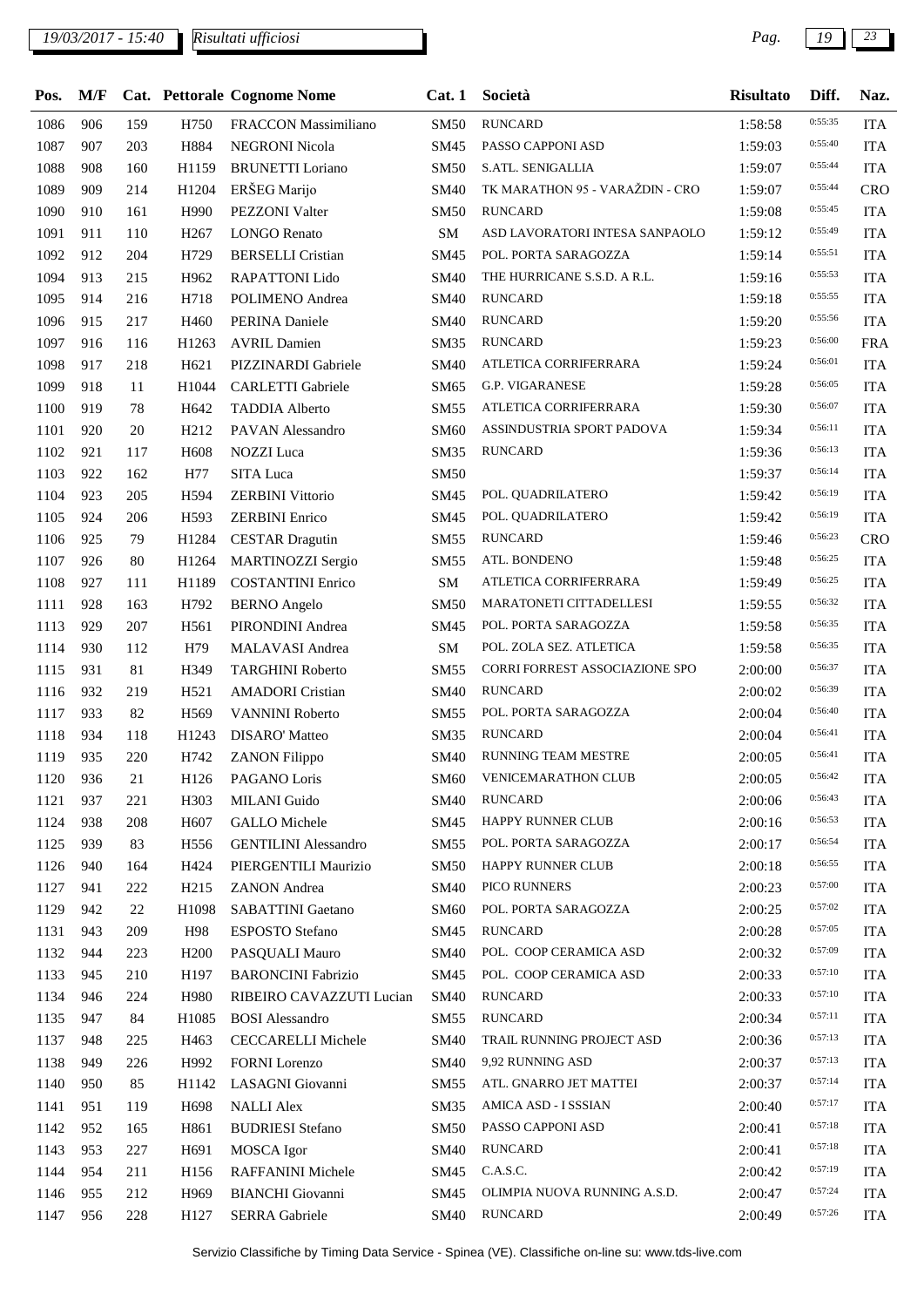| Pos. | M/F | Cat. | Pettorale | Cognome Nome | Cat. 1 | Società | Risultato | Diff. | Naz. |
|---|---|---|---|---|---|---|---|---|---|
| 1086 | 906 | 159 | H750 | FRACCON Massimiliano | SM50 | RUNCARD | 1:58:58 | 0:55:35 | ITA |
| 1087 | 907 | 203 | H884 | NEGRONI Nicola | SM45 | PASSO CAPPONI ASD | 1:59:03 | 0:55:40 | ITA |
| 1088 | 908 | 160 | H1159 | BRUNETTI Loriano | SM50 | S.ATL. SENIGALLIA | 1:59:07 | 0:55:44 | ITA |
| 1089 | 909 | 214 | H1204 | ERŠEG Marijo | SM40 | TK MARATHON 95 - VARAŽDIN - CRO | 1:59:07 | 0:55:44 | CRO |
| 1090 | 910 | 161 | H990 | PEZZONI Valter | SM50 | RUNCARD | 1:59:08 | 0:55:45 | ITA |
| 1091 | 911 | 110 | H267 | LONGO Renato | SM | ASD LAVORATORI INTESA SANPAOLO | 1:59:12 | 0:55:49 | ITA |
| 1092 | 912 | 204 | H729 | BERSELLI Cristian | SM45 | POL. PORTA SARAGOZZA | 1:59:14 | 0:55:51 | ITA |
| 1094 | 913 | 215 | H962 | RAPATTONI Lido | SM40 | THE HURRICANE S.S.D. A R.L. | 1:59:16 | 0:55:53 | ITA |
| 1095 | 914 | 216 | H718 | POLIMENO Andrea | SM40 | RUNCARD | 1:59:18 | 0:55:55 | ITA |
| 1096 | 915 | 217 | H460 | PERINA Daniele | SM40 | RUNCARD | 1:59:20 | 0:55:56 | ITA |
| 1097 | 916 | 116 | H1263 | AVRIL Damien | SM35 | RUNCARD | 1:59:23 | 0:56:00 | FRA |
| 1098 | 917 | 218 | H621 | PIZZINARDI Gabriele | SM40 | ATLETICA CORRIFERRARA | 1:59:24 | 0:56:01 | ITA |
| 1099 | 918 | 11 | H1044 | CARLETTI Gabriele | SM65 | G.P. VIGARANESE | 1:59:28 | 0:56:05 | ITA |
| 1100 | 919 | 78 | H642 | TADDIA Alberto | SM55 | ATLETICA CORRIFERRARA | 1:59:30 | 0:56:07 | ITA |
| 1101 | 920 | 20 | H212 | PAVAN Alessandro | SM60 | ASSINDUSTRIA SPORT PADOVA | 1:59:34 | 0:56:11 | ITA |
| 1102 | 921 | 117 | H608 | NOZZI Luca | SM35 | RUNCARD | 1:59:36 | 0:56:13 | ITA |
| 1103 | 922 | 162 | H77 | SITA Luca | SM50 | | 1:59:37 | 0:56:14 | ITA |
| 1104 | 923 | 205 | H594 | ZERBINI Vittorio | SM45 | POL. QUADRILATERO | 1:59:42 | 0:56:19 | ITA |
| 1105 | 924 | 206 | H593 | ZERBINI Enrico | SM45 | POL. QUADRILATERO | 1:59:42 | 0:56:19 | ITA |
| 1106 | 925 | 79 | H1284 | CESTAR Dragutin | SM55 | RUNCARD | 1:59:46 | 0:56:23 | CRO |
| 1107 | 926 | 80 | H1264 | MARTINOZZI Sergio | SM55 | ATL. BONDENO | 1:59:48 | 0:56:25 | ITA |
| 1108 | 927 | 111 | H1189 | COSTANTINI Enrico | SM | ATLETICA CORRIFERRARA | 1:59:49 | 0:56:25 | ITA |
| 1111 | 928 | 163 | H792 | BERNO Angelo | SM50 | MARATONETI CITTADELLESI | 1:59:55 | 0:56:32 | ITA |
| 1113 | 929 | 207 | H561 | PIRONDINI Andrea | SM45 | POL. PORTA SARAGOZZA | 1:59:58 | 0:56:35 | ITA |
| 1114 | 930 | 112 | H79 | MALAVASI Andrea | SM | POL. ZOLA SEZ. ATLETICA | 1:59:58 | 0:56:35 | ITA |
| 1115 | 931 | 81 | H349 | TARGHINI Roberto | SM55 | CORRI FORREST ASSOCIAZIONE SPO | 2:00:00 | 0:56:37 | ITA |
| 1116 | 932 | 219 | H521 | AMADORI Cristian | SM40 | RUNCARD | 2:00:02 | 0:56:39 | ITA |
| 1117 | 933 | 82 | H569 | VANNINI Roberto | SM55 | POL. PORTA SARAGOZZA | 2:00:04 | 0:56:40 | ITA |
| 1118 | 934 | 118 | H1243 | DISARO' Matteo | SM35 | RUNCARD | 2:00:04 | 0:56:41 | ITA |
| 1119 | 935 | 220 | H742 | ZANON Filippo | SM40 | RUNNING TEAM MESTRE | 2:00:05 | 0:56:41 | ITA |
| 1120 | 936 | 21 | H126 | PAGANO Loris | SM60 | VENICEMARATHON CLUB | 2:00:05 | 0:56:42 | ITA |
| 1121 | 937 | 221 | H303 | MILANI Guido | SM40 | RUNCARD | 2:00:06 | 0:56:43 | ITA |
| 1124 | 938 | 208 | H607 | GALLO Michele | SM45 | HAPPY RUNNER CLUB | 2:00:16 | 0:56:53 | ITA |
| 1125 | 939 | 83 | H556 | GENTILINI Alessandro | SM55 | POL. PORTA SARAGOZZA | 2:00:17 | 0:56:54 | ITA |
| 1126 | 940 | 164 | H424 | PIERGENTILI Maurizio | SM50 | HAPPY RUNNER CLUB | 2:00:18 | 0:56:55 | ITA |
| 1127 | 941 | 222 | H215 | ZANON Andrea | SM40 | PICO RUNNERS | 2:00:23 | 0:57:00 | ITA |
| 1129 | 942 | 22 | H1098 | SABATTINI Gaetano | SM60 | POL. PORTA SARAGOZZA | 2:00:25 | 0:57:02 | ITA |
| 1131 | 943 | 209 | H98 | ESPOSTO Stefano | SM45 | RUNCARD | 2:00:28 | 0:57:05 | ITA |
| 1132 | 944 | 223 | H200 | PASQUALI Mauro | SM40 | POL. COOP CERAMICA ASD | 2:00:32 | 0:57:09 | ITA |
| 1133 | 945 | 210 | H197 | BARONCINI Fabrizio | SM45 | POL. COOP CERAMICA ASD | 2:00:33 | 0:57:10 | ITA |
| 1134 | 946 | 224 | H980 | RIBEIRO CAVAZZUTI Lucian | SM40 | RUNCARD | 2:00:33 | 0:57:10 | ITA |
| 1135 | 947 | 84 | H1085 | BOSI Alessandro | SM55 | RUNCARD | 2:00:34 | 0:57:11 | ITA |
| 1137 | 948 | 225 | H463 | CECCARELLI Michele | SM40 | TRAIL RUNNING PROJECT ASD | 2:00:36 | 0:57:13 | ITA |
| 1138 | 949 | 226 | H992 | FORNI Lorenzo | SM40 | 9,92 RUNNING ASD | 2:00:37 | 0:57:13 | ITA |
| 1140 | 950 | 85 | H1142 | LASAGNI Giovanni | SM55 | ATL. GNARRO JET MATTEI | 2:00:37 | 0:57:14 | ITA |
| 1141 | 951 | 119 | H698 | NALLI Alex | SM35 | AMICA ASD - I SSSIAN | 2:00:40 | 0:57:17 | ITA |
| 1142 | 952 | 165 | H861 | BUDRIESI Stefano | SM50 | PASSO CAPPONI ASD | 2:00:41 | 0:57:18 | ITA |
| 1143 | 953 | 227 | H691 | MOSCA Igor | SM40 | RUNCARD | 2:00:41 | 0:57:18 | ITA |
| 1144 | 954 | 211 | H156 | RAFFANINI Michele | SM45 | C.A.S.C. | 2:00:42 | 0:57:19 | ITA |
| 1146 | 955 | 212 | H969 | BIANCHI Giovanni | SM45 | OLIMPIA NUOVA RUNNING A.S.D. | 2:00:47 | 0:57:24 | ITA |
| 1147 | 956 | 228 | H127 | SERRA Gabriele | SM40 | RUNCARD | 2:00:49 | 0:57:26 | ITA |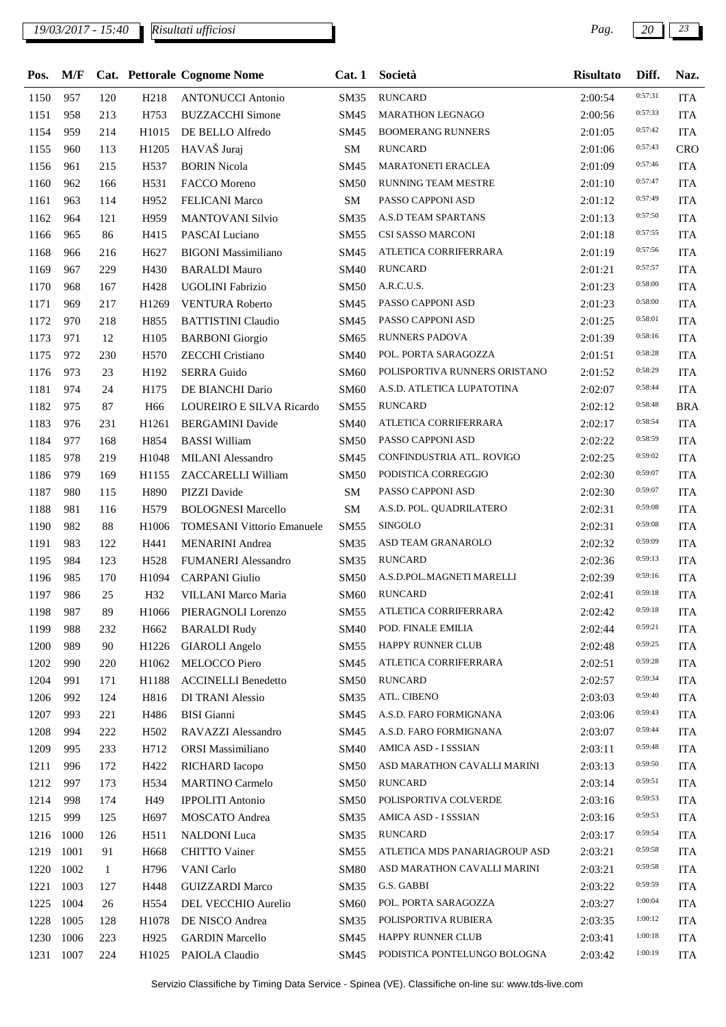*19/03/2017 - 15:40* *Risultati ufficiosi*

| Pos. | M/F | Cat. | Pettorale | Cognome Nome | Cat. 1 | Società | Risultato | Diff. | Naz. |
|---|---|---|---|---|---|---|---|---|---|
| 1150 | 957 | 120 | H218 | ANTONUCCI Antonio | SM35 | RUNCARD | 2:00:54 | 0:57:31 | ITA |
| 1151 | 958 | 213 | H753 | BUZZACCHI Simone | SM45 | MARATHON LEGNAGO | 2:00:56 | 0:57:33 | ITA |
| 1154 | 959 | 214 | H1015 | DE BELLO Alfredo | SM45 | BOOMERANG RUNNERS | 2:01:05 | 0:57:42 | ITA |
| 1155 | 960 | 113 | H1205 | HAVAŠ Juraj | SM | RUNCARD | 2:01:06 | 0:57:43 | CRO |
| 1156 | 961 | 215 | H537 | BORIN Nicola | SM45 | MARATONETI ERACLEA | 2:01:09 | 0:57:46 | ITA |
| 1160 | 962 | 166 | H531 | FACCO Moreno | SM50 | RUNNING TEAM MESTRE | 2:01:10 | 0:57:47 | ITA |
| 1161 | 963 | 114 | H952 | FELICANI Marco | SM | PASSO CAPPONI ASD | 2:01:12 | 0:57:49 | ITA |
| 1162 | 964 | 121 | H959 | MANTOVANI Silvio | SM35 | A.S.D TEAM SPARTANS | 2:01:13 | 0:57:50 | ITA |
| 1166 | 965 | 86 | H415 | PASCAI Luciano | SM55 | CSI SASSO MARCONI | 2:01:18 | 0:57:55 | ITA |
| 1168 | 966 | 216 | H627 | BIGONI Massimiliano | SM45 | ATLETICA CORRIFERRARA | 2:01:19 | 0:57:56 | ITA |
| 1169 | 967 | 229 | H430 | BARALDI Mauro | SM40 | RUNCARD | 2:01:21 | 0:57:57 | ITA |
| 1170 | 968 | 167 | H428 | UGOLINI Fabrizio | SM50 | A.R.C.U.S. | 2:01:23 | 0:58:00 | ITA |
| 1171 | 969 | 217 | H1269 | VENTURA Roberto | SM45 | PASSO CAPPONI ASD | 2:01:23 | 0:58:00 | ITA |
| 1172 | 970 | 218 | H855 | BATTISTINI Claudio | SM45 | PASSO CAPPONI ASD | 2:01:25 | 0:58:01 | ITA |
| 1173 | 971 | 12 | H105 | BARBONI Giorgio | SM65 | RUNNERS PADOVA | 2:01:39 | 0:58:16 | ITA |
| 1175 | 972 | 230 | H570 | ZECCHI Cristiano | SM40 | POL. PORTA SARAGOZZA | 2:01:51 | 0:58:28 | ITA |
| 1176 | 973 | 23 | H192 | SERRA Guido | SM60 | POLISPORTIVA RUNNERS ORISTANO | 2:01:52 | 0:58:29 | ITA |
| 1181 | 974 | 24 | H175 | DE BIANCHI Dario | SM60 | A.S.D. ATLETICA LUPATOTINA | 2:02:07 | 0:58:44 | ITA |
| 1182 | 975 | 87 | H66 | LOUREIRO E SILVA Ricardo | SM55 | RUNCARD | 2:02:12 | 0:58:48 | BRA |
| 1183 | 976 | 231 | H1261 | BERGAMINI Davide | SM40 | ATLETICA CORRIFERRARA | 2:02:17 | 0:58:54 | ITA |
| 1184 | 977 | 168 | H854 | BASSI William | SM50 | PASSO CAPPONI ASD | 2:02:22 | 0:58:59 | ITA |
| 1185 | 978 | 219 | H1048 | MILANI Alessandro | SM45 | CONFINDUSTRIA ATL. ROVIGO | 2:02:25 | 0:59:02 | ITA |
| 1186 | 979 | 169 | H1155 | ZACCARELLI William | SM50 | PODISTICA CORREGGIO | 2:02:30 | 0:59:07 | ITA |
| 1187 | 980 | 115 | H890 | PIZZI Davide | SM | PASSO CAPPONI ASD | 2:02:30 | 0:59:07 | ITA |
| 1188 | 981 | 116 | H579 | BOLOGNESI Marcello | SM | A.S.D. POL. QUADRILATERO | 2:02:31 | 0:59:08 | ITA |
| 1190 | 982 | 88 | H1006 | TOMESANI Vittorio Emanuele | SM55 | SINGOLO | 2:02:31 | 0:59:08 | ITA |
| 1191 | 983 | 122 | H441 | MENARINI Andrea | SM35 | ASD TEAM GRANAROLO | 2:02:32 | 0:59:09 | ITA |
| 1195 | 984 | 123 | H528 | FUMANERI Alessandro | SM35 | RUNCARD | 2:02:36 | 0:59:13 | ITA |
| 1196 | 985 | 170 | H1094 | CARPANI Giulio | SM50 | A.S.D.POL.MAGNETI MARELLI | 2:02:39 | 0:59:16 | ITA |
| 1197 | 986 | 25 | H32 | VILLANI Marco Maria | SM60 | RUNCARD | 2:02:41 | 0:59:18 | ITA |
| 1198 | 987 | 89 | H1066 | PIERAGNOLI Lorenzo | SM55 | ATLETICA CORRIFERRARA | 2:02:42 | 0:59:18 | ITA |
| 1199 | 988 | 232 | H662 | BARALDI Rudy | SM40 | POD. FINALE EMILIA | 2:02:44 | 0:59:21 | ITA |
| 1200 | 989 | 90 | H1226 | GIAROLI Angelo | SM55 | HAPPY RUNNER CLUB | 2:02:48 | 0:59:25 | ITA |
| 1202 | 990 | 220 | H1062 | MELOCCO Piero | SM45 | ATLETICA CORRIFERRARA | 2:02:51 | 0:59:28 | ITA |
| 1204 | 991 | 171 | H1188 | ACCINELLI Benedetto | SM50 | RUNCARD | 2:02:57 | 0:59:34 | ITA |
| 1206 | 992 | 124 | H816 | DI TRANI Alessio | SM35 | ATL. CIBENO | 2:03:03 | 0:59:40 | ITA |
| 1207 | 993 | 221 | H486 | BISI Gianni | SM45 | A.S.D. FARO FORMIGNANA | 2:03:06 | 0:59:43 | ITA |
| 1208 | 994 | 222 | H502 | RAVAZZI Alessandro | SM45 | A.S.D. FARO FORMIGNANA | 2:03:07 | 0:59:44 | ITA |
| 1209 | 995 | 233 | H712 | ORSI Massimiliano | SM40 | AMICA ASD - I SSSIAN | 2:03:11 | 0:59:48 | ITA |
| 1211 | 996 | 172 | H422 | RICHARD Iacopo | SM50 | ASD MARATHON CAVALLI MARINI | 2:03:13 | 0:59:50 | ITA |
| 1212 | 997 | 173 | H534 | MARTINO Carmelo | SM50 | RUNCARD | 2:03:14 | 0:59:51 | ITA |
| 1214 | 998 | 174 | H49 | IPPOLITI Antonio | SM50 | POLISPORTIVA COLVERDE | 2:03:16 | 0:59:53 | ITA |
| 1215 | 999 | 125 | H697 | MOSCATO Andrea | SM35 | AMICA ASD - I SSSIAN | 2:03:16 | 0:59:53 | ITA |
| 1216 | 1000 | 126 | H511 | NALDONI Luca | SM35 | RUNCARD | 2:03:17 | 0:59:54 | ITA |
| 1219 | 1001 | 91 | H668 | CHITTO Vainer | SM55 | ATLETICA MDS PANARIAGROUP ASD | 2:03:21 | 0:59:58 | ITA |
| 1220 | 1002 | 1 | H796 | VANI Carlo | SM80 | ASD MARATHON CAVALLI MARINI | 2:03:21 | 0:59:58 | ITA |
| 1221 | 1003 | 127 | H448 | GUIZZARDI Marco | SM35 | G.S. GABBI | 2:03:22 | 0:59:59 | ITA |
| 1225 | 1004 | 26 | H554 | DEL VECCHIO Aurelio | SM60 | POL. PORTA SARAGOZZA | 2:03:27 | 1:00:04 | ITA |
| 1228 | 1005 | 128 | H1078 | DE NISCO Andrea | SM35 | POLISPORTIVA RUBIERA | 2:03:35 | 1:00:12 | ITA |
| 1230 | 1006 | 223 | H925 | GARDIN Marcello | SM45 | HAPPY RUNNER CLUB | 2:03:41 | 1:00:18 | ITA |
| 1231 | 1007 | 224 | H1025 | PAIOLA Claudio | SM45 | PODISTICA PONTELUNGO BOLOGNA | 2:03:42 | 1:00:19 | ITA |

Servizio Classifiche by Timing Data Service - Spinea (VE). Classifiche on-line su: www.tds-live.com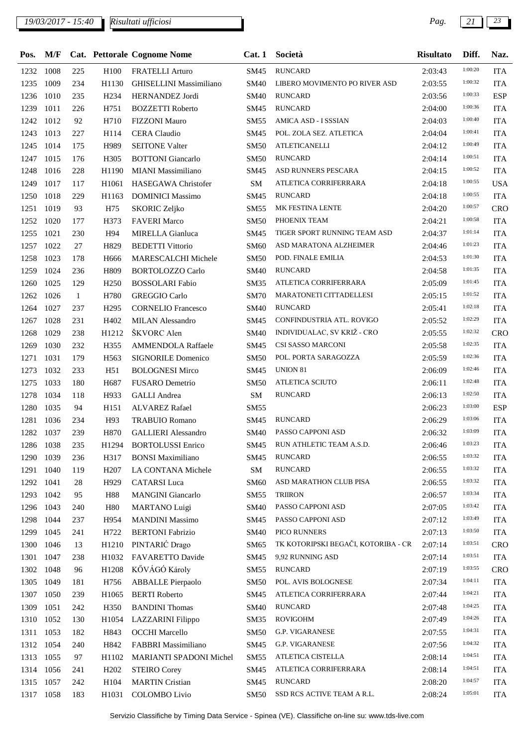| Pos. | M/F | Cat. | Pettorale | Cognome Nome | Cat. 1 | Società | Risultato | Diff. | Naz. |
|---|---|---|---|---|---|---|---|---|---|
| 1232 | 1008 | 225 | H100 | FRATELLI Arturo | SM45 | RUNCARD | 2:03:43 | 1:00:20 | ITA |
| 1235 | 1009 | 234 | H1130 | GHISELLINI Massimiliano | SM40 | LIBERO MOVIMENTO PO RIVER ASD | 2:03:55 | 1:00:32 | ITA |
| 1236 | 1010 | 235 | H234 | HERNANDEZ Jordi | SM40 | RUNCARD | 2:03:56 | 1:00:33 | ESP |
| 1239 | 1011 | 226 | H751 | BOZZETTI Roberto | SM45 | RUNCARD | 2:04:00 | 1:00:36 | ITA |
| 1242 | 1012 | 92 | H710 | FIZZONI Mauro | SM55 | AMICA ASD - I SSSIAN | 2:04:03 | 1:00:40 | ITA |
| 1243 | 1013 | 227 | H114 | CERA Claudio | SM45 | POL. ZOLA SEZ. ATLETICA | 2:04:04 | 1:00:41 | ITA |
| 1245 | 1014 | 175 | H989 | SEITONE Valter | SM50 | ATLETICANELLI | 2:04:12 | 1:00:49 | ITA |
| 1247 | 1015 | 176 | H305 | BOTTONI Giancarlo | SM50 | RUNCARD | 2:04:14 | 1:00:51 | ITA |
| 1248 | 1016 | 228 | H1190 | MIANI Massimiliano | SM45 | ASD RUNNERS PESCARA | 2:04:15 | 1:00:52 | ITA |
| 1249 | 1017 | 117 | H1061 | HASEGAWA Christofer | SM | ATLETICA CORRIFERRARA | 2:04:18 | 1:00:55 | USA |
| 1250 | 1018 | 229 | H1163 | DOMINICI Massimo | SM45 | RUNCARD | 2:04:18 | 1:00:55 | ITA |
| 1251 | 1019 | 93 | H75 | SKORIC Zeljko | SM55 | MK FESTINA LENTE | 2:04:20 | 1:00:57 | CRO |
| 1252 | 1020 | 177 | H373 | FAVERI Marco | SM50 | PHOENIX TEAM | 2:04:21 | 1:00:58 | ITA |
| 1255 | 1021 | 230 | H94 | MIRELLA Gianluca | SM45 | TIGER SPORT RUNNING TEAM ASD | 2:04:37 | 1:01:14 | ITA |
| 1257 | 1022 | 27 | H829 | BEDETTI Vittorio | SM60 | ASD MARATONA ALZHEIMER | 2:04:46 | 1:01:23 | ITA |
| 1258 | 1023 | 178 | H666 | MARESCALCHI Michele | SM50 | POD. FINALE EMILIA | 2:04:53 | 1:01:30 | ITA |
| 1259 | 1024 | 236 | H809 | BORTOLOZZO Carlo | SM40 | RUNCARD | 2:04:58 | 1:01:35 | ITA |
| 1260 | 1025 | 129 | H250 | BOSSOLARI Fabio | SM35 | ATLETICA CORRIFERRARA | 2:05:09 | 1:01:45 | ITA |
| 1262 | 1026 | 1 | H780 | GREGGIO Carlo | SM70 | MARATONETI CITTADELLESI | 2:05:15 | 1:01:52 | ITA |
| 1264 | 1027 | 237 | H295 | CORNELIO Francesco | SM40 | RUNCARD | 2:05:41 | 1:02:18 | ITA |
| 1267 | 1028 | 231 | H402 | MILAN Alessandro | SM45 | CONFINDUSTRIA ATL. ROVIGO | 2:05:52 | 1:02:29 | ITA |
| 1268 | 1029 | 238 | H1212 | ŠKVORC Alen | SM40 | INDIVIDUALAC, SV KRIŽ - CRO | 2:05:55 | 1:02:32 | CRO |
| 1269 | 1030 | 232 | H355 | AMMENDOLA Raffaele | SM45 | CSI SASSO MARCONI | 2:05:58 | 1:02:35 | ITA |
| 1271 | 1031 | 179 | H563 | SIGNORILE Domenico | SM50 | POL. PORTA SARAGOZZA | 2:05:59 | 1:02:36 | ITA |
| 1273 | 1032 | 233 | H51 | BOLOGNESI Mirco | SM45 | UNION 81 | 2:06:09 | 1:02:46 | ITA |
| 1275 | 1033 | 180 | H687 | FUSARO Demetrio | SM50 | ATLETICA SCIUTO | 2:06:11 | 1:02:48 | ITA |
| 1278 | 1034 | 118 | H933 | GALLI Andrea | SM | RUNCARD | 2:06:13 | 1:02:50 | ITA |
| 1280 | 1035 | 94 | H151 | ALVAREZ Rafael | SM55 | | 2:06:23 | 1:03:00 | ESP |
| 1281 | 1036 | 234 | H93 | TRABUIO Romano | SM45 | RUNCARD | 2:06:29 | 1:03:06 | ITA |
| 1282 | 1037 | 239 | H870 | GALLIERI Alessandro | SM40 | PASSO CAPPONI ASD | 2:06:32 | 1:03:09 | ITA |
| 1286 | 1038 | 235 | H1294 | BORTOLUSSI Enrico | SM45 | RUN ATHLETIC TEAM A.S.D. | 2:06:46 | 1:03:23 | ITA |
| 1290 | 1039 | 236 | H317 | BONSI Maximiliano | SM45 | RUNCARD | 2:06:55 | 1:03:32 | ITA |
| 1291 | 1040 | 119 | H207 | LA CONTANA Michele | SM | RUNCARD | 2:06:55 | 1:03:32 | ITA |
| 1292 | 1041 | 28 | H929 | CATARSI Luca | SM60 | ASD MARATHON CLUB PISA | 2:06:55 | 1:03:32 | ITA |
| 1293 | 1042 | 95 | H88 | MANGINI Giancarlo | SM55 | TRIIRON | 2:06:57 | 1:03:34 | ITA |
| 1296 | 1043 | 240 | H80 | MARTANO Luigi | SM40 | PASSO CAPPONI ASD | 2:07:05 | 1:03:42 | ITA |
| 1298 | 1044 | 237 | H954 | MANDINI Massimo | SM45 | PASSO CAPPONI ASD | 2:07:12 | 1:03:49 | ITA |
| 1299 | 1045 | 241 | H722 | BERTONI Fabrizio | SM40 | PICO RUNNERS | 2:07:13 | 1:03:50 | ITA |
| 1300 | 1046 | 13 | H1210 | PINTARIĆ Drago | SM65 | TK KOTORIPSKI BEGAČI, KOTORIBA - CR | 2:07:14 | 1:03:51 | CRO |
| 1301 | 1047 | 238 | H1032 | FAVARETTO Davide | SM45 | 9,92 RUNNING ASD | 2:07:14 | 1:03:51 | ITA |
| 1302 | 1048 | 96 | H1208 | KŐVÁGÓ Károly | SM55 | RUNCARD | 2:07:19 | 1:03:55 | CRO |
| 1305 | 1049 | 181 | H756 | ABBALLE Pierpaolo | SM50 | POL. AVIS BOLOGNESE | 2:07:34 | 1:04:11 | ITA |
| 1307 | 1050 | 239 | H1065 | BERTI Roberto | SM45 | ATLETICA CORRIFERRARA | 2:07:44 | 1:04:21 | ITA |
| 1309 | 1051 | 242 | H350 | BANDINI Thomas | SM40 | RUNCARD | 2:07:48 | 1:04:25 | ITA |
| 1310 | 1052 | 130 | H1054 | LAZZARINI Filippo | SM35 | ROVIGOHM | 2:07:49 | 1:04:26 | ITA |
| 1311 | 1053 | 182 | H843 | OCCHI Marcello | SM50 | G.P. VIGARANESE | 2:07:55 | 1:04:31 | ITA |
| 1312 | 1054 | 240 | H842 | FABBRI Massimiliano | SM45 | G.P. VIGARANESE | 2:07:56 | 1:04:32 | ITA |
| 1313 | 1055 | 97 | H1102 | MARIANTI SPADONI Michel | SM55 | ATLETICA CISTELLA | 2:08:14 | 1:04:51 | ITA |
| 1314 | 1056 | 241 | H202 | STEIRO Corey | SM45 | ATLETICA CORRIFERRARA | 2:08:14 | 1:04:51 | ITA |
| 1315 | 1057 | 242 | H104 | MARTIN Cristian | SM45 | RUNCARD | 2:08:20 | 1:04:57 | ITA |
| 1317 | 1058 | 183 | H1031 | COLOMBO Livio | SM50 | SSD RCS ACTIVE TEAM A R.L. | 2:08:24 | 1:05:01 | ITA |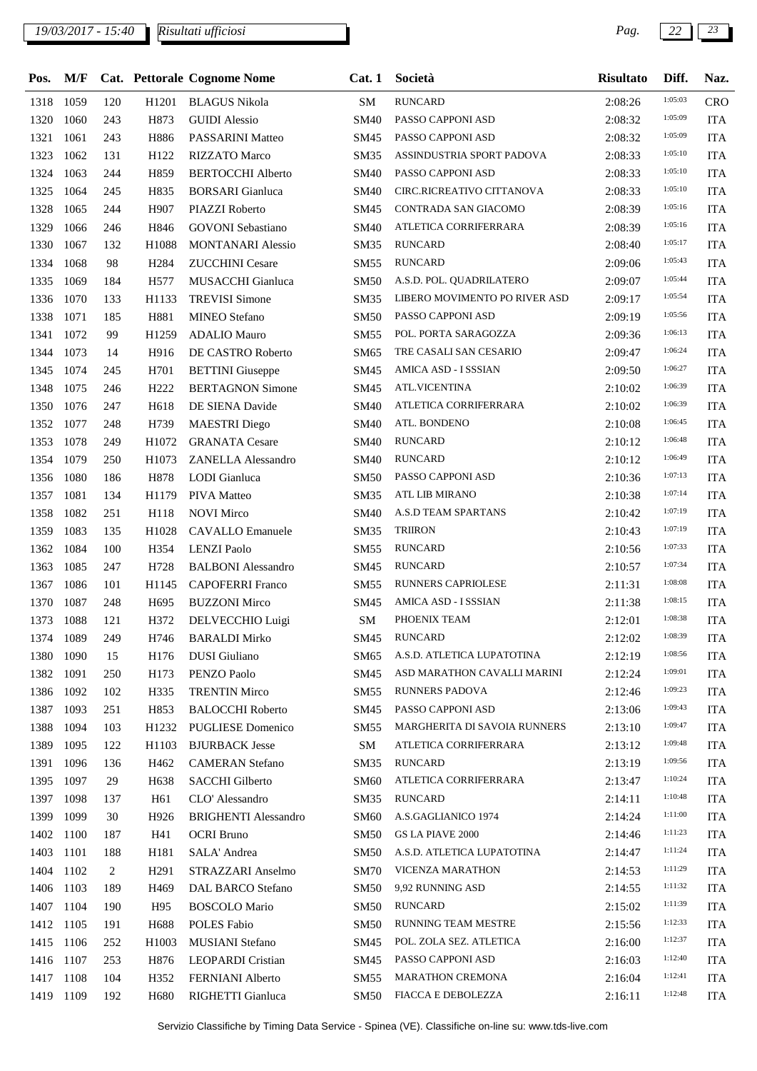| Pos. | M/F | Cat. | Pettorale | Cognome Nome | Cat. 1 | Società | Risultato | Diff. | Naz. |
|---|---|---|---|---|---|---|---|---|---|
| 1318 | 1059 | 120 | H1201 | BLAGUS Nikola | SM | RUNCARD | 2:08:26 | 1:05:03 | CRO |
| 1320 | 1060 | 243 | H873 | GUIDI Alessio | SM40 | PASSO CAPPONI ASD | 2:08:32 | 1:05:09 | ITA |
| 1321 | 1061 | 243 | H886 | PASSARINI Matteo | SM45 | PASSO CAPPONI ASD | 2:08:32 | 1:05:09 | ITA |
| 1323 | 1062 | 131 | H122 | RIZZATO Marco | SM35 | ASSINDUSTRIA SPORT PADOVA | 2:08:33 | 1:05:10 | ITA |
| 1324 | 1063 | 244 | H859 | BERTOCCHI Alberto | SM40 | PASSO CAPPONI ASD | 2:08:33 | 1:05:10 | ITA |
| 1325 | 1064 | 245 | H835 | BORSARI Gianluca | SM40 | CIRC.RICREATIVO CITTANOVA | 2:08:33 | 1:05:10 | ITA |
| 1328 | 1065 | 244 | H907 | PIAZZI Roberto | SM45 | CONTRADA SAN GIACOMO | 2:08:39 | 1:05:16 | ITA |
| 1329 | 1066 | 246 | H846 | GOVONI Sebastiano | SM40 | ATLETICA CORRIFERRARA | 2:08:39 | 1:05:16 | ITA |
| 1330 | 1067 | 132 | H1088 | MONTANARI Alessio | SM35 | RUNCARD | 2:08:40 | 1:05:17 | ITA |
| 1334 | 1068 | 98 | H284 | ZUCCHINI Cesare | SM55 | RUNCARD | 2:09:06 | 1:05:43 | ITA |
| 1335 | 1069 | 184 | H577 | MUSACCHI Gianluca | SM50 | A.S.D. POL. QUADRILATERO | 2:09:07 | 1:05:44 | ITA |
| 1336 | 1070 | 133 | H1133 | TREVISI Simone | SM35 | LIBERO MOVIMENTO PO RIVER ASD | 2:09:17 | 1:05:54 | ITA |
| 1338 | 1071 | 185 | H881 | MINEO Stefano | SM50 | PASSO CAPPONI ASD | 2:09:19 | 1:05:56 | ITA |
| 1341 | 1072 | 99 | H1259 | ADALIO Mauro | SM55 | POL. PORTA SARAGOZZA | 2:09:36 | 1:06:13 | ITA |
| 1344 | 1073 | 14 | H916 | DE CASTRO Roberto | SM65 | TRE CASALI SAN CESARIO | 2:09:47 | 1:06:24 | ITA |
| 1345 | 1074 | 245 | H701 | BETTINI Giuseppe | SM45 | AMICA ASD - I SSSIAN | 2:09:50 | 1:06:27 | ITA |
| 1348 | 1075 | 246 | H222 | BERTAGNON Simone | SM45 | ATL.VICENTINA | 2:10:02 | 1:06:39 | ITA |
| 1350 | 1076 | 247 | H618 | DE SIENA Davide | SM40 | ATLETICA CORRIFERRARA | 2:10:02 | 1:06:39 | ITA |
| 1352 | 1077 | 248 | H739 | MAESTRI Diego | SM40 | ATL. BONDENO | 2:10:08 | 1:06:45 | ITA |
| 1353 | 1078 | 249 | H1072 | GRANATA Cesare | SM40 | RUNCARD | 2:10:12 | 1:06:48 | ITA |
| 1354 | 1079 | 250 | H1073 | ZANELLA Alessandro | SM40 | RUNCARD | 2:10:12 | 1:06:49 | ITA |
| 1356 | 1080 | 186 | H878 | LODI Gianluca | SM50 | PASSO CAPPONI ASD | 2:10:36 | 1:07:13 | ITA |
| 1357 | 1081 | 134 | H1179 | PIVA Matteo | SM35 | ATL LIB MIRANO | 2:10:38 | 1:07:14 | ITA |
| 1358 | 1082 | 251 | H118 | NOVI Mirco | SM40 | A.S.D TEAM SPARTANS | 2:10:42 | 1:07:19 | ITA |
| 1359 | 1083 | 135 | H1028 | CAVALLO Emanuele | SM35 | TRIIRON | 2:10:43 | 1:07:19 | ITA |
| 1362 | 1084 | 100 | H354 | LENZI Paolo | SM55 | RUNCARD | 2:10:56 | 1:07:33 | ITA |
| 1363 | 1085 | 247 | H728 | BALBONI Alessandro | SM45 | RUNCARD | 2:10:57 | 1:07:34 | ITA |
| 1367 | 1086 | 101 | H1145 | CAPOFERRI Franco | SM55 | RUNNERS CAPRIOLESE | 2:11:31 | 1:08:08 | ITA |
| 1370 | 1087 | 248 | H695 | BUZZONI Mirco | SM45 | AMICA ASD - I SSSIAN | 2:11:38 | 1:08:15 | ITA |
| 1373 | 1088 | 121 | H372 | DELVECCHIO Luigi | SM | PHOENIX TEAM | 2:12:01 | 1:08:38 | ITA |
| 1374 | 1089 | 249 | H746 | BARALDI Mirko | SM45 | RUNCARD | 2:12:02 | 1:08:39 | ITA |
| 1380 | 1090 | 15 | H176 | DUSI Giuliano | SM65 | A.S.D. ATLETICA LUPATOTINA | 2:12:19 | 1:08:56 | ITA |
| 1382 | 1091 | 250 | H173 | PENZO Paolo | SM45 | ASD MARATHON CAVALLI MARINI | 2:12:24 | 1:09:01 | ITA |
| 1386 | 1092 | 102 | H335 | TRENTIN Mirco | SM55 | RUNNERS PADOVA | 2:12:46 | 1:09:23 | ITA |
| 1387 | 1093 | 251 | H853 | BALOCCHI Roberto | SM45 | PASSO CAPPONI ASD | 2:13:06 | 1:09:43 | ITA |
| 1388 | 1094 | 103 | H1232 | PUGLIESE Domenico | SM55 | MARGHERITA DI SAVOIA RUNNERS | 2:13:10 | 1:09:47 | ITA |
| 1389 | 1095 | 122 | H1103 | BJURBACK Jesse | SM | ATLETICA CORRIFERRARA | 2:13:12 | 1:09:48 | ITA |
| 1391 | 1096 | 136 | H462 | CAMERAN Stefano | SM35 | RUNCARD | 2:13:19 | 1:09:56 | ITA |
| 1395 | 1097 | 29 | H638 | SACCHI Gilberto | SM60 | ATLETICA CORRIFERRARA | 2:13:47 | 1:10:24 | ITA |
| 1397 | 1098 | 137 | H61 | CLO' Alessandro | SM35 | RUNCARD | 2:14:11 | 1:10:48 | ITA |
| 1399 | 1099 | 30 | H926 | BRIGHENTI Alessandro | SM60 | A.S.GAGLIANICO 1974 | 2:14:24 | 1:11:00 | ITA |
| 1402 | 1100 | 187 | H41 | OCRI Bruno | SM50 | GS LA PIAVE 2000 | 2:14:46 | 1:11:23 | ITA |
| 1403 | 1101 | 188 | H181 | SALA' Andrea | SM50 | A.S.D. ATLETICA LUPATOTINA | 2:14:47 | 1:11:24 | ITA |
| 1404 | 1102 | 2 | H291 | STRAZZARI Anselmo | SM70 | VICENZA MARATHON | 2:14:53 | 1:11:29 | ITA |
| 1406 | 1103 | 189 | H469 | DAL BARCO Stefano | SM50 | 9,92 RUNNING ASD | 2:14:55 | 1:11:32 | ITA |
| 1407 | 1104 | 190 | H95 | BOSCOLO Mario | SM50 | RUNCARD | 2:15:02 | 1:11:39 | ITA |
| 1412 | 1105 | 191 | H688 | POLES Fabio | SM50 | RUNNING TEAM MESTRE | 2:15:56 | 1:12:33 | ITA |
| 1415 | 1106 | 252 | H1003 | MUSIANI Stefano | SM45 | POL. ZOLA SEZ. ATLETICA | 2:16:00 | 1:12:37 | ITA |
| 1416 | 1107 | 253 | H876 | LEOPARDI Cristian | SM45 | PASSO CAPPONI ASD | 2:16:03 | 1:12:40 | ITA |
| 1417 | 1108 | 104 | H352 | FERNIANI Alberto | SM55 | MARATHON CREMONA | 2:16:04 | 1:12:41 | ITA |
| 1419 | 1109 | 192 | H680 | RIGHETTI Gianluca | SM50 | FIACCA E DEBOLEZZA | 2:16:11 | 1:12:48 | ITA |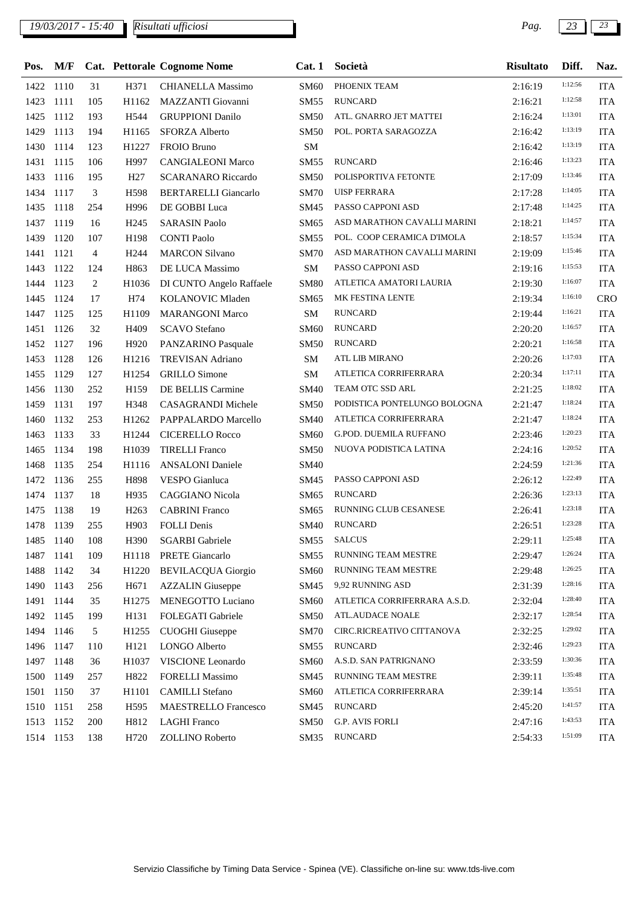| Pos. | M/F | Cat. | Pettorale | Cognome Nome | Cat. 1 | Società | Risultato | Diff. | Naz. |
|---|---|---|---|---|---|---|---|---|---|
| 1422 | 1110 | 31 | H371 | CHIANELLA Massimo | SM60 | PHOENIX TEAM | 2:16:19 | 1:12:56 | ITA |
| 1423 | 1111 | 105 | H1162 | MAZZANTI Giovanni | SM55 | RUNCARD | 2:16:21 | 1:12:58 | ITA |
| 1425 | 1112 | 193 | H544 | GRUPPIONI Danilo | SM50 | ATL. GNARRO JET MATTEI | 2:16:24 | 1:13:01 | ITA |
| 1429 | 1113 | 194 | H1165 | SFORZA Alberto | SM50 | POL. PORTA SARAGOZZA | 2:16:42 | 1:13:19 | ITA |
| 1430 | 1114 | 123 | H1227 | FROIO Bruno | SM | | 2:16:42 | 1:13:19 | ITA |
| 1431 | 1115 | 106 | H997 | CANGIALEONI Marco | SM55 | RUNCARD | 2:16:46 | 1:13:23 | ITA |
| 1433 | 1116 | 195 | H27 | SCARANARO Riccardo | SM50 | POLISPORTIVA FETONTE | 2:17:09 | 1:13:46 | ITA |
| 1434 | 1117 | 3 | H598 | BERTARELLI Giancarlo | SM70 | UISP FERRARA | 2:17:28 | 1:14:05 | ITA |
| 1435 | 1118 | 254 | H996 | DE GOBBI Luca | SM45 | PASSO CAPPONI ASD | 2:17:48 | 1:14:25 | ITA |
| 1437 | 1119 | 16 | H245 | SARASIN Paolo | SM65 | ASD MARATHON CAVALLI MARINI | 2:18:21 | 1:14:57 | ITA |
| 1439 | 1120 | 107 | H198 | CONTI Paolo | SM55 | POL. COOP CERAMICA D'IMOLA | 2:18:57 | 1:15:34 | ITA |
| 1441 | 1121 | 4 | H244 | MARCON Silvano | SM70 | ASD MARATHON CAVALLI MARINI | 2:19:09 | 1:15:46 | ITA |
| 1443 | 1122 | 124 | H863 | DE LUCA Massimo | SM | PASSO CAPPONI ASD | 2:19:16 | 1:15:53 | ITA |
| 1444 | 1123 | 2 | H1036 | DI CUNTO Angelo Raffaele | SM80 | ATLETICA AMATORI LAURIA | 2:19:30 | 1:16:07 | ITA |
| 1445 | 1124 | 17 | H74 | KOLANOVIC Mladen | SM65 | MK FESTINA LENTE | 2:19:34 | 1:16:10 | CRO |
| 1447 | 1125 | 125 | H1109 | MARANGONI Marco | SM | RUNCARD | 2:19:44 | 1:16:21 | ITA |
| 1451 | 1126 | 32 | H409 | SCAVO Stefano | SM60 | RUNCARD | 2:20:20 | 1:16:57 | ITA |
| 1452 | 1127 | 196 | H920 | PANZARINO Pasquale | SM50 | RUNCARD | 2:20:21 | 1:16:58 | ITA |
| 1453 | 1128 | 126 | H1216 | TREVISAN Adriano | SM | ATL LIB MIRANO | 2:20:26 | 1:17:03 | ITA |
| 1455 | 1129 | 127 | H1254 | GRILLO Simone | SM | ATLETICA CORRIFERRARA | 2:20:34 | 1:17:11 | ITA |
| 1456 | 1130 | 252 | H159 | DE BELLIS Carmine | SM40 | TEAM OTC SSD ARL | 2:21:25 | 1:18:02 | ITA |
| 1459 | 1131 | 197 | H348 | CASAGRANDI Michele | SM50 | PODISTICA PONTELUNGO BOLOGNA | 2:21:47 | 1:18:24 | ITA |
| 1460 | 1132 | 253 | H1262 | PAPPALARDO Marcello | SM40 | ATLETICA CORRIFERRARA | 2:21:47 | 1:18:24 | ITA |
| 1463 | 1133 | 33 | H1244 | CICERELLO Rocco | SM60 | G.POD. DUEMILA RUFFANO | 2:23:46 | 1:20:23 | ITA |
| 1465 | 1134 | 198 | H1039 | TIRELLI Franco | SM50 | NUOVA PODISTICA LATINA | 2:24:16 | 1:20:52 | ITA |
| 1468 | 1135 | 254 | H1116 | ANSALONI Daniele | SM40 | | 2:24:59 | 1:21:36 | ITA |
| 1472 | 1136 | 255 | H898 | VESPO Gianluca | SM45 | PASSO CAPPONI ASD | 2:26:12 | 1:22:49 | ITA |
| 1474 | 1137 | 18 | H935 | CAGGIANO Nicola | SM65 | RUNCARD | 2:26:36 | 1:23:13 | ITA |
| 1475 | 1138 | 19 | H263 | CABRINI Franco | SM65 | RUNNING CLUB CESANESE | 2:26:41 | 1:23:18 | ITA |
| 1478 | 1139 | 255 | H903 | FOLLI Denis | SM40 | RUNCARD | 2:26:51 | 1:23:28 | ITA |
| 1485 | 1140 | 108 | H390 | SGARBI Gabriele | SM55 | SALCUS | 2:29:11 | 1:25:48 | ITA |
| 1487 | 1141 | 109 | H1118 | PRETE Giancarlo | SM55 | RUNNING TEAM MESTRE | 2:29:47 | 1:26:24 | ITA |
| 1488 | 1142 | 34 | H1220 | BEVILACQUA Giorgio | SM60 | RUNNING TEAM MESTRE | 2:29:48 | 1:26:25 | ITA |
| 1490 | 1143 | 256 | H671 | AZZALIN Giuseppe | SM45 | 9,92 RUNNING ASD | 2:31:39 | 1:28:16 | ITA |
| 1491 | 1144 | 35 | H1275 | MENEGOTTO Luciano | SM60 | ATLETICA CORRIFERRARA A.S.D. | 2:32:04 | 1:28:40 | ITA |
| 1492 | 1145 | 199 | H131 | FOLEGATI Gabriele | SM50 | ATL.AUDACE NOALE | 2:32:17 | 1:28:54 | ITA |
| 1494 | 1146 | 5 | H1255 | CUOGHI Giuseppe | SM70 | CIRC.RICREATIVO CITTANOVA | 2:32:25 | 1:29:02 | ITA |
| 1496 | 1147 | 110 | H121 | LONGO Alberto | SM55 | RUNCARD | 2:32:46 | 1:29:23 | ITA |
| 1497 | 1148 | 36 | H1037 | VISCIONE Leonardo | SM60 | A.S.D. SAN PATRIGNANO | 2:33:59 | 1:30:36 | ITA |
| 1500 | 1149 | 257 | H822 | FORELLI Massimo | SM45 | RUNNING TEAM MESTRE | 2:39:11 | 1:35:48 | ITA |
| 1501 | 1150 | 37 | H1101 | CAMILLI Stefano | SM60 | ATLETICA CORRIFERRARA | 2:39:14 | 1:35:51 | ITA |
| 1510 | 1151 | 258 | H595 | MAESTRELLO Francesco | SM45 | RUNCARD | 2:45:20 | 1:41:57 | ITA |
| 1513 | 1152 | 200 | H812 | LAGHI Franco | SM50 | G.P. AVIS FORLI | 2:47:16 | 1:43:53 | ITA |
| 1514 | 1153 | 138 | H720 | ZOLLINO Roberto | SM35 | RUNCARD | 2:54:33 | 1:51:09 | ITA |